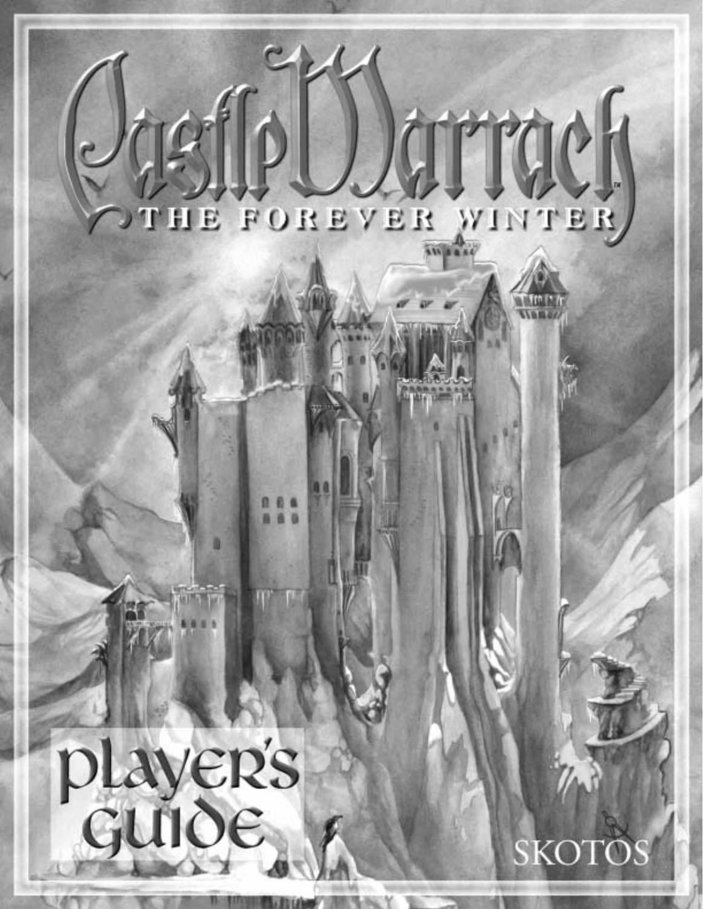# Castle Marrach

## THE FOREVER WINTER

# Player's Guide

SKOTOS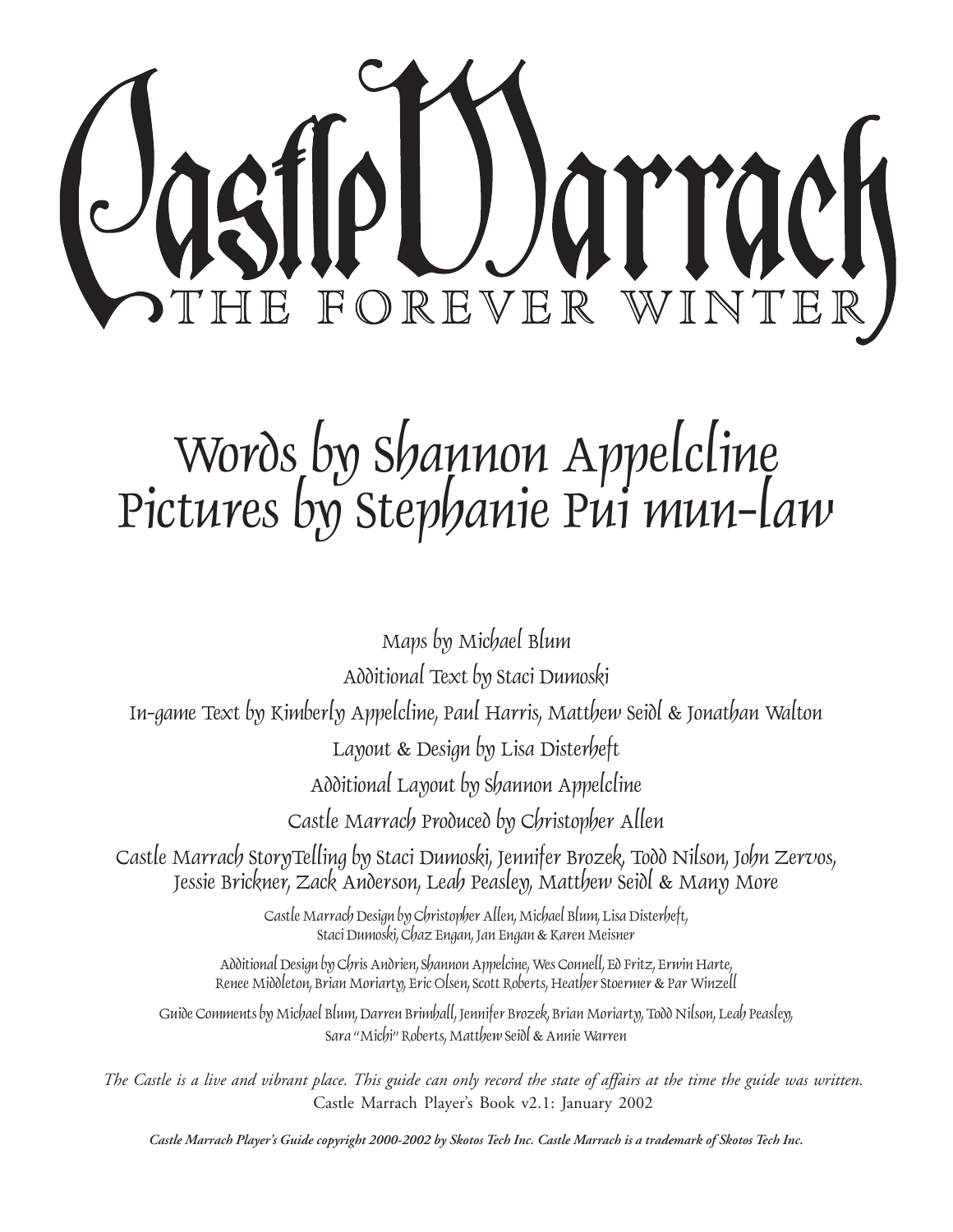# Castle Marrach

## The Forever Winter

## Words by Shannon Appelcline
## Pictures by Stephanie Pui mun-law

Maps by Michael Blum

Additional Text by Staci Dumoski

In-game Text by Kimberly Appelcline, Paul Harris, Matthew Seidl & Jonathan Walton

Layout & Design by Lisa Disterheft

Additional Layout by Shannon Appelcline

Castle Marrach Produced by Christopher Allen

Castle Marrach StoryTelling by Staci Dumoski, Jennifer Brozek, Todd Nilson, John Zervos, Jessie Brickner, Zack Anderson, Leah Peasley, Matthew Seidl & Many More

Castle Marrach Design by Christopher Allen, Michael Blum, Lisa Disterheft, Staci Dumoski, Chaz Engan, Jan Engan & Karen Meisner

Additional Design by Chris Andrien, Shannon Appelcline, Wes Connell, Ed Fritz, Erwin Harte, Renee Middleton, Brian Moriarty, Eric Olsen, Scott Roberts, Heather Stoermer & Par Winzell

Guide Comments by Michael Blum, Darren Brimhall, Jennifer Brozek, Brian Moriarty, Todd Nilson, Leah Peasley, Sara "Michi" Roberts, Matthew Seidl & Annie Warren

*The Castle is a live and vibrant place. This guide can only record the state of affairs at the time the guide was written.*
Castle Marrach Player's Book v2.1: January 2002

***Castle Marrach Player's Guide copyright 2000-2002 by Skotos Tech Inc. Castle Marrach is a trademark of Skotos Tech Inc.***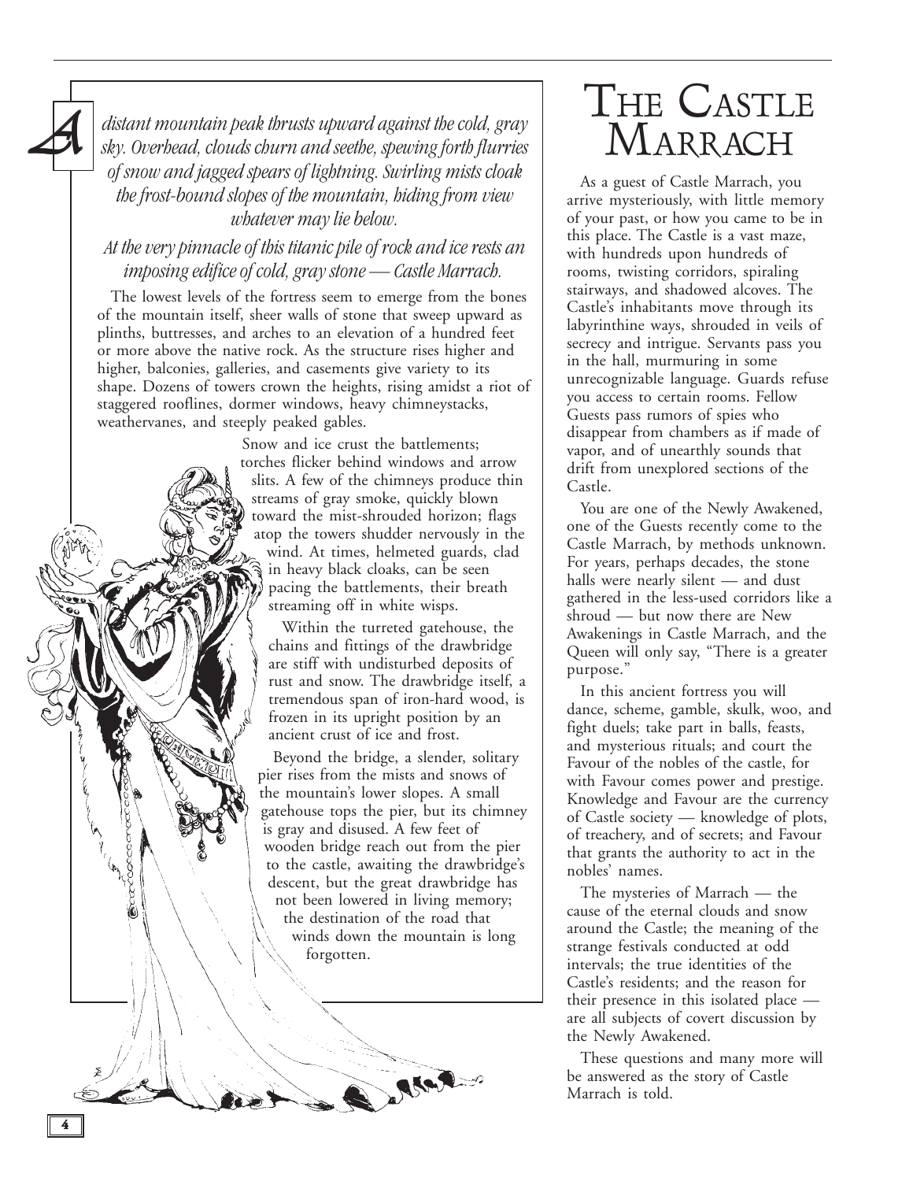*A distant mountain peak thrusts upward against the cold, gray sky. Overhead, clouds churn and seethe, spewing forth flurries of snow and jagged spears of lightning. Swirling mists cloak the frost-bound slopes of the mountain, hiding from view whatever may lie below.*

*At the very pinnacle of this titanic pile of rock and ice rests an imposing edifice of cold, gray stone — Castle Marrach.*

The lowest levels of the fortress seem to emerge from the bones of the mountain itself, sheer walls of stone that sweep upward as plinths, buttresses, and arches to an elevation of a hundred feet or more above the native rock. As the structure rises higher and higher, balconies, galleries, and casements give variety to its shape. Dozens of towers crown the heights, rising amidst a riot of staggered rooflines, dormer windows, heavy chimneystacks, weathervanes, and steeply peaked gables.

Snow and ice crust the battlements; torches flicker behind windows and arrow slits. A few of the chimneys produce thin streams of gray smoke, quickly blown toward the mist-shrouded horizon; flags atop the towers shudder nervously in the wind. At times, helmeted guards, clad in heavy black cloaks, can be seen pacing the battlements, their breath streaming off in white wisps.

Within the turreted gatehouse, the chains and fittings of the drawbridge are stiff with undisturbed deposits of rust and snow. The drawbridge itself, a tremendous span of iron-hard wood, is frozen in its upright position by an ancient crust of ice and frost.

Beyond the bridge, a slender, solitary pier rises from the mists and snows of the mountain's lower slopes. A small gatehouse tops the pier, but its chimney is gray and disused. A few feet of wooden bridge reach out from the pier to the castle, awaiting the drawbridge's descent, but the great drawbridge has not been lowered in living memory; the destination of the road that winds down the mountain is long forgotten.

# The Castle Marrach

As a guest of Castle Marrach, you arrive mysteriously, with little memory of your past, or how you came to be in this place. The Castle is a vast maze, with hundreds upon hundreds of rooms, twisting corridors, spiraling stairways, and shadowed alcoves. The Castle's inhabitants move through its labyrinthine ways, shrouded in veils of secrecy and intrigue. Servants pass you in the hall, murmuring in some unrecognizable language. Guards refuse you access to certain rooms. Fellow Guests pass rumors of spies who disappear from chambers as if made of vapor, and of unearthly sounds that drift from unexplored sections of the Castle.

You are one of the Newly Awakened, one of the Guests recently come to the Castle Marrach, by methods unknown. For years, perhaps decades, the stone halls were nearly silent — and dust gathered in the less-used corridors like a shroud — but now there are New Awakenings in Castle Marrach, and the Queen will only say, "There is a greater purpose."

In this ancient fortress you will dance, scheme, gamble, skulk, woo, and fight duels; take part in balls, feasts, and mysterious rituals; and court the Favour of the nobles of the castle, for with Favour comes power and prestige. Knowledge and Favour are the currency of Castle society — knowledge of plots, of treachery, and of secrets; and Favour that grants the authority to act in the nobles' names.

The mysteries of Marrach — the cause of the eternal clouds and snow around the Castle; the meaning of the strange festivals conducted at odd intervals; the true identities of the Castle's residents; and the reason for their presence in this isolated place — are all subjects of covert discussion by the Newly Awakened.

These questions and many more will be answered as the story of Castle Marrach is told.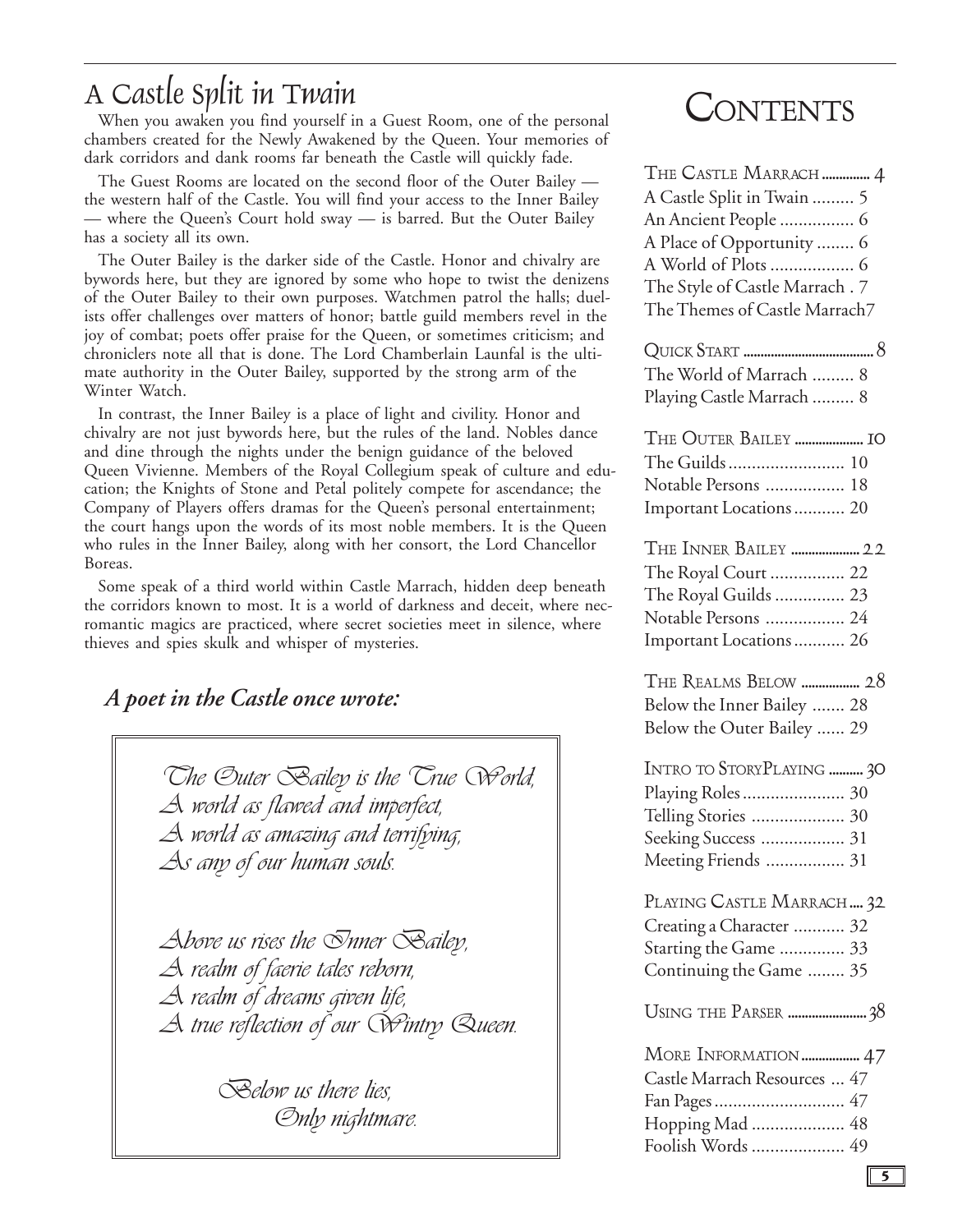# A Castle Split in Twain

When you awaken you find yourself in a Guest Room, one of the personal chambers created for the Newly Awakened by the Queen. Your memories of dark corridors and dank rooms far beneath the Castle will quickly fade.

The Guest Rooms are located on the second floor of the Outer Bailey — the western half of the Castle. You will find your access to the Inner Bailey — where the Queen's Court hold sway — is barred. But the Outer Bailey has a society all its own.

The Outer Bailey is the darker side of the Castle. Honor and chivalry are bywords here, but they are ignored by some who hope to twist the denizens of the Outer Bailey to their own purposes. Watchmen patrol the halls; duelists offer challenges over matters of honor; battle guild members revel in the joy of combat; poets offer praise for the Queen, or sometimes criticism; and chroniclers note all that is done. The Lord Chamberlain Launfal is the ultimate authority in the Outer Bailey, supported by the strong arm of the Winter Watch.

In contrast, the Inner Bailey is a place of light and civility. Honor and chivalry are not just bywords here, but the rules of the land. Nobles dance and dine through the nights under the benign guidance of the beloved Queen Vivienne. Members of the Royal Collegium speak of culture and education; the Knights of Stone and Petal politely compete for ascendance; the Company of Players offers dramas for the Queen's personal entertainment; the court hangs upon the words of its most noble members. It is the Queen who rules in the Inner Bailey, along with her consort, the Lord Chancellor Boreas.

Some speak of a third world within Castle Marrach, hidden deep beneath the corridors known to most. It is a world of darkness and deceit, where necromantic magics are practiced, where secret societies meet in silence, where thieves and spies skulk and whisper of mysteries.

### *A poet in the Castle once wrote:*

> *The Outer Bailey is the True World,*
> *A world as flawed and imperfect,*
> *A world as amazing and terrifying,*
> *As any of our human souls.*
>
> *Above us rises the Inner Bailey,*
> *A realm of faerie tales reborn,*
> *A realm of dreams given life,*
> *A true reflection of our Wintry Queen.*
>
> *Below us there lies,*
> *Only nightmare.*

# Contents

**The Castle Marrach** .............. 4
- A Castle Split in Twain ......... 5
- An Ancient People ................ 6
- A Place of Opportunity ........ 6
- A World of Plots .................. 6
- The Style of Castle Marrach . 7
- The Themes of Castle Marrach 7

**Quick Start** ...................... 8
- The World of Marrach ......... 8
- Playing Castle Marrach ......... 8

**The Outer Bailey** .................... 10
- The Guilds ......................... 10
- Notable Persons ................. 18
- Important Locations ........... 20

**The Inner Bailey** .................... 22
- The Royal Court ................ 22
- The Royal Guilds ............... 23
- Notable Persons ................. 24
- Important Locations ........... 26

**The Realms Below** ................. 28
- Below the Inner Bailey ....... 28
- Below the Outer Bailey ...... 29

**Intro to StoryPlaying** .......... 30
- Playing Roles ...................... 30
- Telling Stories .................... 30
- Seeking Success .................. 31
- Meeting Friends ................. 31

**Playing Castle Marrach** .... 32
- Creating a Character ........... 32
- Starting the Game .............. 33
- Continuing the Game ........ 35

**Using the Parser** ....................... 38

**More Information** ................. 47
- Castle Marrach Resources ... 47
- Fan Pages ............................ 47
- Hopping Mad .................... 48
- Foolish Words .................... 49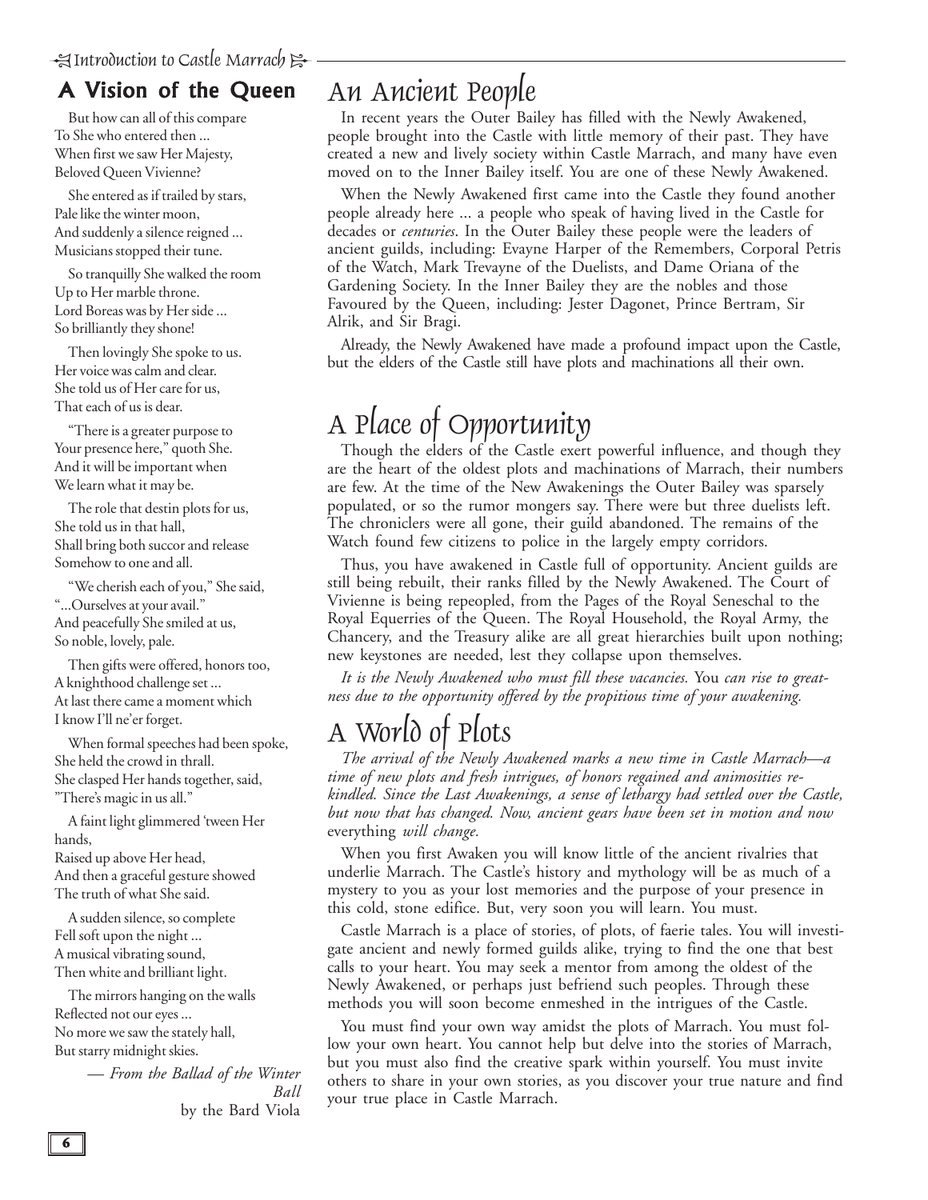## A Vision of the Queen

But how can all of this compare
To She who entered then ...
When first we saw Her Majesty,
Beloved Queen Vivienne?

She entered as if trailed by stars,
Pale like the winter moon,
And suddenly a silence reigned ...
Musicians stopped their tune.

So tranquilly She walked the room
Up to Her marble throne.
Lord Boreas was by Her side ...
So brilliantly they shone!

Then lovingly She spoke to us.
Her voice was calm and clear.
She told us of Her care for us,
That each of us is dear.

"There is a greater purpose to
Your presence here," quoth She.
And it will be important when
We learn what it may be.

The role that destin plots for us,
She told us in that hall,
Shall bring both succor and release
Somehow to one and all.

"We cherish each of you," She said,
"...Ourselves at your avail."
And peacefully She smiled at us,
So noble, lovely, pale.

Then gifts were offered, honors too,
A knighthood challenge set ...
At last there came a moment which
I know I'll ne'er forget.

When formal speeches had been spoke,
She held the crowd in thrall.
She clasped Her hands together, said,
"There's magic in us all."

A faint light glimmered 'tween Her hands,
Raised up above Her head,
And then a graceful gesture showed
The truth of what She said.

A sudden silence, so complete
Fell soft upon the night ...
A musical vibrating sound,
Then white and brilliant light.

The mirrors hanging on the walls
Reflected not our eyes ...
No more we saw the stately hall,
But starry midnight skies.

— *From the Ballad of the Winter Ball*
by the Bard Viola

# An Ancient People

In recent years the Outer Bailey has filled with the Newly Awakened, people brought into the Castle with little memory of their past. They have created a new and lively society within Castle Marrach, and many have even moved on to the Inner Bailey itself. You are one of these Newly Awakened.

When the Newly Awakened first came into the Castle they found another people already here ... a people who speak of having lived in the Castle for decades or *centuries*. In the Outer Bailey these people were the leaders of ancient guilds, including: Evayne Harper of the Remembers, Corporal Petris of the Watch, Mark Trevayne of the Duelists, and Dame Oriana of the Gardening Society. In the Inner Bailey they are the nobles and those Favoured by the Queen, including: Jester Dagonet, Prince Bertram, Sir Alrik, and Sir Bragi.

Already, the Newly Awakened have made a profound impact upon the Castle, but the elders of the Castle still have plots and machinations all their own.

# A Place of Opportunity

Though the elders of the Castle exert powerful influence, and though they are the heart of the oldest plots and machinations of Marrach, their numbers are few. At the time of the New Awakenings the Outer Bailey was sparsely populated, or so the rumor mongers say. There were but three duelists left. The chroniclers were all gone, their guild abandoned. The remains of the Watch found few citizens to police in the largely empty corridors.

Thus, you have awakened in Castle full of opportunity. Ancient guilds are still being rebuilt, their ranks filled by the Newly Awakened. The Court of Vivienne is being repeopled, from the Pages of the Royal Seneschal to the Royal Equerries of the Queen. The Royal Household, the Royal Army, the Chancery, and the Treasury alike are all great hierarchies built upon nothing; new keystones are needed, lest they collapse upon themselves.

*It is the Newly Awakened who must fill these vacancies.* You *can rise to greatness due to the opportunity offered by the propitious time of your awakening.*

# A World of Plots

*The arrival of the Newly Awakened marks a new time in Castle Marrach—a time of new plots and fresh intrigues, of honors regained and animosities rekindled. Since the Last Awakenings, a sense of lethargy had settled over the Castle, but now that has changed. Now, ancient gears have been set in motion and now* everything *will change.*

When you first Awaken you will know little of the ancient rivalries that underlie Marrach. The Castle's history and mythology will be as much of a mystery to you as your lost memories and the purpose of your presence in this cold, stone edifice. But, very soon you will learn. You must.

Castle Marrach is a place of stories, of plots, of faerie tales. You will investigate ancient and newly formed guilds alike, trying to find the one that best calls to your heart. You may seek a mentor from among the oldest of the Newly Awakened, or perhaps just befriend such peoples. Through these methods you will soon become enmeshed in the intrigues of the Castle.

You must find your own way amidst the plots of Marrach. You must follow your own heart. You cannot help but delve into the stories of Marrach, but you must also find the creative spark within yourself. You must invite others to share in your own stories, as you discover your true nature and find your true place in Castle Marrach.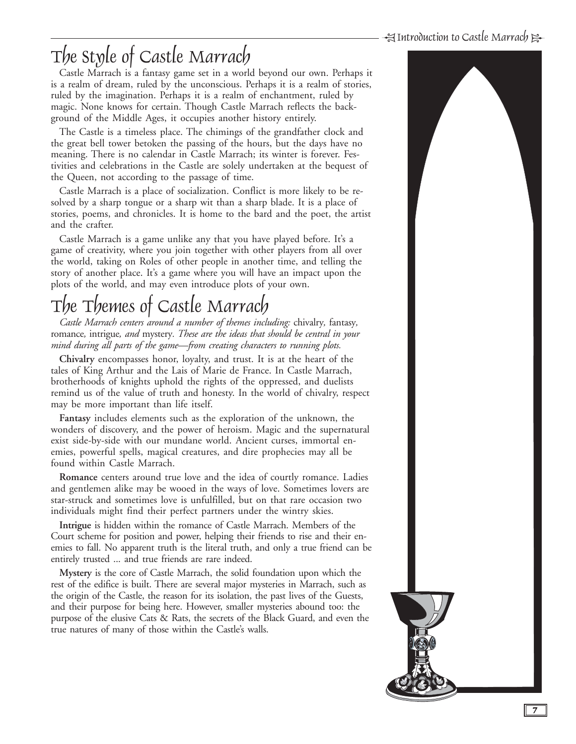# The Style of Castle Marrach

Castle Marrach is a fantasy game set in a world beyond our own. Perhaps it is a realm of dream, ruled by the unconscious. Perhaps it is a realm of stories, ruled by the imagination. Perhaps it is a realm of enchantment, ruled by magic. None knows for certain. Though Castle Marrach reflects the background of the Middle Ages, it occupies another history entirely.

The Castle is a timeless place. The chimings of the grandfather clock and the great bell tower betoken the passing of the hours, but the days have no meaning. There is no calendar in Castle Marrach; its winter is forever. Festivities and celebrations in the Castle are solely undertaken at the bequest of the Queen, not according to the passage of time.

Castle Marrach is a place of socialization. Conflict is more likely to be resolved by a sharp tongue or a sharp wit than a sharp blade. It is a place of stories, poems, and chronicles. It is home to the bard and the poet, the artist and the crafter.

Castle Marrach is a game unlike any that you have played before. It's a game of creativity, where you join together with other players from all over the world, taking on Roles of other people in another time, and telling the story of another place. It's a game where you will have an impact upon the plots of the world, and may even introduce plots of your own.

# The Themes of Castle Marrach

*Castle Marrach centers around a number of themes including:* chivalry*,* fantasy*,* romance*,* intrigue*, and* mystery*. These are the ideas that should be central in your mind during all parts of the game—from creating characters to running plots.*

**Chivalry** encompasses honor, loyalty, and trust. It is at the heart of the tales of King Arthur and the Lais of Marie de France. In Castle Marrach, brotherhoods of knights uphold the rights of the oppressed, and duelists remind us of the value of truth and honesty. In the world of chivalry, respect may be more important than life itself.

**Fantasy** includes elements such as the exploration of the unknown, the wonders of discovery, and the power of heroism. Magic and the supernatural exist side-by-side with our mundane world. Ancient curses, immortal enemies, powerful spells, magical creatures, and dire prophecies may all be found within Castle Marrach.

**Romance** centers around true love and the idea of courtly romance. Ladies and gentlemen alike may be wooed in the ways of love. Sometimes lovers are star-struck and sometimes love is unfulfilled, but on that rare occasion two individuals might find their perfect partners under the wintry skies.

**Intrigue** is hidden within the romance of Castle Marrach. Members of the Court scheme for position and power, helping their friends to rise and their enemies to fall. No apparent truth is the literal truth, and only a true friend can be entirely trusted ... and true friends are rare indeed.

**Mystery** is the core of Castle Marrach, the solid foundation upon which the rest of the edifice is built. There are several major mysteries in Marrach, such as the origin of the Castle, the reason for its isolation, the past lives of the Guests, and their purpose for being here. However, smaller mysteries abound too: the purpose of the elusive Cats & Rats, the secrets of the Black Guard, and even the true natures of many of those within the Castle's walls.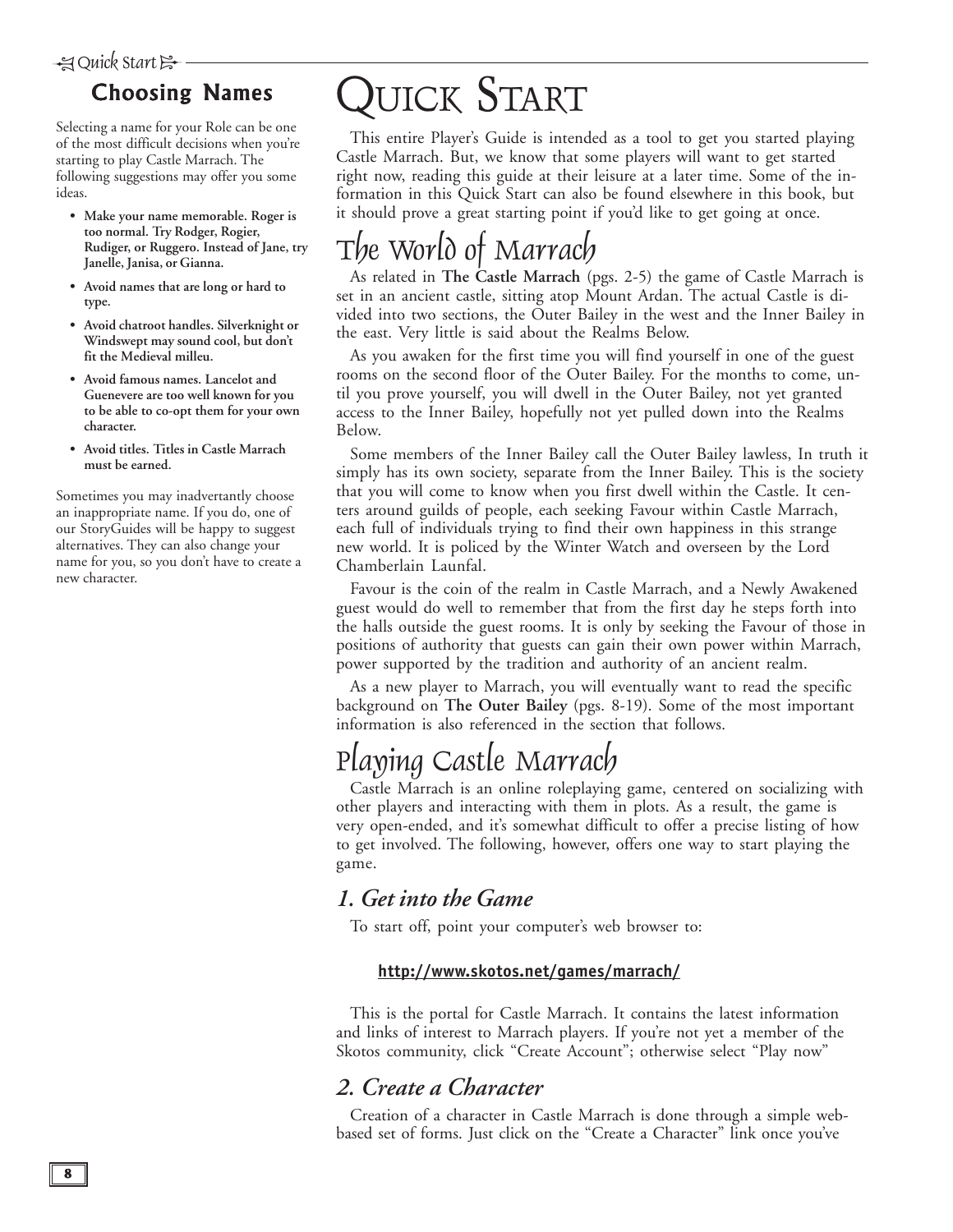## Choosing Names

Selecting a name for your Role can be one of the most difficult decisions when you're starting to play Castle Marrach. The following suggestions may offer you some ideas.

- **Make your name memorable. Roger is too normal. Try Rodger, Rogier, Rudiger, or Ruggero. Instead of Jane, try Janelle, Janisa, or Gianna.**
- **Avoid names that are long or hard to type.**
- **Avoid chatroot handles. Silverknight or Windswept may sound cool, but don't fit the Medieval milleu.**
- **Avoid famous names. Lancelot and Guenevere are too well known for you to be able to co-opt them for your own character.**
- **Avoid titles. Titles in Castle Marrach must be earned.**

Sometimes you may inadvertantly choose an inappropriate name. If you do, one of our StoryGuides will be happy to suggest alternatives. They can also change your name for you, so you don't have to create a new character.

# Quick Start

This entire Player's Guide is intended as a tool to get you started playing Castle Marrach. But, we know that some players will want to get started right now, reading this guide at their leisure at a later time. Some of the information in this Quick Start can also be found elsewhere in this book, but it should prove a great starting point if you'd like to get going at once.

## The World of Marrach

As related in **The Castle Marrach** (pgs. 2-5) the game of Castle Marrach is set in an ancient castle, sitting atop Mount Ardan. The actual Castle is divided into two sections, the Outer Bailey in the west and the Inner Bailey in the east. Very little is said about the Realms Below.

As you awaken for the first time you will find yourself in one of the guest rooms on the second floor of the Outer Bailey. For the months to come, until you prove yourself, you will dwell in the Outer Bailey, not yet granted access to the Inner Bailey, hopefully not yet pulled down into the Realms Below.

Some members of the Inner Bailey call the Outer Bailey lawless, In truth it simply has its own society, separate from the Inner Bailey. This is the society that you will come to know when you first dwell within the Castle. It centers around guilds of people, each seeking Favour within Castle Marrach, each full of individuals trying to find their own happiness in this strange new world. It is policed by the Winter Watch and overseen by the Lord Chamberlain Launfal.

Favour is the coin of the realm in Castle Marrach, and a Newly Awakened guest would do well to remember that from the first day he steps forth into the halls outside the guest rooms. It is only by seeking the Favour of those in positions of authority that guests can gain their own power within Marrach, power supported by the tradition and authority of an ancient realm.

As a new player to Marrach, you will eventually want to read the specific background on **The Outer Bailey** (pgs. 8-19). Some of the most important information is also referenced in the section that follows.

## Playing Castle Marrach

Castle Marrach is an online roleplaying game, centered on socializing with other players and interacting with them in plots. As a result, the game is very open-ended, and it's somewhat difficult to offer a precise listing of how to get involved. The following, however, offers one way to start playing the game.

### *1. Get into the Game*

To start off, point your computer's web browser to:

**http://www.skotos.net/games/marrach/**

This is the portal for Castle Marrach. It contains the latest information and links of interest to Marrach players. If you're not yet a member of the Skotos community, click "Create Account"; otherwise select "Play now"

### *2. Create a Character*

Creation of a character in Castle Marrach is done through a simple web-based set of forms. Just click on the "Create a Character" link once you've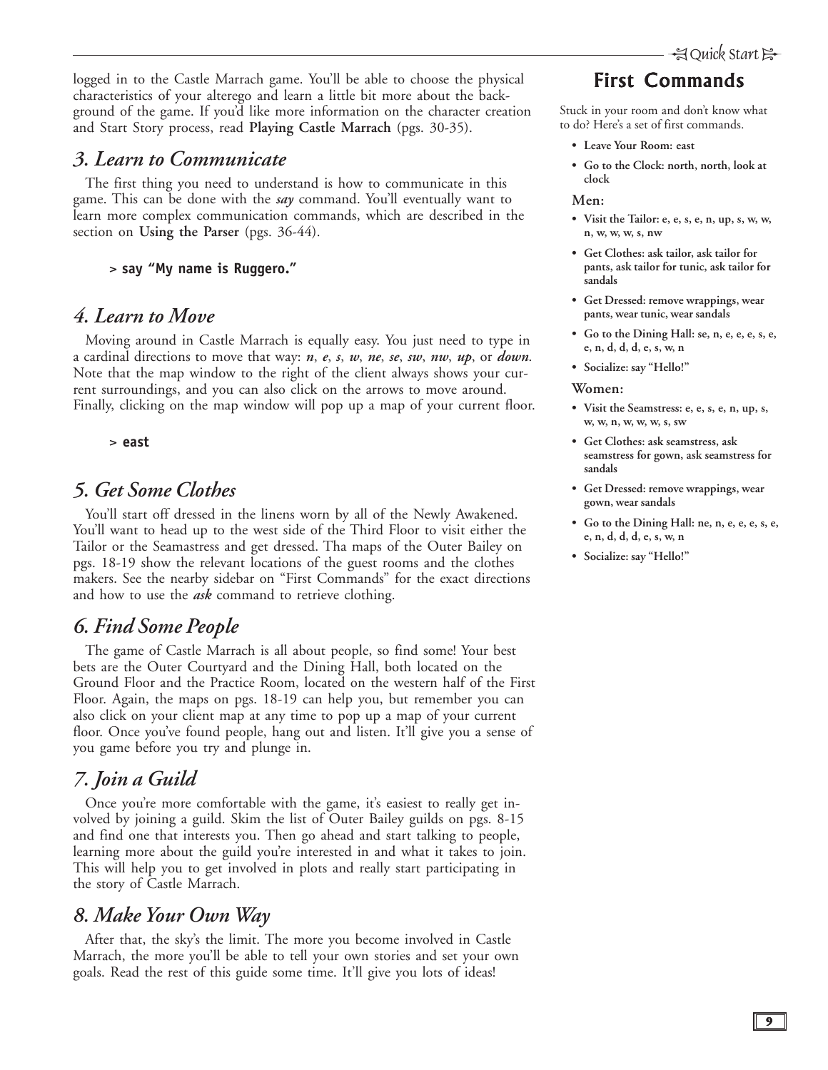logged in to the Castle Marrach game. You'll be able to choose the physical characteristics of your alterego and learn a little bit more about the background of the game. If you'd like more information on the character creation and Start Story process, read **Playing Castle Marrach** (pgs. 30-35).

## *3. Learn to Communicate*

The first thing you need to understand is how to communicate in this game. This can be done with the ***say*** command. You'll eventually want to learn more complex communication commands, which are described in the section on **Using the Parser** (pgs. 36-44).

```
> say "My name is Ruggero."
```

## *4. Learn to Move*

Moving around in Castle Marrach is equally easy. You just need to type in a cardinal directions to move that way: ***n***, ***e***, ***s***, ***w***, ***ne***, ***se***, ***sw***, ***nw***, ***up***, or ***down***. Note that the map window to the right of the client always shows your current surroundings, and you can also click on the arrows to move around. Finally, clicking on the map window will pop up a map of your current floor.

```
> east
```

## *5. Get Some Clothes*

You'll start off dressed in the linens worn by all of the Newly Awakened. You'll want to head up to the west side of the Third Floor to visit either the Tailor or the Seamastress and get dressed. Tha maps of the Outer Bailey on pgs. 18-19 show the relevant locations of the guest rooms and the clothes makers. See the nearby sidebar on "First Commands" for the exact directions and how to use the ***ask*** command to retrieve clothing.

## *6. Find Some People*

The game of Castle Marrach is all about people, so find some! Your best bets are the Outer Courtyard and the Dining Hall, both located on the Ground Floor and the Practice Room, located on the western half of the First Floor. Again, the maps on pgs. 18-19 can help you, but remember you can also click on your client map at any time to pop up a map of your current floor. Once you've found people, hang out and listen. It'll give you a sense of you game before you try and plunge in.

## *7. Join a Guild*

Once you're more comfortable with the game, it's easiest to really get involved by joining a guild. Skim the list of Outer Bailey guilds on pgs. 8-15 and find one that interests you. Then go ahead and start talking to people, learning more about the guild you're interested in and what it takes to join. This will help you to get involved in plots and really start participating in the story of Castle Marrach.

## *8. Make Your Own Way*

After that, the sky's the limit. The more you become involved in Castle Marrach, the more you'll be able to tell your own stories and set your own goals. Read the rest of this guide some time. It'll give you lots of ideas!

## First Commands

Stuck in your room and don't know what to do? Here's a set of first commands.

- **Leave Your Room: east**
- **Go to the Clock: north, north, look at clock**

**Men:**

- **Visit the Tailor: e, e, s, e, n, up, s, w, w, n, w, w, w, s, nw**
- **Get Clothes: ask tailor, ask tailor for pants, ask tailor for tunic, ask tailor for sandals**
- **Get Dressed: remove wrappings, wear pants, wear tunic, wear sandals**
- **Go to the Dining Hall: se, n, e, e, e, s, e, e, n, d, d, d, e, s, w, n**
- **Socialize: say "Hello!"**

**Women:**

- **Visit the Seamstress: e, e, s, e, n, up, s, w, w, n, w, w, w, s, sw**
- **Get Clothes: ask seamstress, ask seamstress for gown, ask seamstress for sandals**
- **Get Dressed: remove wrappings, wear gown, wear sandals**
- **Go to the Dining Hall: ne, n, e, e, e, s, e, e, n, d, d, d, e, s, w, n**
- **Socialize: say "Hello!"**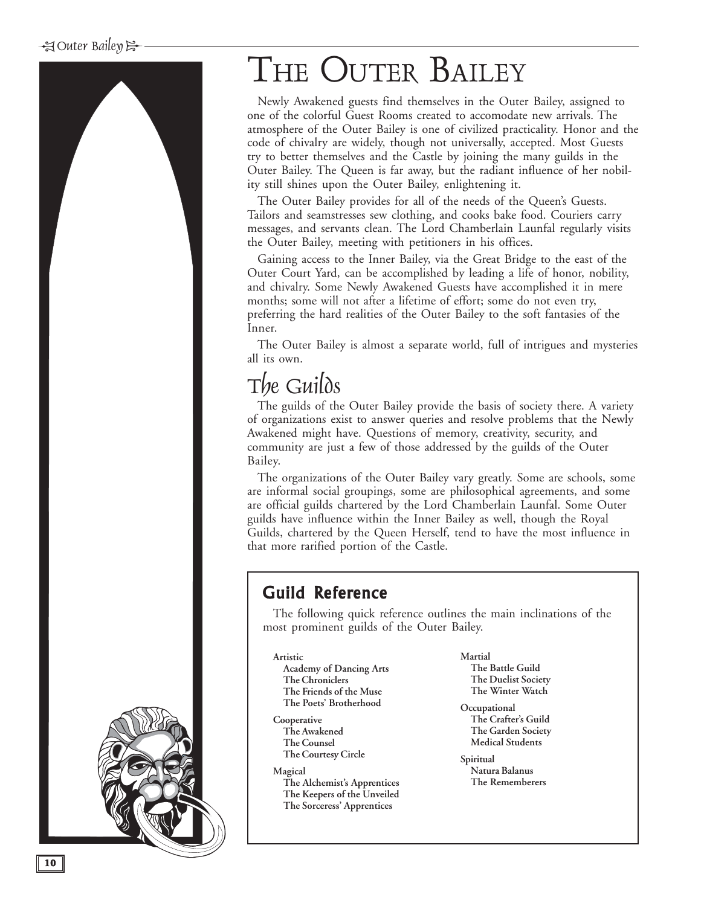# THE OUTER BAILEY

Newly Awakened guests find themselves in the Outer Bailey, assigned to one of the colorful Guest Rooms created to accomodate new arrivals. The atmosphere of the Outer Bailey is one of civilized practicality. Honor and the code of chivalry are widely, though not universally, accepted. Most Guests try to better themselves and the Castle by joining the many guilds in the Outer Bailey. The Queen is far away, but the radiant influence of her nobility still shines upon the Outer Bailey, enlightening it.

The Outer Bailey provides for all of the needs of the Queen's Guests. Tailors and seamstresses sew clothing, and cooks bake food. Couriers carry messages, and servants clean. The Lord Chamberlain Launfal regularly visits the Outer Bailey, meeting with petitioners in his offices.

Gaining access to the Inner Bailey, via the Great Bridge to the east of the Outer Court Yard, can be accomplished by leading a life of honor, nobility, and chivalry. Some Newly Awakened Guests have accomplished it in mere months; some will not after a lifetime of effort; some do not even try, preferring the hard realities of the Outer Bailey to the soft fantasies of the Inner.

The Outer Bailey is almost a separate world, full of intrigues and mysteries all its own.

## The Guilds

The guilds of the Outer Bailey provide the basis of society there. A variety of organizations exist to answer queries and resolve problems that the Newly Awakened might have. Questions of memory, creativity, security, and community are just a few of those addressed by the guilds of the Outer Bailey.

The organizations of the Outer Bailey vary greatly. Some are schools, some are informal social groupings, some are philosophical agreements, and some are official guilds chartered by the Lord Chamberlain Launfal. Some Outer guilds have influence within the Inner Bailey as well, though the Royal Guilds, chartered by the Queen Herself, tend to have the most influence in that more rarified portion of the Castle.

### Guild Reference

The following quick reference outlines the main inclinations of the most prominent guilds of the Outer Bailey.

**Artistic**
- Academy of Dancing Arts
- The Chroniclers
- The Friends of the Muse
- The Poets' Brotherhood

**Cooperative**
- The Awakened
- The Counsel
- The Courtesy Circle

**Magical**
- The Alchemist's Apprentices
- The Keepers of the Unveiled
- The Sorceress' Apprentices

**Martial**
- The Battle Guild
- The Duelist Society
- The Winter Watch

**Occupational**
- The Crafter's Guild
- The Garden Society
- Medical Students

**Spiritual**
- Natura Balanus
- The Rememberers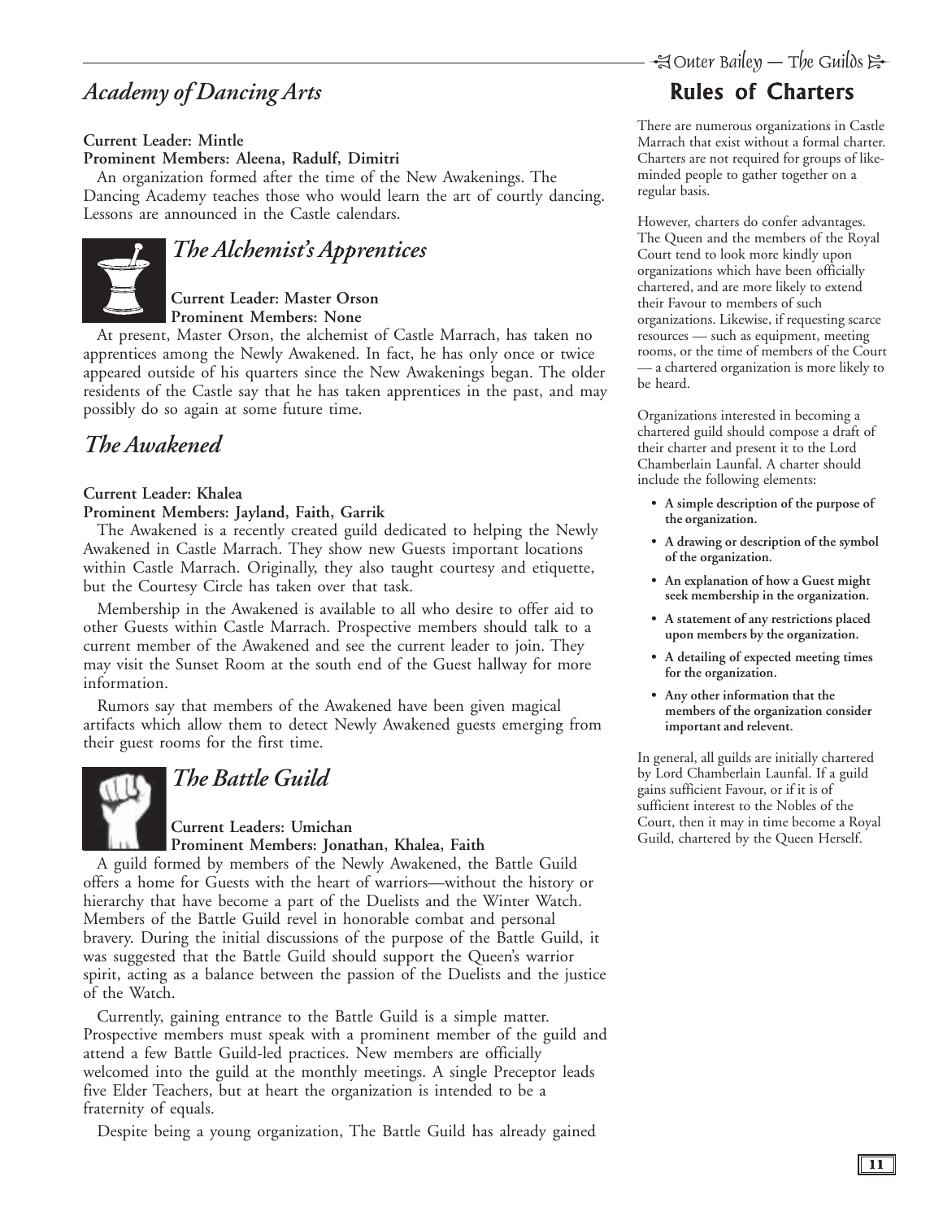## *Academy of Dancing Arts*

**Current Leader: Mintle**
**Prominent Members: Aleena, Radulf, Dimitri**

An organization formed after the time of the New Awakenings. The Dancing Academy teaches those who would learn the art of courtly dancing. Lessons are announced in the Castle calendars.

## *The Alchemist's Apprentices*

**Current Leader: Master Orson**
**Prominent Members: None**

At present, Master Orson, the alchemist of Castle Marrach, has taken no apprentices among the Newly Awakened. In fact, he has only once or twice appeared outside of his quarters since the New Awakenings began. The older residents of the Castle say that he has taken apprentices in the past, and may possibly do so again at some future time.

## *The Awakened*

**Current Leader: Khalea**
**Prominent Members: Jayland, Faith, Garrik**

The Awakened is a recently created guild dedicated to helping the Newly Awakened in Castle Marrach. They show new Guests important locations within Castle Marrach. Originally, they also taught courtesy and etiquette, but the Courtesy Circle has taken over that task.

Membership in the Awakened is available to all who desire to offer aid to other Guests within Castle Marrach. Prospective members should talk to a current member of the Awakened and see the current leader to join. They may visit the Sunset Room at the south end of the Guest hallway for more information.

Rumors say that members of the Awakened have been given magical artifacts which allow them to detect Newly Awakened guests emerging from their guest rooms for the first time.

## *The Battle Guild*

**Current Leaders: Umichan**
**Prominent Members: Jonathan, Khalea, Faith**

A guild formed by members of the Newly Awakened, the Battle Guild offers a home for Guests with the heart of warriors—without the history or hierarchy that have become a part of the Duelists and the Winter Watch. Members of the Battle Guild revel in honorable combat and personal bravery. During the initial discussions of the purpose of the Battle Guild, it was suggested that the Battle Guild should support the Queen's warrior spirit, acting as a balance between the passion of the Duelists and the justice of the Watch.

Currently, gaining entrance to the Battle Guild is a simple matter. Prospective members must speak with a prominent member of the guild and attend a few Battle Guild-led practices. New members are officially welcomed into the guild at the monthly meetings. A single Preceptor leads five Elder Teachers, but at heart the organization is intended to be a fraternity of equals.

Despite being a young organization, The Battle Guild has already gained

## Rules of Charters

There are numerous organizations in Castle Marrach that exist without a formal charter. Charters are not required for groups of like-minded people to gather together on a regular basis.

However, charters do confer advantages. The Queen and the members of the Royal Court tend to look more kindly upon organizations which have been officially chartered, and are more likely to extend their Favour to members of such organizations. Likewise, if requesting scarce resources — such as equipment, meeting rooms, or the time of members of the Court — a chartered organization is more likely to be heard.

Organizations interested in becoming a chartered guild should compose a draft of their charter and present it to the Lord Chamberlain Launfal. A charter should include the following elements:

- **A simple description of the purpose of the organization.**
- **A drawing or description of the symbol of the organization.**
- **An explanation of how a Guest might seek membership in the organization.**
- **A statement of any restrictions placed upon members by the organization.**
- **A detailing of expected meeting times for the organization.**
- **Any other information that the members of the organization consider important and relevent.**

In general, all guilds are initially chartered by Lord Chamberlain Launfal. If a guild gains sufficient Favour, or if it is of sufficient interest to the Nobles of the Court, then it may in time become a Royal Guild, chartered by the Queen Herself.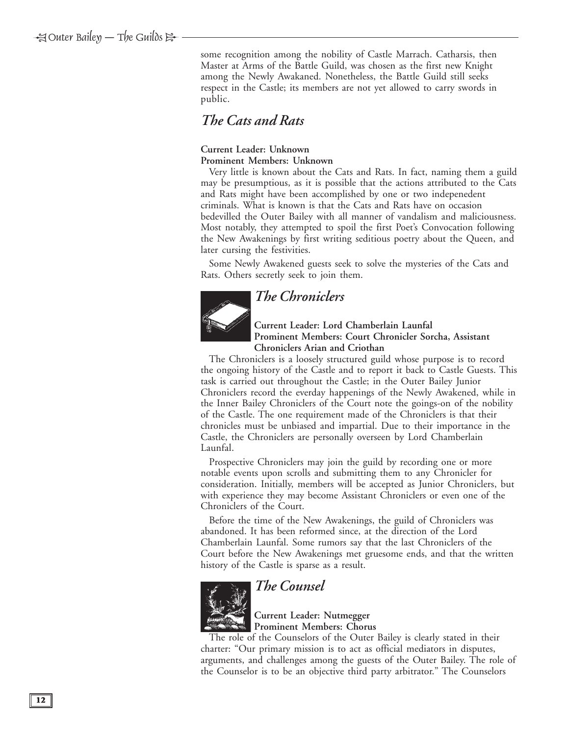some recognition among the nobility of Castle Marrach. Catharsis, then Master at Arms of the Battle Guild, was chosen as the first new Knight among the Newly Awakaned. Nonetheless, the Battle Guild still seeks respect in the Castle; its members are not yet allowed to carry swords in public.

## *The Cats and Rats*

**Current Leader: Unknown**
**Prominent Members: Unknown**

Very little is known about the Cats and Rats. In fact, naming them a guild may be presumptious, as it is possible that the actions attributed to the Cats and Rats might have been accomplished by one or two indepenedent criminals. What is known is that the Cats and Rats have on occasion bedevilled the Outer Bailey with all manner of vandalism and maliciousness. Most notably, they attempted to spoil the first Poet's Convocation following the New Awakenings by first writing seditious poetry about the Queen, and later cursing the festivities.

Some Newly Awakened guests seek to solve the mysteries of the Cats and Rats. Others secretly seek to join them.

## *The Chroniclers*

**Current Leader: Lord Chamberlain Launfal**
**Prominent Members: Court Chronicler Sorcha, Assistant Chroniclers Arian and Criothan**

The Chroniclers is a loosely structured guild whose purpose is to record the ongoing history of the Castle and to report it back to Castle Guests. This task is carried out throughout the Castle; in the Outer Bailey Junior Chroniclers record the everday happenings of the Newly Awakened, while in the Inner Bailey Chroniclers of the Court note the goings-on of the nobility of the Castle. The one requirement made of the Chroniclers is that their chronicles must be unbiased and impartial. Due to their importance in the Castle, the Chroniclers are personally overseen by Lord Chamberlain Launfal.

Prospective Chroniclers may join the guild by recording one or more notable events upon scrolls and submitting them to any Chronicler for consideration. Initially, members will be accepted as Junior Chroniclers, but with experience they may become Assistant Chroniclers or even one of the Chroniclers of the Court.

Before the time of the New Awakenings, the guild of Chroniclers was abandoned. It has been reformed since, at the direction of the Lord Chamberlain Launfal. Some rumors say that the last Chroniclers of the Court before the New Awakenings met gruesome ends, and that the written history of the Castle is sparse as a result.

## *The Counsel*

**Current Leader: Nutmegger**
**Prominent Members: Chorus**

The role of the Counselors of the Outer Bailey is clearly stated in their charter: "Our primary mission is to act as official mediators in disputes, arguments, and challenges among the guests of the Outer Bailey. The role of the Counselor is to be an objective third party arbitrator." The Counselors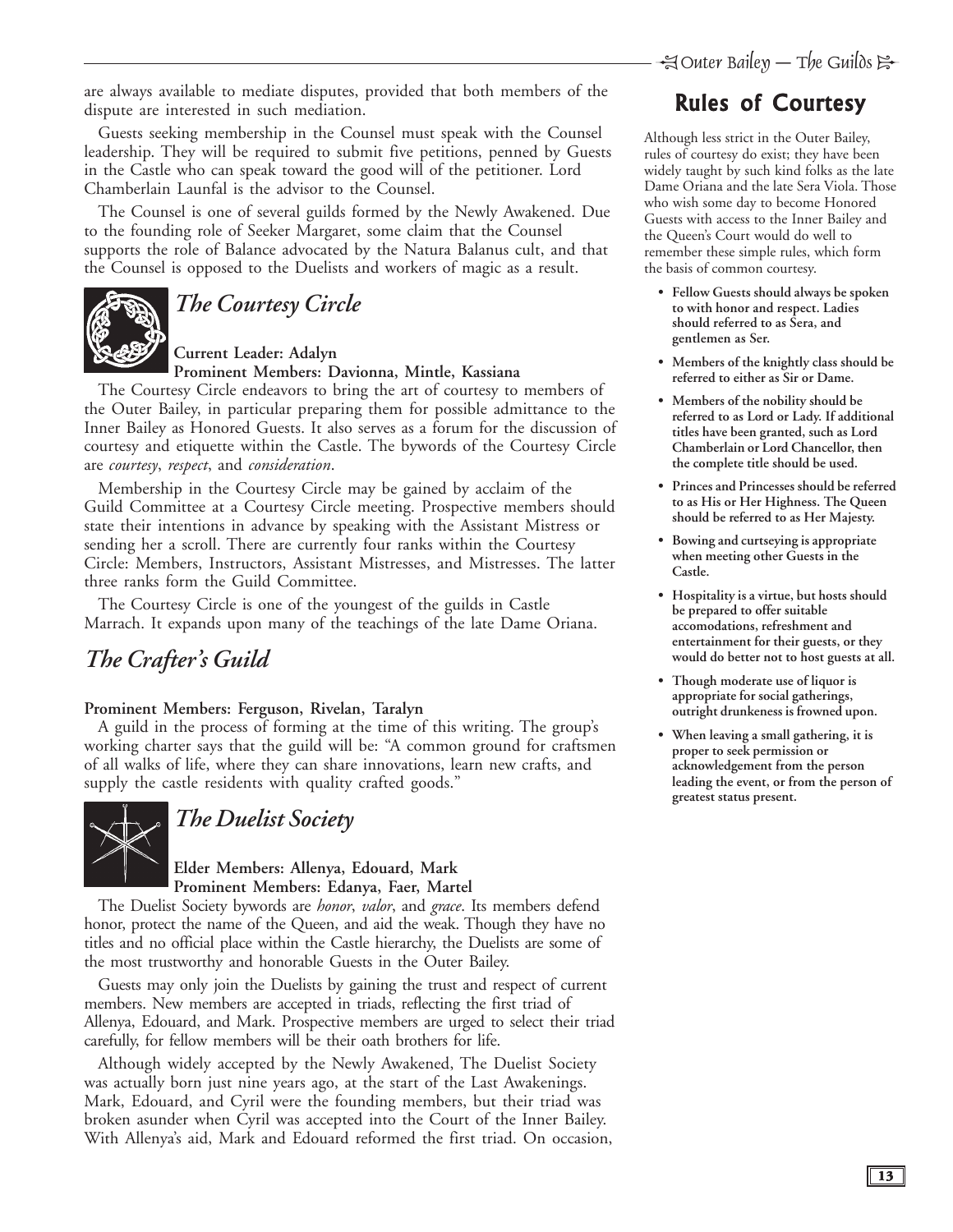are always available to mediate disputes, provided that both members of the dispute are interested in such mediation.

Guests seeking membership in the Counsel must speak with the Counsel leadership. They will be required to submit five petitions, penned by Guests in the Castle who can speak toward the good will of the petitioner. Lord Chamberlain Launfal is the advisor to the Counsel.

The Counsel is one of several guilds formed by the Newly Awakened. Due to the founding role of Seeker Margaret, some claim that the Counsel supports the role of Balance advocated by the Natura Balanus cult, and that the Counsel is opposed to the Duelists and workers of magic as a result.

## *The Courtesy Circle*

**Current Leader: Adalyn**
**Prominent Members: Davionna, Mintle, Kassiana**

The Courtesy Circle endeavors to bring the art of courtesy to members of the Outer Bailey, in particular preparing them for possible admittance to the Inner Bailey as Honored Guests. It also serves as a forum for the discussion of courtesy and etiquette within the Castle. The bywords of the Courtesy Circle are *courtesy*, *respect*, and *consideration*.

Membership in the Courtesy Circle may be gained by acclaim of the Guild Committee at a Courtesy Circle meeting. Prospective members should state their intentions in advance by speaking with the Assistant Mistress or sending her a scroll. There are currently four ranks within the Courtesy Circle: Members, Instructors, Assistant Mistresses, and Mistresses. The latter three ranks form the Guild Committee.

The Courtesy Circle is one of the youngest of the guilds in Castle Marrach. It expands upon many of the teachings of the late Dame Oriana.

## *The Crafter's Guild*

**Prominent Members: Ferguson, Rivelan, Taralyn**

A guild in the process of forming at the time of this writing. The group's working charter says that the guild will be: "A common ground for craftsmen of all walks of life, where they can share innovations, learn new crafts, and supply the castle residents with quality crafted goods."

## *The Duelist Society*

**Elder Members: Allenya, Edouard, Mark**
**Prominent Members: Edanya, Faer, Martel**

The Duelist Society bywords are *honor*, *valor*, and *grace*. Its members defend honor, protect the name of the Queen, and aid the weak. Though they have no titles and no official place within the Castle hierarchy, the Duelists are some of the most trustworthy and honorable Guests in the Outer Bailey.

Guests may only join the Duelists by gaining the trust and respect of current members. New members are accepted in triads, reflecting the first triad of Allenya, Edouard, and Mark. Prospective members are urged to select their triad carefully, for fellow members will be their oath brothers for life.

Although widely accepted by the Newly Awakened, The Duelist Society was actually born just nine years ago, at the start of the Last Awakenings. Mark, Edouard, and Cyril were the founding members, but their triad was broken asunder when Cyril was accepted into the Court of the Inner Bailey. With Allenya's aid, Mark and Edouard reformed the first triad. On occasion,

## Rules of Courtesy

Although less strict in the Outer Bailey, rules of courtesy do exist; they have been widely taught by such kind folks as the late Dame Oriana and the late Sera Viola. Those who wish some day to become Honored Guests with access to the Inner Bailey and the Queen's Court would do well to remember these simple rules, which form the basis of common courtesy.

- **Fellow Guests should always be spoken to with honor and respect. Ladies should referred to as Sera, and gentlemen as Ser.**
- **Members of the knightly class should be referred to either as Sir or Dame.**
- **Members of the nobility should be referred to as Lord or Lady. If additional titles have been granted, such as Lord Chamberlain or Lord Chancellor, then the complete title should be used.**
- **Princes and Princesses should be referred to as His or Her Highness. The Queen should be referred to as Her Majesty.**
- **Bowing and curtseying is appropriate when meeting other Guests in the Castle.**
- **Hospitality is a virtue, but hosts should be prepared to offer suitable accomodations, refreshment and entertainment for their guests, or they would do better not to host guests at all.**
- **Though moderate use of liquor is appropriate for social gatherings, outright drunkeness is frowned upon.**
- **When leaving a small gathering, it is proper to seek permission or acknowledgement from the person leading the event, or from the person of greatest status present.**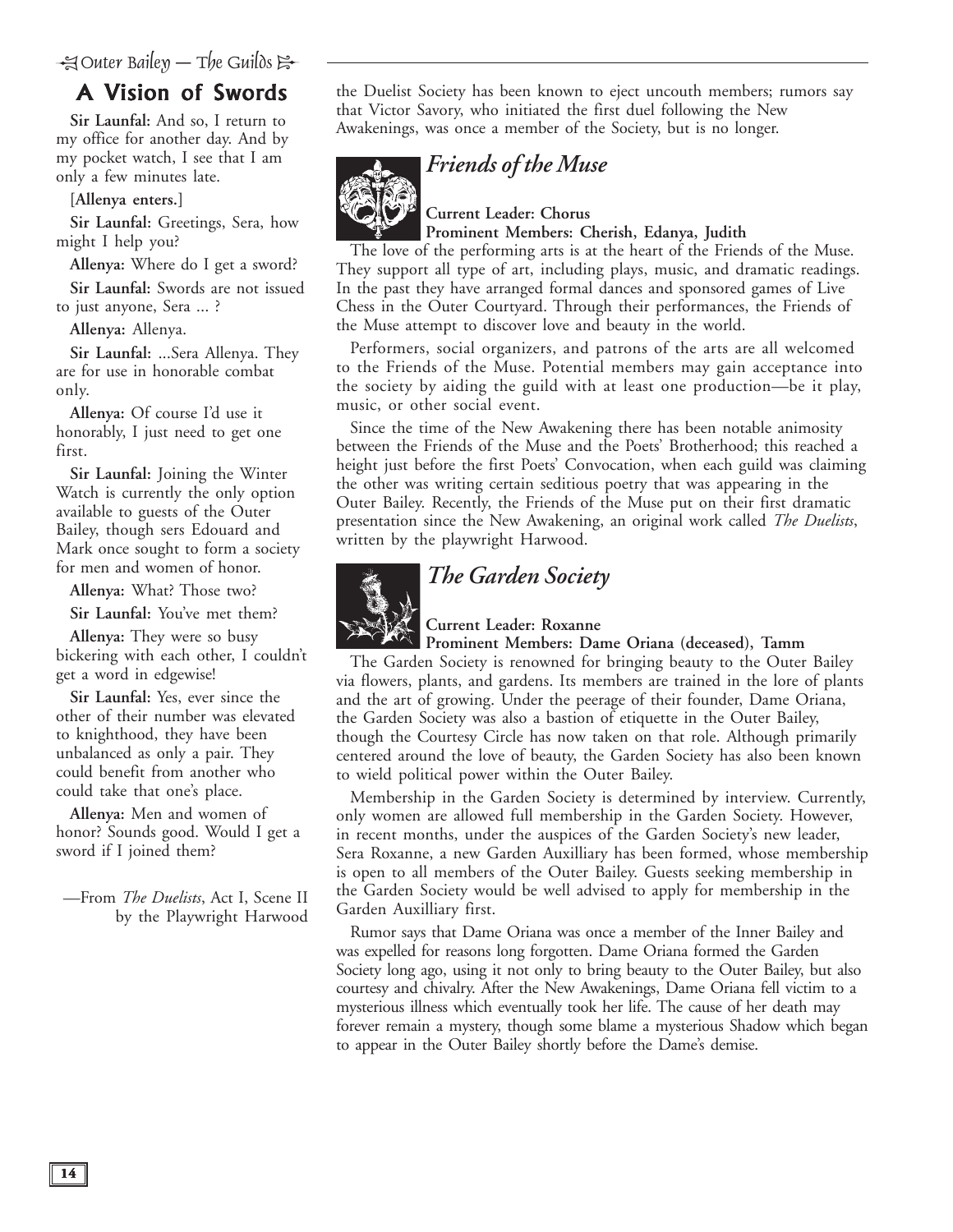## A Vision of Swords

**Sir Launfal:** And so, I return to my office for another day. And by my pocket watch, I see that I am only a few minutes late.

[**Allenya enters.**]

**Sir Launfal:** Greetings, Sera, how might I help you?

**Allenya:** Where do I get a sword?

**Sir Launfal:** Swords are not issued to just anyone, Sera ... ?

**Allenya:** Allenya.

**Sir Launfal:** ...Sera Allenya. They are for use in honorable combat only.

**Allenya:** Of course I'd use it honorably, I just need to get one first.

**Sir Launfal:** Joining the Winter Watch is currently the only option available to guests of the Outer Bailey, though sers Edouard and Mark once sought to form a society for men and women of honor.

**Allenya:** What? Those two?

**Sir Launfal:** You've met them?

**Allenya:** They were so busy bickering with each other, I couldn't get a word in edgewise!

**Sir Launfal:** Yes, ever since the other of their number was elevated to knighthood, they have been unbalanced as only a pair. They could benefit from another who could take that one's place.

**Allenya:** Men and women of honor? Sounds good. Would I get a sword if I joined them?

—From *The Duelists*, Act I, Scene II by the Playwright Harwood

the Duelist Society has been known to eject uncouth members; rumors say that Victor Savory, who initiated the first duel following the New Awakenings, was once a member of the Society, but is no longer.

## *Friends of the Muse*

**Current Leader: Chorus**
**Prominent Members: Cherish, Edanya, Judith**

The love of the performing arts is at the heart of the Friends of the Muse. They support all type of art, including plays, music, and dramatic readings. In the past they have arranged formal dances and sponsored games of Live Chess in the Outer Courtyard. Through their performances, the Friends of the Muse attempt to discover love and beauty in the world.

Performers, social organizers, and patrons of the arts are all welcomed to the Friends of the Muse. Potential members may gain acceptance into the society by aiding the guild with at least one production—be it play, music, or other social event.

Since the time of the New Awakening there has been notable animosity between the Friends of the Muse and the Poets' Brotherhood; this reached a height just before the first Poets' Convocation, when each guild was claiming the other was writing certain seditious poetry that was appearing in the Outer Bailey. Recently, the Friends of the Muse put on their first dramatic presentation since the New Awakening, an original work called *The Duelists*, written by the playwright Harwood.

## *The Garden Society*

**Current Leader: Roxanne**
**Prominent Members: Dame Oriana (deceased), Tamm**

The Garden Society is renowned for bringing beauty to the Outer Bailey via flowers, plants, and gardens. Its members are trained in the lore of plants and the art of growing. Under the peerage of their founder, Dame Oriana, the Garden Society was also a bastion of etiquette in the Outer Bailey, though the Courtesy Circle has now taken on that role. Although primarily centered around the love of beauty, the Garden Society has also been known to wield political power within the Outer Bailey.

Membership in the Garden Society is determined by interview. Currently, only women are allowed full membership in the Garden Society. However, in recent months, under the auspices of the Garden Society's new leader, Sera Roxanne, a new Garden Auxilliary has been formed, whose membership is open to all members of the Outer Bailey. Guests seeking membership in the Garden Society would be well advised to apply for membership in the Garden Auxilliary first.

Rumor says that Dame Oriana was once a member of the Inner Bailey and was expelled for reasons long forgotten. Dame Oriana formed the Garden Society long ago, using it not only to bring beauty to the Outer Bailey, but also courtesy and chivalry. After the New Awakenings, Dame Oriana fell victim to a mysterious illness which eventually took her life. The cause of her death may forever remain a mystery, though some blame a mysterious Shadow which began to appear in the Outer Bailey shortly before the Dame's demise.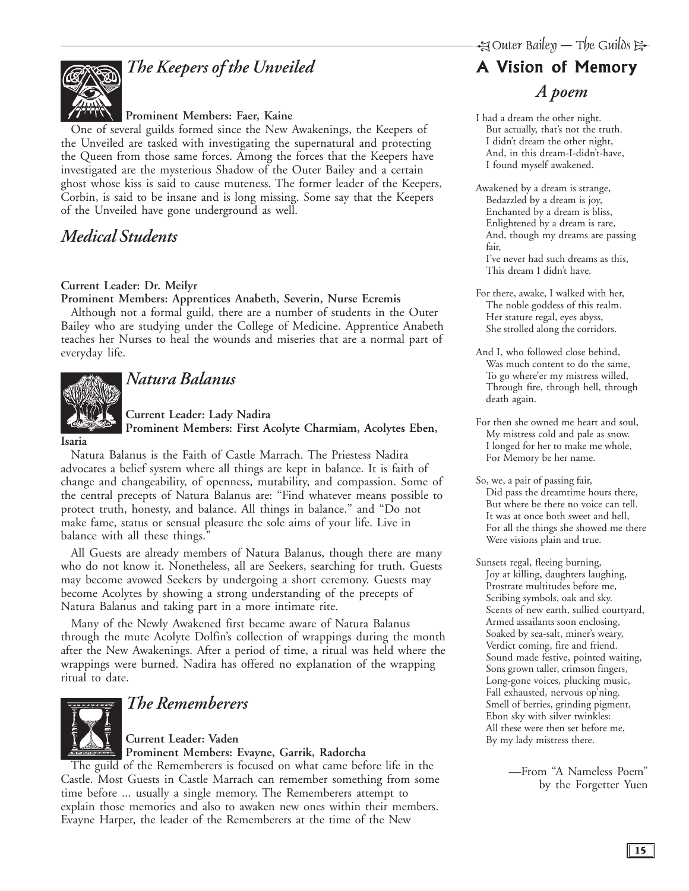## *The Keepers of the Unveiled*

**Prominent Members: Faer, Kaine**

One of several guilds formed since the New Awakenings, the Keepers of the Unveiled are tasked with investigating the supernatural and protecting the Queen from those same forces. Among the forces that the Keepers have investigated are the mysterious Shadow of the Outer Bailey and a certain ghost whose kiss is said to cause muteness. The former leader of the Keepers, Corbin, is said to be insane and is long missing. Some say that the Keepers of the Unveiled have gone underground as well.

## *Medical Students*

**Current Leader: Dr. Meilyr**

**Prominent Members: Apprentices Anabeth, Severin, Nurse Ecremis**

Although not a formal guild, there are a number of students in the Outer Bailey who are studying under the College of Medicine. Apprentice Anabeth teaches her Nurses to heal the wounds and miseries that are a normal part of everyday life.

## *Natura Balanus*

**Current Leader: Lady Nadira**

**Prominent Members: First Acolyte Charmiam, Acolytes Eben, Isaria**

Natura Balanus is the Faith of Castle Marrach. The Priestess Nadira advocates a belief system where all things are kept in balance. It is faith of change and changeability, of openness, mutability, and compassion. Some of the central precepts of Natura Balanus are: "Find whatever means possible to protect truth, honesty, and balance. All things in balance." and "Do not make fame, status or sensual pleasure the sole aims of your life. Live in balance with all these things."

All Guests are already members of Natura Balanus, though there are many who do not know it. Nonetheless, all are Seekers, searching for truth. Guests may become avowed Seekers by undergoing a short ceremony. Guests may become Acolytes by showing a strong understanding of the precepts of Natura Balanus and taking part in a more intimate rite.

Many of the Newly Awakened first became aware of Natura Balanus through the mute Acolyte Dolfin's collection of wrappings during the month after the New Awakenings. After a period of time, a ritual was held where the wrappings were burned. Nadira has offered no explanation of the wrapping ritual to date.

## *The Rememberers*

**Current Leader: Vaden**

**Prominent Members: Evayne, Garrik, Radorcha**

The guild of the Rememberers is focused on what came before life in the Castle. Most Guests in Castle Marrach can remember something from some time before ... usually a single memory. The Rememberers attempt to explain those memories and also to awaken new ones within their members. Evayne Harper, the leader of the Rememberers at the time of the New

# A Vision of Memory

## *A poem*

I had a dream the other night.
But actually, that's not the truth.
I didn't dream the other night,
And, in this dream-I-didn't-have,
I found myself awakened.

Awakened by a dream is strange,
Bedazzled by a dream is joy,
Enchanted by a dream is bliss,
Enlightened by a dream is rare,
And, though my dreams are passing fair,
I've never had such dreams as this,
This dream I didn't have.

For there, awake, I walked with her,
The noble goddess of this realm.
Her stature regal, eyes abyss,
She strolled along the corridors.

And I, who followed close behind,
Was much content to do the same,
To go where'er my mistress willed,
Through fire, through hell, through death again.

For then she owned me heart and soul,
My mistress cold and pale as snow.
I longed for her to make me whole,
For Memory be her name.

So, we, a pair of passing fair,
Did pass the dreamtime hours there,
But where be there no voice can tell.
It was at once both sweet and hell,
For all the things she showed me there
Were visions plain and true.

Sunsets regal, fleeing burning,
Joy at killing, daughters laughing,
Prostrate multitudes before me,
Scribing symbols, oak and sky.
Scents of new earth, sullied courtyard,
Armed assailants soon enclosing,
Soaked by sea-salt, miner's weary,
Verdict coming, fire and friend.
Sound made festive, pointed waiting,
Sons grown taller, crimson fingers,
Long-gone voices, plucking music,
Fall exhausted, nervous op'ning.
Smell of berries, grinding pigment,
Ebon sky with silver twinkles:
All these were then set before me,
By my lady mistress there.

—From "A Nameless Poem"
by the Forgetter Yuen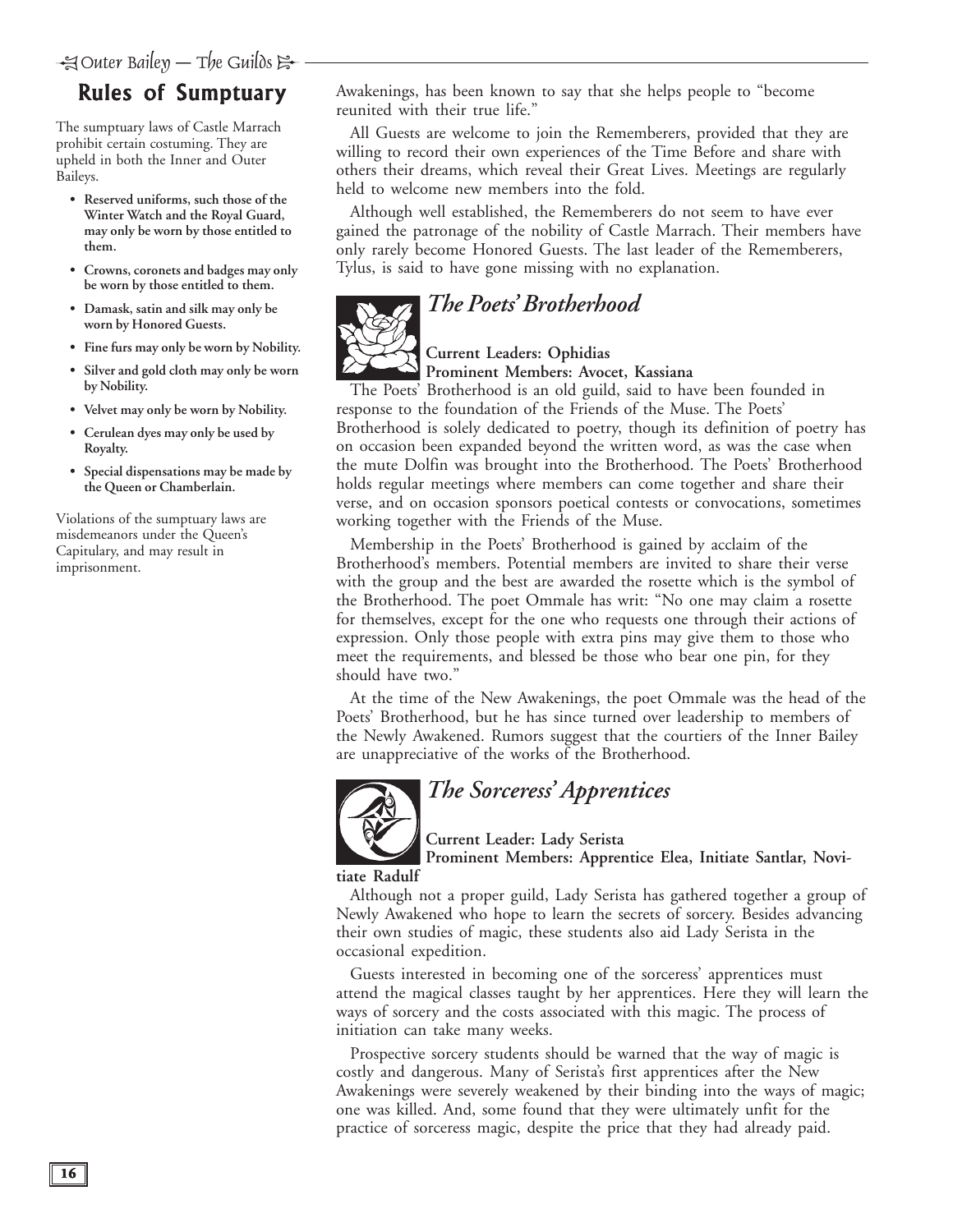## Rules of Sumptuary

The sumptuary laws of Castle Marrach prohibit certain costuming. They are upheld in both the Inner and Outer Baileys.

- **Reserved uniforms, such those of the Winter Watch and the Royal Guard, may only be worn by those entitled to them.**
- **Crowns, coronets and badges may only be worn by those entitled to them.**
- **Damask, satin and silk may only be worn by Honored Guests.**
- **Fine furs may only be worn by Nobility.**
- **Silver and gold cloth may only be worn by Nobility.**
- **Velvet may only be worn by Nobility.**
- **Cerulean dyes may only be used by Royalty.**
- **Special dispensations may be made by the Queen or Chamberlain.**

Violations of the sumptuary laws are misdemeanors under the Queen's Capitulary, and may result in imprisonment.

Awakenings, has been known to say that she helps people to "become reunited with their true life."

All Guests are welcome to join the Rememberers, provided that they are willing to record their own experiences of the Time Before and share with others their dreams, which reveal their Great Lives. Meetings are regularly held to welcome new members into the fold.

Although well established, the Rememberers do not seem to have ever gained the patronage of the nobility of Castle Marrach. Their members have only rarely become Honored Guests. The last leader of the Rememberers, Tylus, is said to have gone missing with no explanation.

### *The Poets' Brotherhood*

**Current Leaders: Ophidias**
**Prominent Members: Avocet, Kassiana**

The Poets' Brotherhood is an old guild, said to have been founded in response to the foundation of the Friends of the Muse. The Poets' Brotherhood is solely dedicated to poetry, though its definition of poetry has on occasion been expanded beyond the written word, as was the case when the mute Dolfin was brought into the Brotherhood. The Poets' Brotherhood holds regular meetings where members can come together and share their verse, and on occasion sponsors poetical contests or convocations, sometimes working together with the Friends of the Muse.

Membership in the Poets' Brotherhood is gained by acclaim of the Brotherhood's members. Potential members are invited to share their verse with the group and the best are awarded the rosette which is the symbol of the Brotherhood. The poet Ommale has writ: "No one may claim a rosette for themselves, except for the one who requests one through their actions of expression. Only those people with extra pins may give them to those who meet the requirements, and blessed be those who bear one pin, for they should have two."

At the time of the New Awakenings, the poet Ommale was the head of the Poets' Brotherhood, but he has since turned over leadership to members of the Newly Awakened. Rumors suggest that the courtiers of the Inner Bailey are unappreciative of the works of the Brotherhood.

### *The Sorceress' Apprentices*

**Current Leader: Lady Serista**
**Prominent Members: Apprentice Elea, Initiate Santlar, Novitiate Radulf**

Although not a proper guild, Lady Serista has gathered together a group of Newly Awakened who hope to learn the secrets of sorcery. Besides advancing their own studies of magic, these students also aid Lady Serista in the occasional expedition.

Guests interested in becoming one of the sorceress' apprentices must attend the magical classes taught by her apprentices. Here they will learn the ways of sorcery and the costs associated with this magic. The process of initiation can take many weeks.

Prospective sorcery students should be warned that the way of magic is costly and dangerous. Many of Serista's first apprentices after the New Awakenings were severely weakened by their binding into the ways of magic; one was killed. And, some found that they were ultimately unfit for the practice of sorceress magic, despite the price that they had already paid.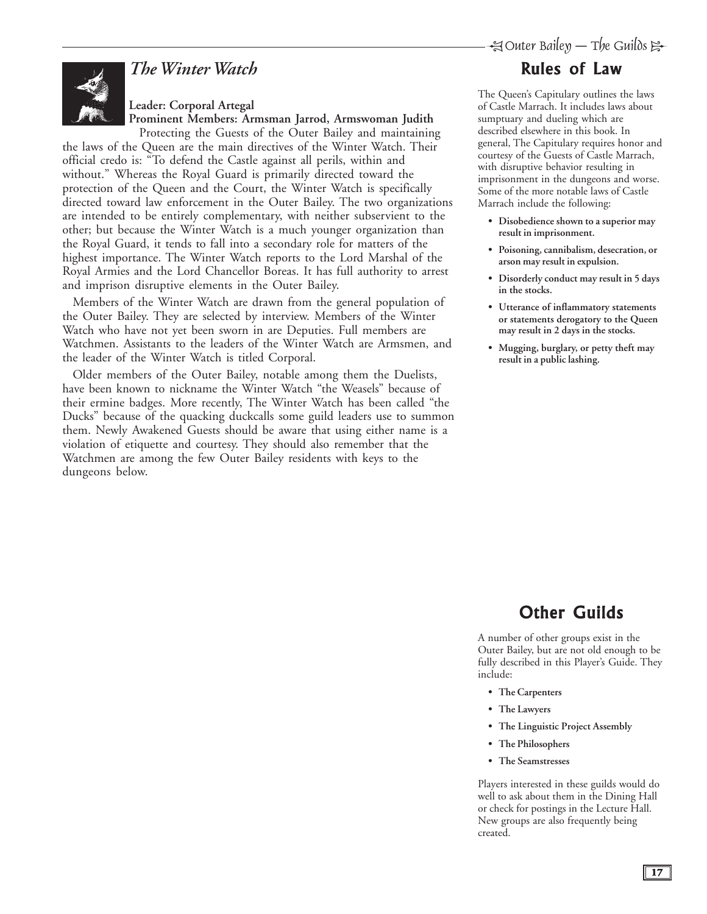## *The Winter Watch*

**Leader: Corporal Artegal**
**Prominent Members: Armsman Jarrod, Armswoman Judith**

Protecting the Guests of the Outer Bailey and maintaining the laws of the Queen are the main directives of the Winter Watch. Their official credo is: "To defend the Castle against all perils, within and without." Whereas the Royal Guard is primarily directed toward the protection of the Queen and the Court, the Winter Watch is specifically directed toward law enforcement in the Outer Bailey. The two organizations are intended to be entirely complementary, with neither subservient to the other; but because the Winter Watch is a much younger organization than the Royal Guard, it tends to fall into a secondary role for matters of the highest importance. The Winter Watch reports to the Lord Marshal of the Royal Armies and the Lord Chancellor Boreas. It has full authority to arrest and imprison disruptive elements in the Outer Bailey.

Members of the Winter Watch are drawn from the general population of the Outer Bailey. They are selected by interview. Members of the Winter Watch who have not yet been sworn in are Deputies. Full members are Watchmen. Assistants to the leaders of the Winter Watch are Armsmen, and the leader of the Winter Watch is titled Corporal.

Older members of the Outer Bailey, notable among them the Duelists, have been known to nickname the Winter Watch "the Weasels" because of their ermine badges. More recently, The Winter Watch has been called "the Ducks" because of the quacking duckcalls some guild leaders use to summon them. Newly Awakened Guests should be aware that using either name is a violation of etiquette and courtesy. They should also remember that the Watchmen are among the few Outer Bailey residents with keys to the dungeons below.

## Rules of Law

The Queen's Capitulary outlines the laws of Castle Marrach. It includes laws about sumptuary and dueling which are described elsewhere in this book. In general, The Capitulary requires honor and courtesy of the Guests of Castle Marrach, with disruptive behavior resulting in imprisonment in the dungeons and worse. Some of the more notable laws of Castle Marrach include the following:

- **Disobedience shown to a superior may result in imprisonment.**
- **Poisoning, cannibalism, desecration, or arson may result in expulsion.**
- **Disorderly conduct may result in 5 days in the stocks.**
- **Utterance of inflammatory statements or statements derogatory to the Queen may result in 2 days in the stocks.**
- **Mugging, burglary, or petty theft may result in a public lashing.**

## Other Guilds

A number of other groups exist in the Outer Bailey, but are not old enough to be fully described in this Player's Guide. They include:

- **The Carpenters**
- **The Lawyers**
- **The Linguistic Project Assembly**
- **The Philosophers**
- **The Seamstresses**

Players interested in these guilds would do well to ask about them in the Dining Hall or check for postings in the Lecture Hall. New groups are also frequently being created.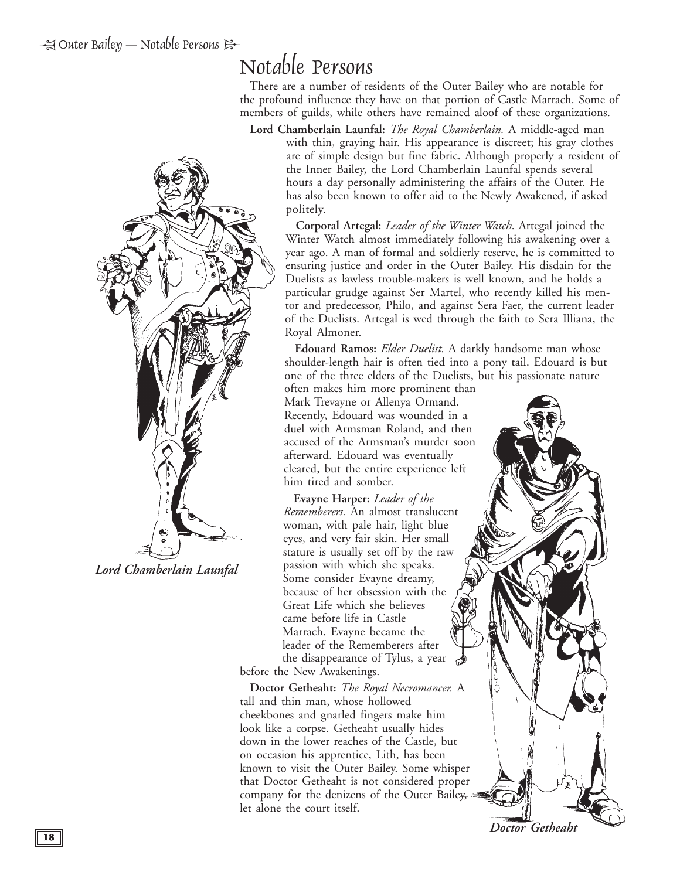# Notable Persons

There are a number of residents of the Outer Bailey who are notable for the profound influence they have on that portion of Castle Marrach. Some of members of guilds, while others have remained aloof of these organizations.

**Lord Chamberlain Launfal:** *The Royal Chamberlain.* A middle-aged man with thin, graying hair. His appearance is discreet; his gray clothes are of simple design but fine fabric. Although properly a resident of the Inner Bailey, the Lord Chamberlain Launfal spends several hours a day personally administering the affairs of the Outer. He has also been known to offer aid to the Newly Awakened, if asked politely.

**Corporal Artegal:** *Leader of the Winter Watch*. Artegal joined the Winter Watch almost immediately following his awakening over a year ago. A man of formal and soldierly reserve, he is committed to ensuring justice and order in the Outer Bailey. His disdain for the Duelists as lawless trouble-makers is well known, and he holds a particular grudge against Ser Martel, who recently killed his mentor and predecessor, Philo, and against Sera Faer, the current leader of the Duelists. Artegal is wed through the faith to Sera Illiana, the Royal Almoner.

**Edouard Ramos:** *Elder Duelist.* A darkly handsome man whose shoulder-length hair is often tied into a pony tail. Edouard is but one of the three elders of the Duelists, but his passionate nature often makes him more prominent than Mark Trevayne or Allenya Ormand. Recently, Edouard was wounded in a duel with Armsman Roland, and then accused of the Armsman's murder soon afterward. Edouard was eventually cleared, but the entire experience left him tired and somber.

**Evayne Harper:** *Leader of the Rememberers.* An almost translucent woman, with pale hair, light blue eyes, and very fair skin. Her small stature is usually set off by the raw passion with which she speaks. Some consider Evayne dreamy, because of her obsession with the Great Life which she believes came before life in Castle Marrach. Evayne became the leader of the Rememberers after the disappearance of Tylus, a year before the New Awakenings.

**Doctor Getheaht:** *The Royal Necromancer.* A tall and thin man, whose hollowed cheekbones and gnarled fingers make him look like a corpse. Getheaht usually hides down in the lower reaches of the Castle, but on occasion his apprentice, Lith, has been known to visit the Outer Bailey. Some whisper that Doctor Getheaht is not considered proper company for the denizens of the Outer Bailey, let alone the court itself.

*Lord Chamberlain Launfal*

*Doctor Getheaht*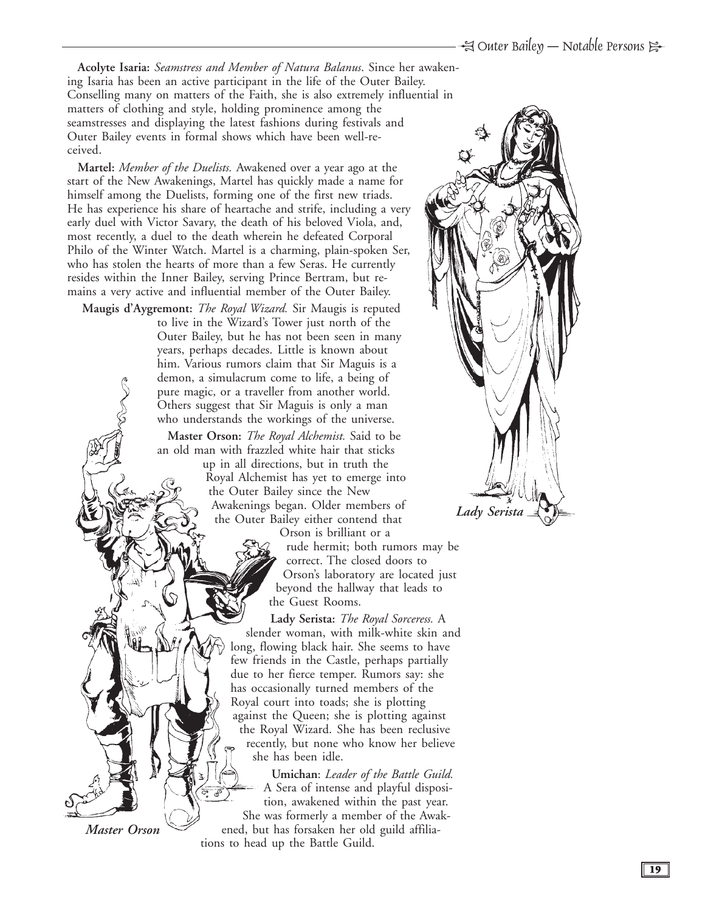**Acolyte Isaria:** *Seamstress and Member of Natura Balanus*. Since her awakening Isaria has been an active participant in the life of the Outer Bailey. Conselling many on matters of the Faith, she is also extremely influential in matters of clothing and style, holding prominence among the seamstresses and displaying the latest fashions during festivals and Outer Bailey events in formal shows which have been well-received.

**Martel:** *Member of the Duelists.* Awakened over a year ago at the start of the New Awakenings, Martel has quickly made a name for himself among the Duelists, forming one of the first new triads. He has experience his share of heartache and strife, including a very early duel with Victor Savary, the death of his beloved Viola, and, most recently, a duel to the death wherein he defeated Corporal Philo of the Winter Watch. Martel is a charming, plain-spoken Ser, who has stolen the hearts of more than a few Seras. He currently resides within the Inner Bailey, serving Prince Bertram, but remains a very active and influential member of the Outer Bailey.

**Maugis d'Aygremont:** *The Royal Wizard.* Sir Maugis is reputed to live in the Wizard's Tower just north of the Outer Bailey, but he has not been seen in many years, perhaps decades. Little is known about him. Various rumors claim that Sir Maguis is a demon, a simulacrum come to life, a being of pure magic, or a traveller from another world. Others suggest that Sir Maguis is only a man who understands the workings of the universe.

**Master Orson:** *The Royal Alchemist.* Said to be an old man with frazzled white hair that sticks up in all directions, but in truth the Royal Alchemist has yet to emerge into the Outer Bailey since the New Awakenings began. Older members of the Outer Bailey either contend that Orson is brilliant or a rude hermit; both rumors may be correct. The closed doors to Orson's laboratory are located just beyond the hallway that leads to the Guest Rooms.

**Lady Serista:** *The Royal Sorceress.* A slender woman, with milk-white skin and long, flowing black hair. She seems to have few friends in the Castle, perhaps partially due to her fierce temper. Rumors say: she has occasionally turned members of the Royal court into toads; she is plotting against the Queen; she is plotting against the Royal Wizard. She has been reclusive recently, but none who know her believe she has been idle.

**Umichan**: *Leader of the Battle Guild.* A Sera of intense and playful disposition, awakened within the past year. She was formerly a member of the Awakened, but has forsaken her old guild affiliations to head up the Battle Guild.

*Lady Serista*

*Master Orson*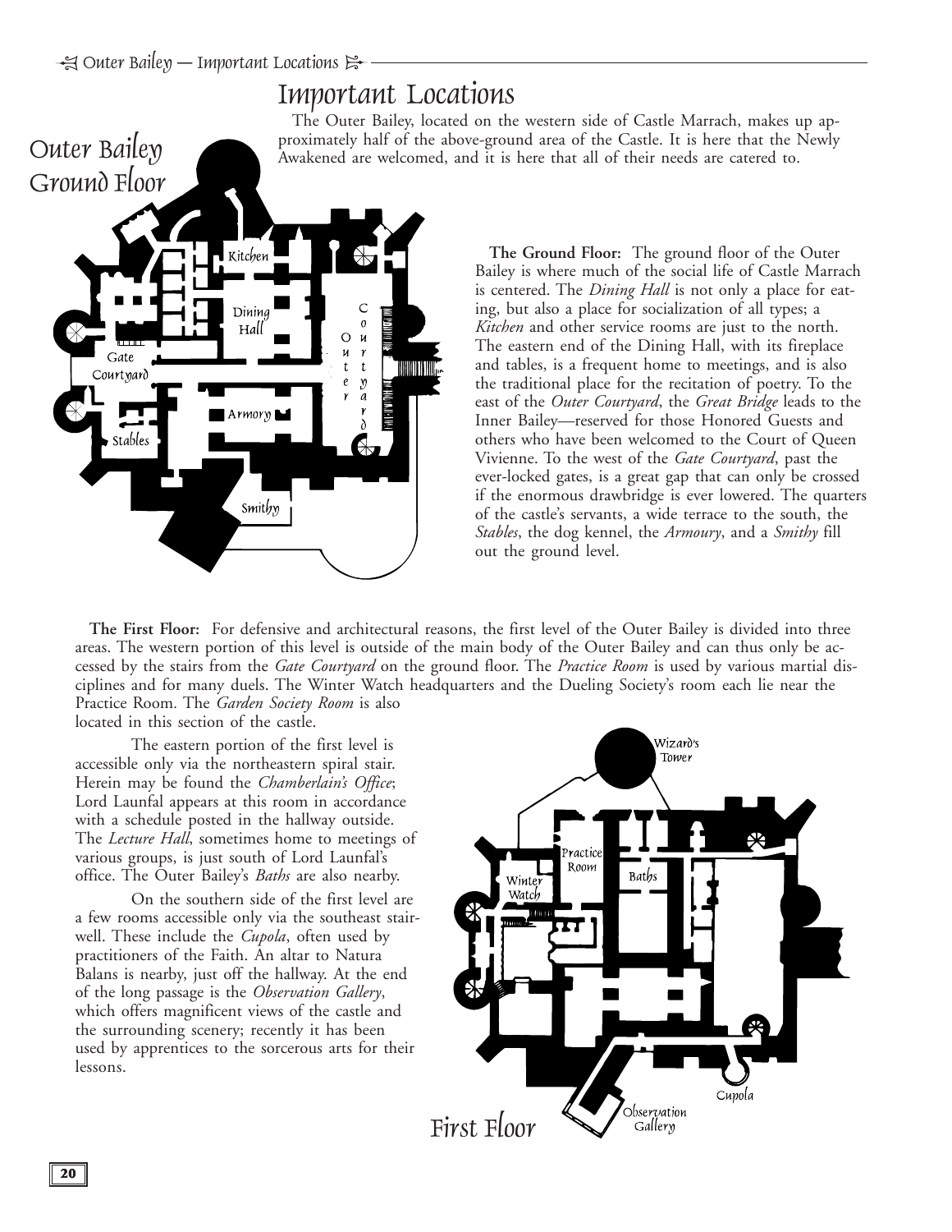## Important Locations

The Outer Bailey, located on the western side of Castle Marrach, makes up approximately half of the above-ground area of the Castle. It is here that the Newly Awakened are welcomed, and it is here that all of their needs are catered to.

Outer Bailey Ground Floor

Kitchen

Dining Hall

Outer Courtyard

Gate Courtyard

Armory

Stables

Smithy

**The Ground Floor:** The ground floor of the Outer Bailey is where much of the social life of Castle Marrach is centered. The *Dining Hall* is not only a place for eating, but also a place for socialization of all types; a *Kitchen* and other service rooms are just to the north. The eastern end of the Dining Hall, with its fireplace and tables, is a frequent home to meetings, and is also the traditional place for the recitation of poetry. To the east of the *Outer Courtyard*, the *Great Bridge* leads to the Inner Bailey—reserved for those Honored Guests and others who have been welcomed to the Court of Queen Vivienne. To the west of the *Gate Courtyard*, past the ever-locked gates, is a great gap that can only be crossed if the enormous drawbridge is ever lowered. The quarters of the castle's servants, a wide terrace to the south, the *Stables*, the dog kennel, the *Armoury*, and a *Smithy* fill out the ground level.

**The First Floor:** For defensive and architectural reasons, the first level of the Outer Bailey is divided into three areas. The western portion of this level is outside of the main body of the Outer Bailey and can thus only be accessed by the stairs from the *Gate Courtyard* on the ground floor. The *Practice Room* is used by various martial disciplines and for many duels. The Winter Watch headquarters and the Dueling Society's room each lie near the Practice Room. The *Garden Society Room* is also located in this section of the castle.

The eastern portion of the first level is accessible only via the northeastern spiral stair. Herein may be found the *Chamberlain's Office*; Lord Launfal appears at this room in accordance with a schedule posted in the hallway outside. The *Lecture Hall*, sometimes home to meetings of various groups, is just south of Lord Launfal's office. The Outer Bailey's *Baths* are also nearby.

On the southern side of the first level are a few rooms accessible only via the southeast stairwell. These include the *Cupola*, often used by practitioners of the Faith. An altar to Natura Balans is nearby, just off the hallway. At the end of the long passage is the *Observation Gallery*, which offers magnificent views of the castle and the surrounding scenery; recently it has been used by apprentices to the sorcerous arts for their lessons.

Wizard's Tower

Practice Room

Baths

Winter Watch

Cupola

Observation Gallery

First Floor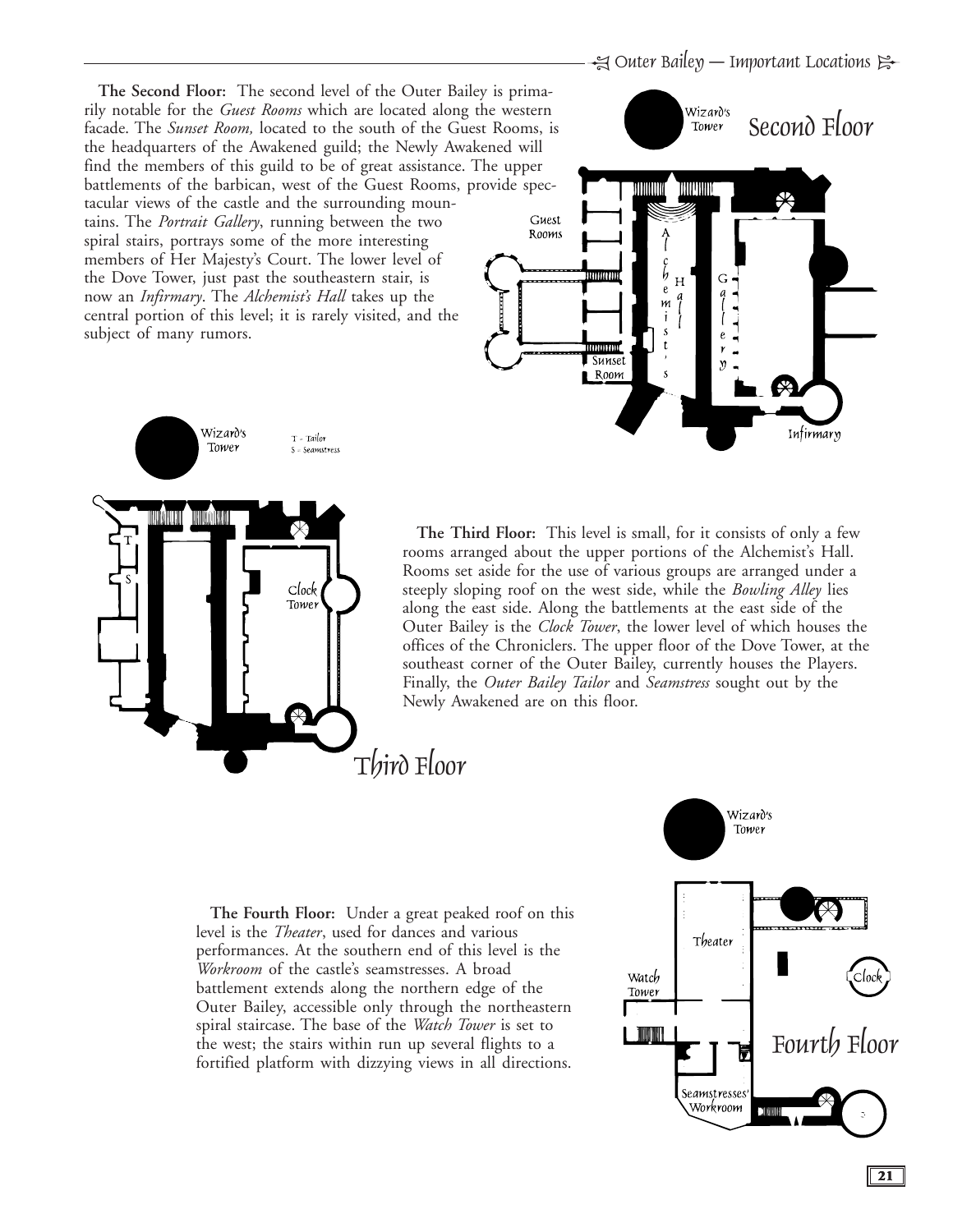**The Second Floor:** The second level of the Outer Bailey is primarily notable for the *Guest Rooms* which are located along the western facade. The *Sunset Room,* located to the south of the Guest Rooms, is the headquarters of the Awakened guild; the Newly Awakened will find the members of this guild to be of great assistance. The upper battlements of the barbican, west of the Guest Rooms, provide spectacular views of the castle and the surrounding mountains. The *Portrait Gallery*, running between the two spiral stairs, portrays some of the more interesting members of Her Majesty's Court. The lower level of the Dove Tower, just past the southeastern stair, is now an *Infirmary*. The *Alchemist's Hall* takes up the central portion of this level; it is rarely visited, and the subject of many rumors.

**The Third Floor:** This level is small, for it consists of only a few rooms arranged about the upper portions of the Alchemist's Hall. Rooms set aside for the use of various groups are arranged under a steeply sloping roof on the west side, while the *Bowling Alley* lies along the east side. Along the battlements at the east side of the Outer Bailey is the *Clock Tower*, the lower level of which houses the offices of the Chroniclers. The upper floor of the Dove Tower, at the southeast corner of the Outer Bailey, currently houses the Players. Finally, the *Outer Bailey Tailor* and *Seamstress* sought out by the Newly Awakened are on this floor.

**The Fourth Floor:** Under a great peaked roof on this level is the *Theater*, used for dances and various performances. At the southern end of this level is the *Workroom* of the castle's seamstresses. A broad battlement extends along the northern edge of the Outer Bailey, accessible only through the northeastern spiral staircase. The base of the *Watch Tower* is set to the west; the stairs within run up several flights to a fortified platform with dizzying views in all directions.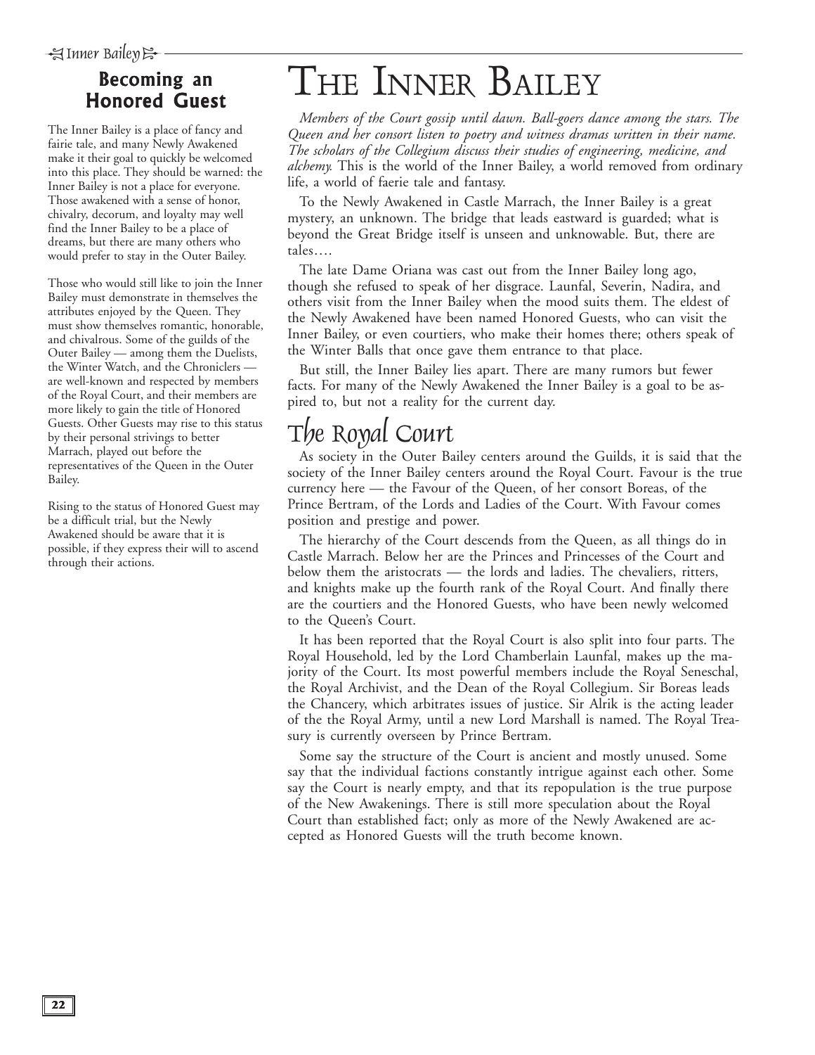# THE INNER BAILEY

*Members of the Court gossip until dawn. Ball-goers dance among the stars. The Queen and her consort listen to poetry and witness dramas written in their name. The scholars of the Collegium discuss their studies of engineering, medicine, and alchemy.* This is the world of the Inner Bailey, a world removed from ordinary life, a world of faerie tale and fantasy.

To the Newly Awakened in Castle Marrach, the Inner Bailey is a great mystery, an unknown. The bridge that leads eastward is guarded; what is beyond the Great Bridge itself is unseen and unknowable. But, there are tales….

The late Dame Oriana was cast out from the Inner Bailey long ago, though she refused to speak of her disgrace. Launfal, Severin, Nadira, and others visit from the Inner Bailey when the mood suits them. The eldest of the Newly Awakened have been named Honored Guests, who can visit the Inner Bailey, or even courtiers, who make their homes there; others speak of the Winter Balls that once gave them entrance to that place.

But still, the Inner Bailey lies apart. There are many rumors but fewer facts. For many of the Newly Awakened the Inner Bailey is a goal to be aspired to, but not a reality for the current day.

## Becoming an Honored Guest

The Inner Bailey is a place of fancy and fairie tale, and many Newly Awakened make it their goal to quickly be welcomed into this place. They should be warned: the Inner Bailey is not a place for everyone. Those awakened with a sense of honor, chivalry, decorum, and loyalty may well find the Inner Bailey to be a place of dreams, but there are many others who would prefer to stay in the Outer Bailey.

Those who would still like to join the Inner Bailey must demonstrate in themselves the attributes enjoyed by the Queen. They must show themselves romantic, honorable, and chivalrous. Some of the guilds of the Outer Bailey — among them the Duelists, the Winter Watch, and the Chroniclers — are well-known and respected by members of the Royal Court, and their members are more likely to gain the title of Honored Guests. Other Guests may rise to this status by their personal strivings to better Marrach, played out before the representatives of the Queen in the Outer Bailey.

Rising to the status of Honored Guest may be a difficult trial, but the Newly Awakened should be aware that it is possible, if they express their will to ascend through their actions.

## The Royal Court

As society in the Outer Bailey centers around the Guilds, it is said that the society of the Inner Bailey centers around the Royal Court. Favour is the true currency here — the Favour of the Queen, of her consort Boreas, of the Prince Bertram, of the Lords and Ladies of the Court. With Favour comes position and prestige and power.

The hierarchy of the Court descends from the Queen, as all things do in Castle Marrach. Below her are the Princes and Princesses of the Court and below them the aristocrats — the lords and ladies. The chevaliers, ritters, and knights make up the fourth rank of the Royal Court. And finally there are the courtiers and the Honored Guests, who have been newly welcomed to the Queen's Court.

It has been reported that the Royal Court is also split into four parts. The Royal Household, led by the Lord Chamberlain Launfal, makes up the majority of the Court. Its most powerful members include the Royal Seneschal, the Royal Archivist, and the Dean of the Royal Collegium. Sir Boreas leads the Chancery, which arbitrates issues of justice. Sir Alrik is the acting leader of the the Royal Army, until a new Lord Marshall is named. The Royal Treasury is currently overseen by Prince Bertram.

Some say the structure of the Court is ancient and mostly unused. Some say that the individual factions constantly intrigue against each other. Some say the Court is nearly empty, and that its repopulation is the true purpose of the New Awakenings. There is still more speculation about the Royal Court than established fact; only as more of the Newly Awakened are accepted as Honored Guests will the truth become known.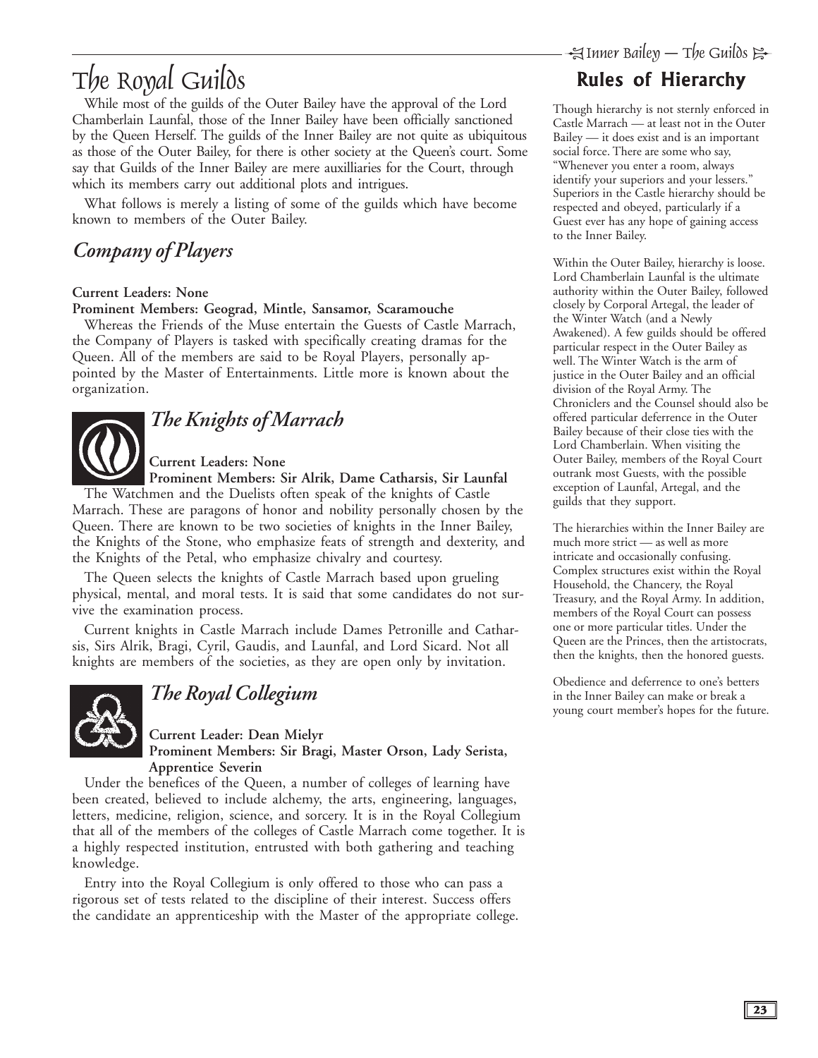# The Royal Guilds

While most of the guilds of the Outer Bailey have the approval of the Lord Chamberlain Launfal, those of the Inner Bailey have been officially sanctioned by the Queen Herself. The guilds of the Inner Bailey are not quite as ubiquitous as those of the Outer Bailey, for there is other society at the Queen's court. Some say that Guilds of the Inner Bailey are mere auxilliaries for the Court, through which its members carry out additional plots and intrigues.

What follows is merely a listing of some of the guilds which have become known to members of the Outer Bailey.

## *Company of Players*

**Current Leaders: None**
**Prominent Members: Geograd, Mintle, Sansamor, Scaramouche**

Whereas the Friends of the Muse entertain the Guests of Castle Marrach, the Company of Players is tasked with specifically creating dramas for the Queen. All of the members are said to be Royal Players, personally appointed by the Master of Entertainments. Little more is known about the organization.

## *The Knights of Marrach*

**Current Leaders: None**
**Prominent Members: Sir Alrik, Dame Catharsis, Sir Launfal**

The Watchmen and the Duelists often speak of the knights of Castle Marrach. These are paragons of honor and nobility personally chosen by the Queen. There are known to be two societies of knights in the Inner Bailey, the Knights of the Stone, who emphasize feats of strength and dexterity, and the Knights of the Petal, who emphasize chivalry and courtesy.

The Queen selects the knights of Castle Marrach based upon grueling physical, mental, and moral tests. It is said that some candidates do not survive the examination process.

Current knights in Castle Marrach include Dames Petronille and Catharsis, Sirs Alrik, Bragi, Cyril, Gaudis, and Launfal, and Lord Sicard. Not all knights are members of the societies, as they are open only by invitation.

## *The Royal Collegium*

**Current Leader: Dean Mielyr**
**Prominent Members: Sir Bragi, Master Orson, Lady Serista, Apprentice Severin**

Under the benefices of the Queen, a number of colleges of learning have been created, believed to include alchemy, the arts, engineering, languages, letters, medicine, religion, science, and sorcery. It is in the Royal Collegium that all of the members of the colleges of Castle Marrach come together. It is a highly respected institution, entrusted with both gathering and teaching knowledge.

Entry into the Royal Collegium is only offered to those who can pass a rigorous set of tests related to the discipline of their interest. Success offers the candidate an apprenticeship with the Master of the appropriate college.

## Rules of Hierarchy

Though hierarchy is not sternly enforced in Castle Marrach — at least not in the Outer Bailey — it does exist and is an important social force. There are some who say, "Whenever you enter a room, always identify your superiors and your lessers." Superiors in the Castle hierarchy should be respected and obeyed, particularly if a Guest ever has any hope of gaining access to the Inner Bailey.

Within the Outer Bailey, hierarchy is loose. Lord Chamberlain Launfal is the ultimate authority within the Outer Bailey, followed closely by Corporal Artegal, the leader of the Winter Watch (and a Newly Awakened). A few guilds should be offered particular respect in the Outer Bailey as well. The Winter Watch is the arm of justice in the Outer Bailey and an official division of the Royal Army. The Chroniclers and the Counsel should also be offered particular deferrence in the Outer Bailey because of their close ties with the Lord Chamberlain. When visiting the Outer Bailey, members of the Royal Court outrank most Guests, with the possible exception of Launfal, Artegal, and the guilds that they support.

The hierarchies within the Inner Bailey are much more strict — as well as more intricate and occasionally confusing. Complex structures exist within the Royal Household, the Chancery, the Royal Treasury, and the Royal Army. In addition, members of the Royal Court can possess one or more particular titles. Under the Queen are the Princes, then the artistocrats, then the knights, then the honored guests.

Obedience and deferrence to one's betters in the Inner Bailey can make or break a young court member's hopes for the future.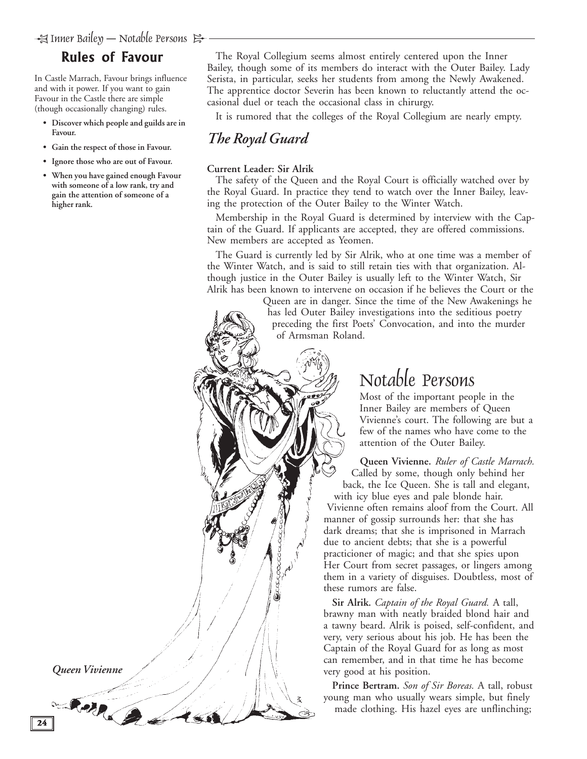## Rules of Favour

In Castle Marrach, Favour brings influence and with it power. If you want to gain Favour in the Castle there are simple (though occasionally changing) rules.

- **Discover which people and guilds are in Favour.**
- **Gain the respect of those in Favour.**
- **Ignore those who are out of Favour.**
- **When you have gained enough Favour with someone of a low rank, try and gain the attention of someone of a higher rank.**

The Royal Collegium seems almost entirely centered upon the Inner Bailey, though some of its members do interact with the Outer Bailey. Lady Serista, in particular, seeks her students from among the Newly Awakened. The apprentice doctor Severin has been known to reluctantly attend the occasional duel or teach the occasional class in chirurgy.

It is rumored that the colleges of the Royal Collegium are nearly empty.

## *The Royal Guard*

**Current Leader: Sir Alrik**

The safety of the Queen and the Royal Court is officially watched over by the Royal Guard. In practice they tend to watch over the Inner Bailey, leaving the protection of the Outer Bailey to the Winter Watch.

Membership in the Royal Guard is determined by interview with the Captain of the Guard. If applicants are accepted, they are offered commissions. New members are accepted as Yeomen.

The Guard is currently led by Sir Alrik, who at one time was a member of the Winter Watch, and is said to still retain ties with that organization. Although justice in the Outer Bailey is usually left to the Winter Watch, Sir Alrik has been known to intervene on occasion if he believes the Court or the Queen are in danger. Since the time of the New Awakenings he has led Outer Bailey investigations into the seditious poetry preceding the first Poets' Convocation, and into the murder of Armsman Roland.

*Queen Vivienne*

# Notable Persons

Most of the important people in the Inner Bailey are members of Queen Vivienne's court. The following are but a few of the names who have come to the attention of the Outer Bailey.

**Queen Vivienne.** *Ruler of Castle Marrach.* Called by some, though only behind her back, the Ice Queen. She is tall and elegant, with icy blue eyes and pale blonde hair. Vivienne often remains aloof from the Court. All manner of gossip surrounds her: that she has dark dreams; that she is imprisoned in Marrach due to ancient debts; that she is a powerful practicioner of magic; and that she spies upon Her Court from secret passages, or lingers among them in a variety of disguises. Doubtless, most of these rumors are false.

**Sir Alrik.** *Captain of the Royal Guard.* A tall, brawny man with neatly braided blond hair and a tawny beard. Alrik is poised, self-confident, and very, very serious about his job. He has been the Captain of the Royal Guard for as long as most can remember, and in that time he has become very good at his position.

**Prince Bertram.** *Son of Sir Boreas.* A tall, robust young man who usually wears simple, but finely made clothing. His hazel eyes are unflinching;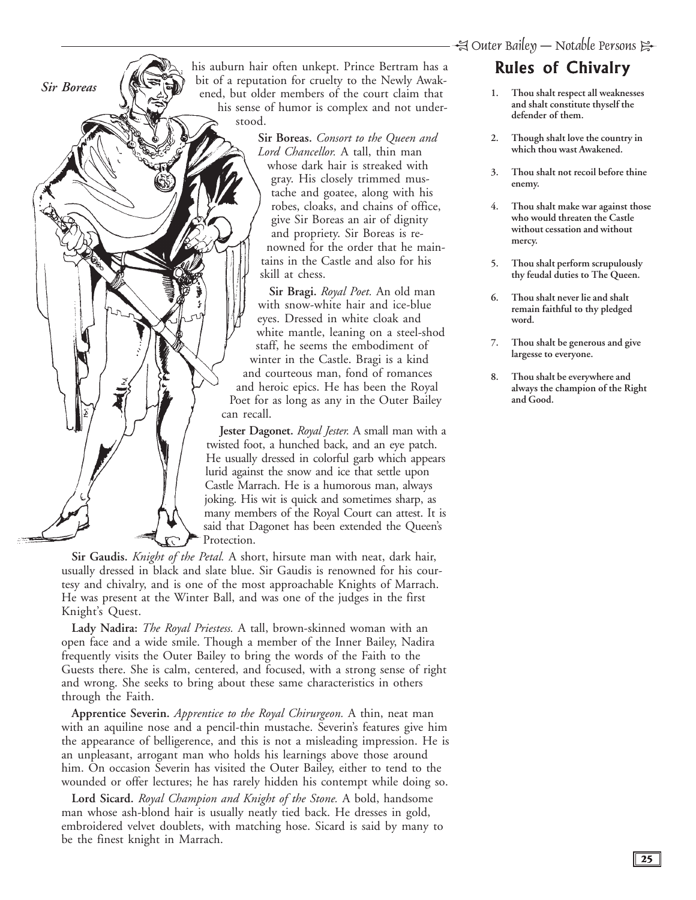his auburn hair often unkept. Prince Bertram has a bit of a reputation for cruelty to the Newly Awakened, but older members of the court claim that his sense of humor is complex and not understood.

*Sir Boreas*

**Sir Boreas.** *Consort to the Queen and Lord Chancellor.* A tall, thin man whose dark hair is streaked with gray. His closely trimmed mustache and goatee, along with his robes, cloaks, and chains of office, give Sir Boreas an air of dignity and propriety. Sir Boreas is renowned for the order that he maintains in the Castle and also for his skill at chess.

**Sir Bragi.** *Royal Poet.* An old man with snow-white hair and ice-blue eyes. Dressed in white cloak and white mantle, leaning on a steel-shod staff, he seems the embodiment of winter in the Castle. Bragi is a kind and courteous man, fond of romances and heroic epics. He has been the Royal Poet for as long as any in the Outer Bailey can recall.

**Jester Dagonet.** *Royal Jester.* A small man with a twisted foot, a hunched back, and an eye patch. He usually dressed in colorful garb which appears lurid against the snow and ice that settle upon Castle Marrach. He is a humorous man, always joking. His wit is quick and sometimes sharp, as many members of the Royal Court can attest. It is said that Dagonet has been extended the Queen's Protection.

**Sir Gaudis.** *Knight of the Petal.* A short, hirsute man with neat, dark hair, usually dressed in black and slate blue. Sir Gaudis is renowned for his courtesy and chivalry, and is one of the most approachable Knights of Marrach. He was present at the Winter Ball, and was one of the judges in the first Knight's Quest.

**Lady Nadira:** *The Royal Priestess.* A tall, brown-skinned woman with an open face and a wide smile. Though a member of the Inner Bailey, Nadira frequently visits the Outer Bailey to bring the words of the Faith to the Guests there. She is calm, centered, and focused, with a strong sense of right and wrong. She seeks to bring about these same characteristics in others through the Faith.

**Apprentice Severin.** *Apprentice to the Royal Chirurgeon.* A thin, neat man with an aquiline nose and a pencil-thin mustache. Severin's features give him the appearance of belligerence, and this is not a misleading impression. He is an unpleasant, arrogant man who holds his learnings above those around him. On occasion Severin has visited the Outer Bailey, either to tend to the wounded or offer lectures; he has rarely hidden his contempt while doing so.

**Lord Sicard.** *Royal Champion and Knight of the Stone.* A bold, handsome man whose ash-blond hair is usually neatly tied back. He dresses in gold, embroidered velvet doublets, with matching hose. Sicard is said by many to be the finest knight in Marrach.

## Rules of Chivalry

1. **Thou shalt respect all weaknesses and shalt constitute thyself the defender of them.**
2. **Though shalt love the country in which thou wast Awakened.**
3. **Thou shalt not recoil before thine enemy.**
4. **Thou shalt make war against those who would threaten the Castle without cessation and without mercy.**
5. **Thou shalt perform scrupulously thy feudal duties to The Queen.**
6. **Thou shalt never lie and shalt remain faithful to thy pledged word.**
7. **Thou shalt be generous and give largesse to everyone.**
8. **Thou shalt be everywhere and always the champion of the Right and Good.**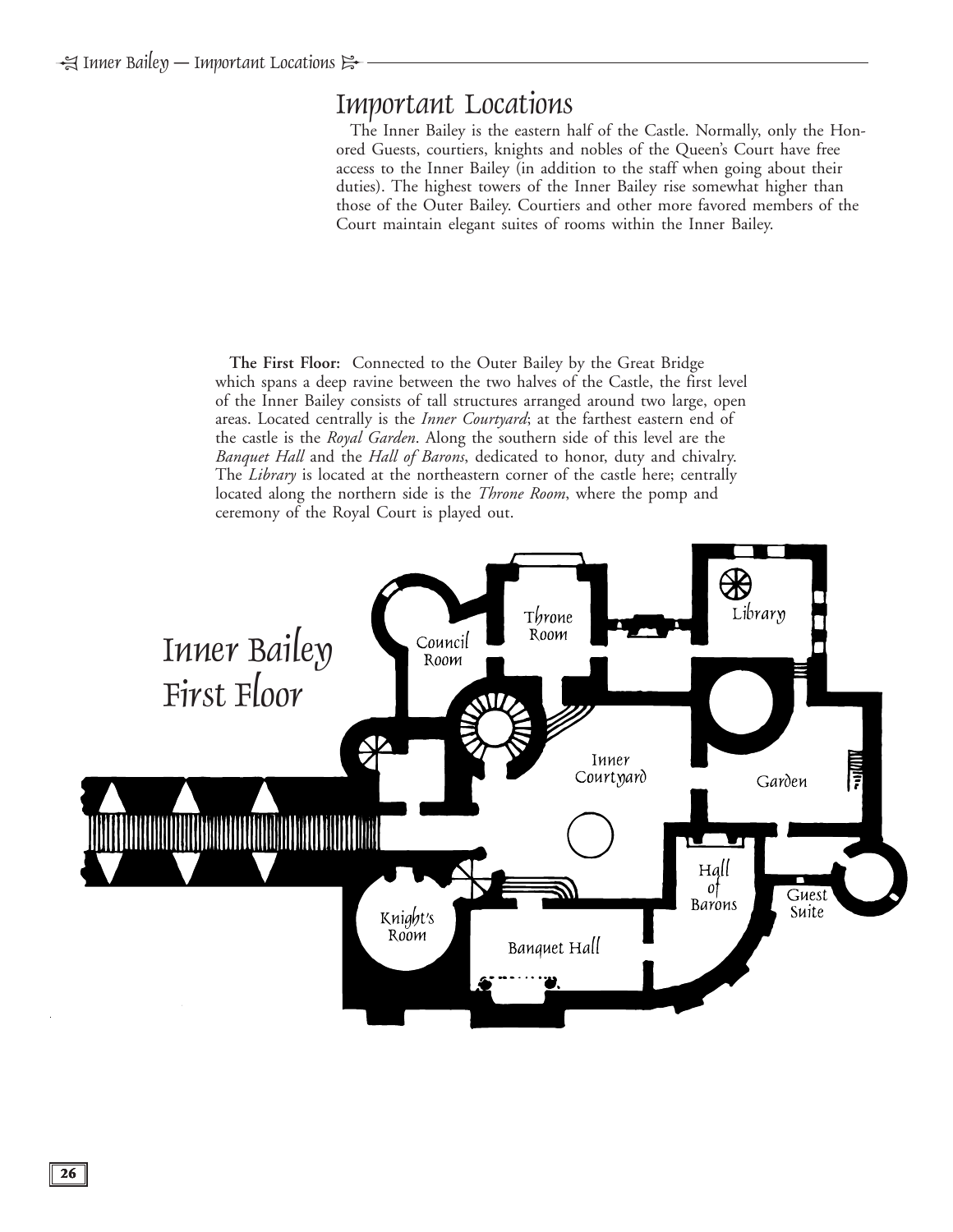## Important Locations

The Inner Bailey is the eastern half of the Castle. Normally, only the Honored Guests, courtiers, knights and nobles of the Queen's Court have free access to the Inner Bailey (in addition to the staff when going about their duties). The highest towers of the Inner Bailey rise somewhat higher than those of the Outer Bailey. Courtiers and other more favored members of the Court maintain elegant suites of rooms within the Inner Bailey.

**The First Floor:** Connected to the Outer Bailey by the Great Bridge which spans a deep ravine between the two halves of the Castle, the first level of the Inner Bailey consists of tall structures arranged around two large, open areas. Located centrally is the *Inner Courtyard*; at the farthest eastern end of the castle is the *Royal Garden*. Along the southern side of this level are the *Banquet Hall* and the *Hall of Barons*, dedicated to honor, duty and chivalry. The *Library* is located at the northeastern corner of the castle here; centrally located along the northern side is the *Throne Room*, where the pomp and ceremony of the Royal Court is played out.

Inner Bailey First Floor

Throne Room · Library · Council Room · Inner Courtyard · Garden · Hall of Barons · Guest Suite · Knight's Room · Banquet Hall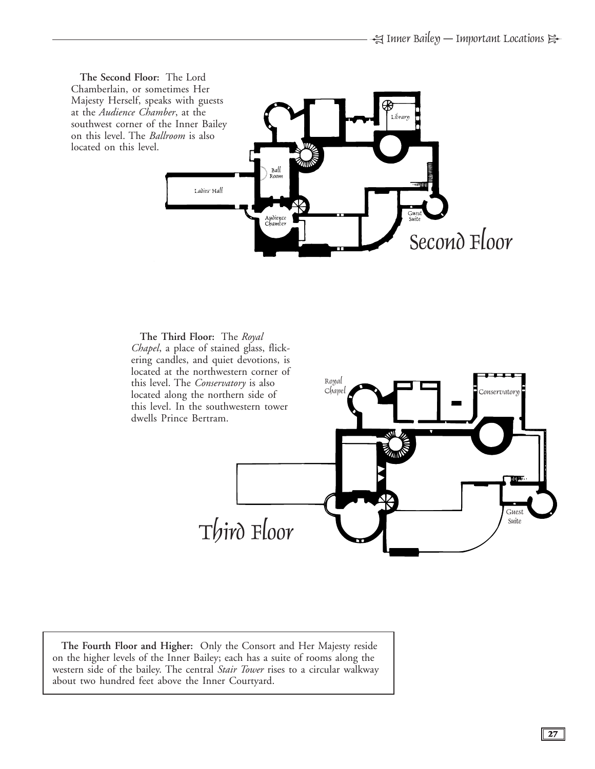**The Second Floor:** The Lord Chamberlain, or sometimes Her Majesty Herself, speaks with guests at the *Audience Chamber*, at the southwest corner of the Inner Bailey on this level. The *Ballroom* is also located on this level.

**The Third Floor:** The *Royal Chapel*, a place of stained glass, flickering candles, and quiet devotions, is located at the northwestern corner of this level. The *Conservatory* is also located along the northern side of this level. In the southwestern tower dwells Prince Bertram.

**The Fourth Floor and Higher:** Only the Consort and Her Majesty reside on the higher levels of the Inner Bailey; each has a suite of rooms along the western side of the bailey. The central *Stair Tower* rises to a circular walkway about two hundred feet above the Inner Courtyard.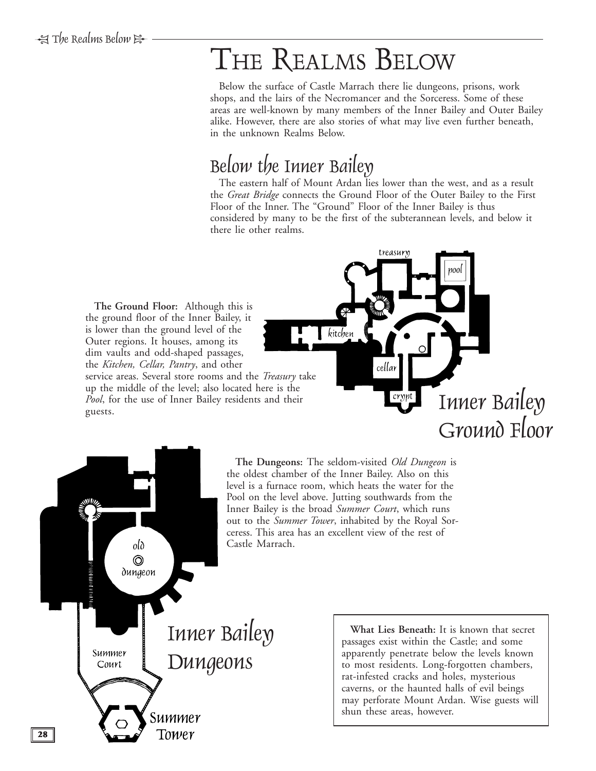# The Realms Below

Below the surface of Castle Marrach there lie dungeons, prisons, work shops, and the lairs of the Necromancer and the Sorceress. Some of these areas are well-known by many members of the Inner Bailey and Outer Bailey alike. However, there are also stories of what may live even further beneath, in the unknown Realms Below.

## Below the Inner Bailey

The eastern half of Mount Ardan lies lower than the west, and as a result the *Great Bridge* connects the Ground Floor of the Outer Bailey to the First Floor of the Inner. The "Ground" Floor of the Inner Bailey is thus considered by many to be the first of the subterranean levels, and below it there lie other realms.

**The Ground Floor:** Although this is the ground floor of the Inner Bailey, it is lower than the ground level of the Outer regions. It houses, among its dim vaults and odd-shaped passages, the *Kitchen, Cellar, Pantry*, and other service areas. Several store rooms and the *Treasury* take up the middle of the level; also located here is the *Pool*, for the use of Inner Bailey residents and their guests.

treasury

pool

kitchen

cellar

crypt

Inner Bailey Ground Floor

**The Dungeons:** The seldom-visited *Old Dungeon* is the oldest chamber of the Inner Bailey. Also on this level is a furnace room, which heats the water for the Pool on the level above. Jutting southwards from the Inner Bailey is the broad *Summer Court*, which runs out to the *Summer Tower*, inhabited by the Royal Sorceress. This area has an excellent view of the rest of Castle Marrach.

old dungeon

Summer Court

Inner Bailey Dungeons

Summer Tower

**What Lies Beneath:** It is known that secret passages exist within the Castle; and some apparently penetrate below the levels known to most residents. Long-forgotten chambers, rat-infested cracks and holes, mysterious caverns, or the haunted halls of evil beings may perforate Mount Ardan. Wise guests will shun these areas, however.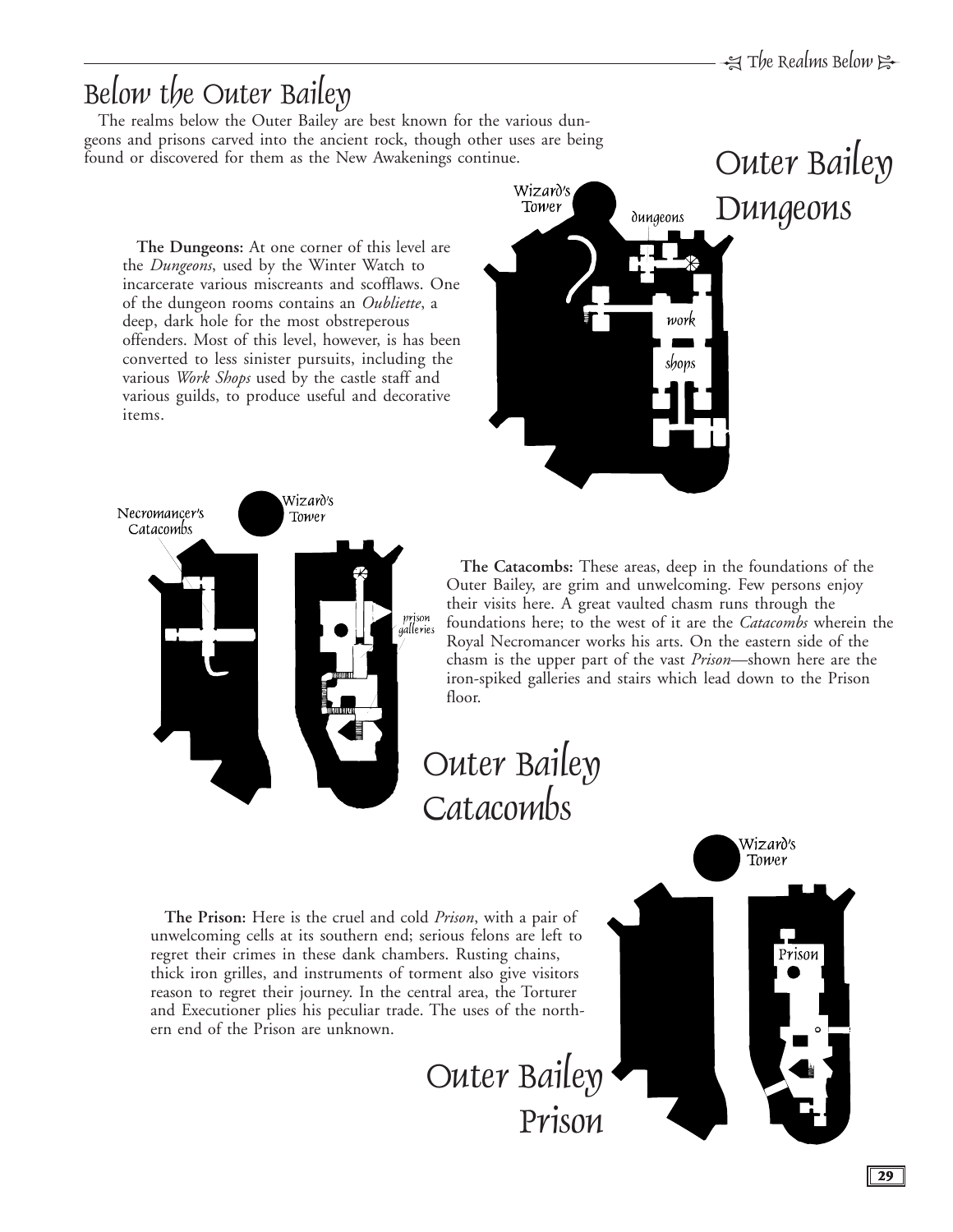# Below the Outer Bailey

The realms below the Outer Bailey are best known for the various dungeons and prisons carved into the ancient rock, though other uses are being found or discovered for them as the New Awakenings continue.

## Outer Bailey Dungeons

**The Dungeons:** At one corner of this level are the *Dungeons*, used by the Winter Watch to incarcerate various miscreants and scofflaws. One of the dungeon rooms contains an *Oubliette*, a deep, dark hole for the most obstreperous offenders. Most of this level, however, is has been converted to less sinister pursuits, including the various *Work Shops* used by the castle staff and various guilds, to produce useful and decorative items.

Wizard's Tower

dungeons

work shops

## Outer Bailey Catacombs

Necromancer's Catacombs

Wizard's Tower

prison galleries

**The Catacombs:** These areas, deep in the foundations of the Outer Bailey, are grim and unwelcoming. Few persons enjoy their visits here. A great vaulted chasm runs through the foundations here; to the west of it are the *Catacombs* wherein the Royal Necromancer works his arts. On the eastern side of the chasm is the upper part of the vast *Prison*—shown here are the iron-spiked galleries and stairs which lead down to the Prison floor.

## Outer Bailey Prison

Wizard's Tower

Prison

**The Prison:** Here is the cruel and cold *Prison*, with a pair of unwelcoming cells at its southern end; serious felons are left to regret their crimes in these dank chambers. Rusting chains, thick iron grilles, and instruments of torment also give visitors reason to regret their journey. In the central area, the Torturer and Executioner plies his peculiar trade. The uses of the northern end of the Prison are unknown.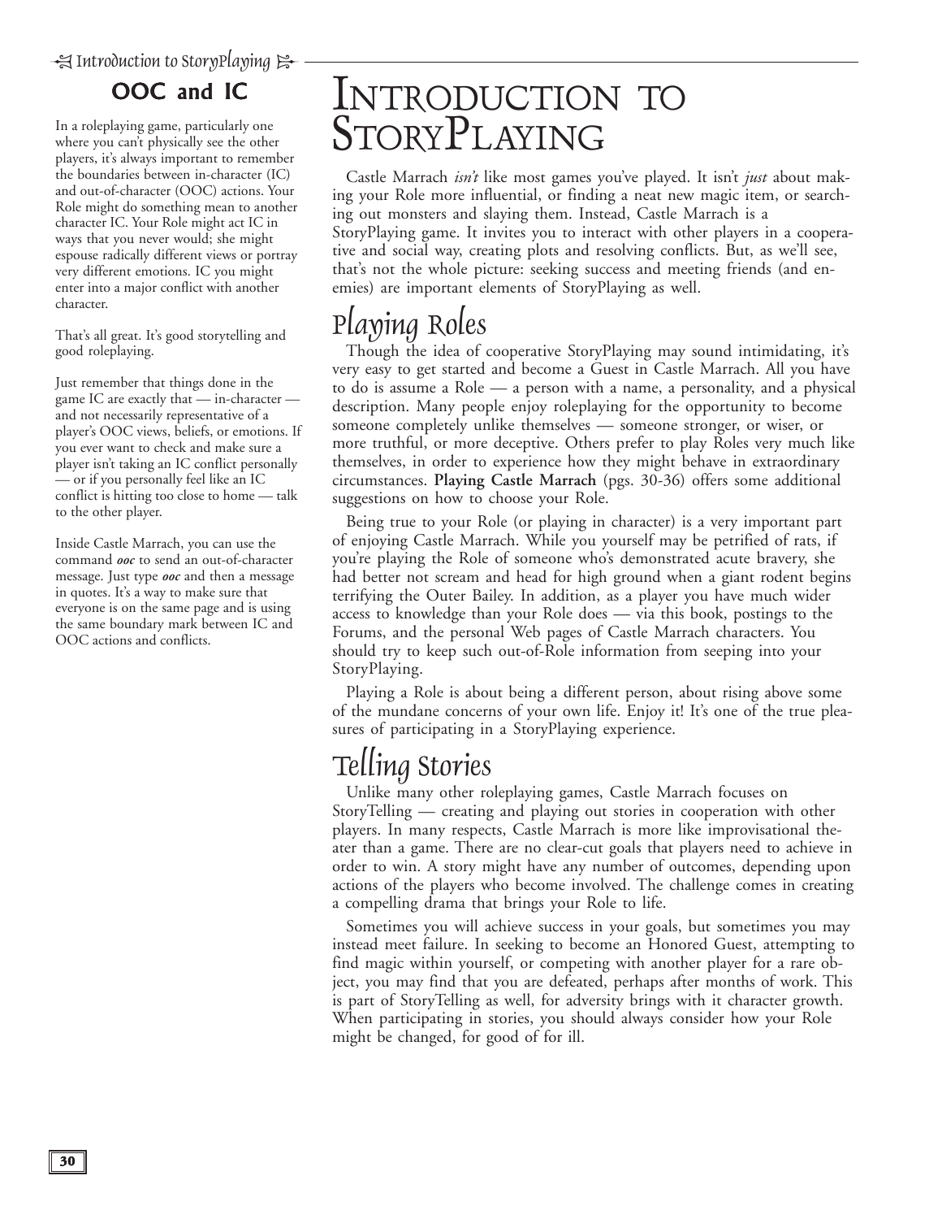# Introduction to StoryPlaying

Castle Marrach *isn't* like most games you've played. It isn't *just* about making your Role more influential, or finding a neat new magic item, or searching out monsters and slaying them. Instead, Castle Marrach is a StoryPlaying game. It invites you to interact with other players in a cooperative and social way, creating plots and resolving conflicts. But, as we'll see, that's not the whole picture: seeking success and meeting friends (and enemies) are important elements of StoryPlaying as well.

## Playing Roles

Though the idea of cooperative StoryPlaying may sound intimidating, it's very easy to get started and become a Guest in Castle Marrach. All you have to do is assume a Role — a person with a name, a personality, and a physical description. Many people enjoy roleplaying for the opportunity to become someone completely unlike themselves — someone stronger, or wiser, or more truthful, or more deceptive. Others prefer to play Roles very much like themselves, in order to experience how they might behave in extraordinary circumstances. **Playing Castle Marrach** (pgs. 30-36) offers some additional suggestions on how to choose your Role.

Being true to your Role (or playing in character) is a very important part of enjoying Castle Marrach. While you yourself may be petrified of rats, if you're playing the Role of someone who's demonstrated acute bravery, she had better not scream and head for high ground when a giant rodent begins terrifying the Outer Bailey. In addition, as a player you have much wider access to knowledge than your Role does — via this book, postings to the Forums, and the personal Web pages of Castle Marrach characters. You should try to keep such out-of-Role information from seeping into your StoryPlaying.

Playing a Role is about being a different person, about rising above some of the mundane concerns of your own life. Enjoy it! It's one of the true pleasures of participating in a StoryPlaying experience.

## Telling Stories

Unlike many other roleplaying games, Castle Marrach focuses on StoryTelling — creating and playing out stories in cooperation with other players. In many respects, Castle Marrach is more like improvisational theater than a game. There are no clear-cut goals that players need to achieve in order to win. A story might have any number of outcomes, depending upon actions of the players who become involved. The challenge comes in creating a compelling drama that brings your Role to life.

Sometimes you will achieve success in your goals, but sometimes you may instead meet failure. In seeking to become an Honored Guest, attempting to find magic within yourself, or competing with another player for a rare object, you may find that you are defeated, perhaps after months of work. This is part of StoryTelling as well, for adversity brings with it character growth. When participating in stories, you should always consider how your Role might be changed, for good of for ill.

### OOC and IC

In a roleplaying game, particularly one where you can't physically see the other players, it's always important to remember the boundaries between in-character (IC) and out-of-character (OOC) actions. Your Role might do something mean to another character IC. Your Role might act IC in ways that you never would; she might espouse radically different views or portray very different emotions. IC you might enter into a major conflict with another character.

That's all great. It's good storytelling and good roleplaying.

Just remember that things done in the game IC are exactly that — in-character — and not necessarily representative of a player's OOC views, beliefs, or emotions. If you ever want to check and make sure a player isn't taking an IC conflict personally — or if you personally feel like an IC conflict is hitting too close to home — talk to the other player.

Inside Castle Marrach, you can use the command ***ooc*** to send an out-of-character message. Just type ***ooc*** and then a message in quotes. It's a way to make sure that everyone is on the same page and is using the same boundary mark between IC and OOC actions and conflicts.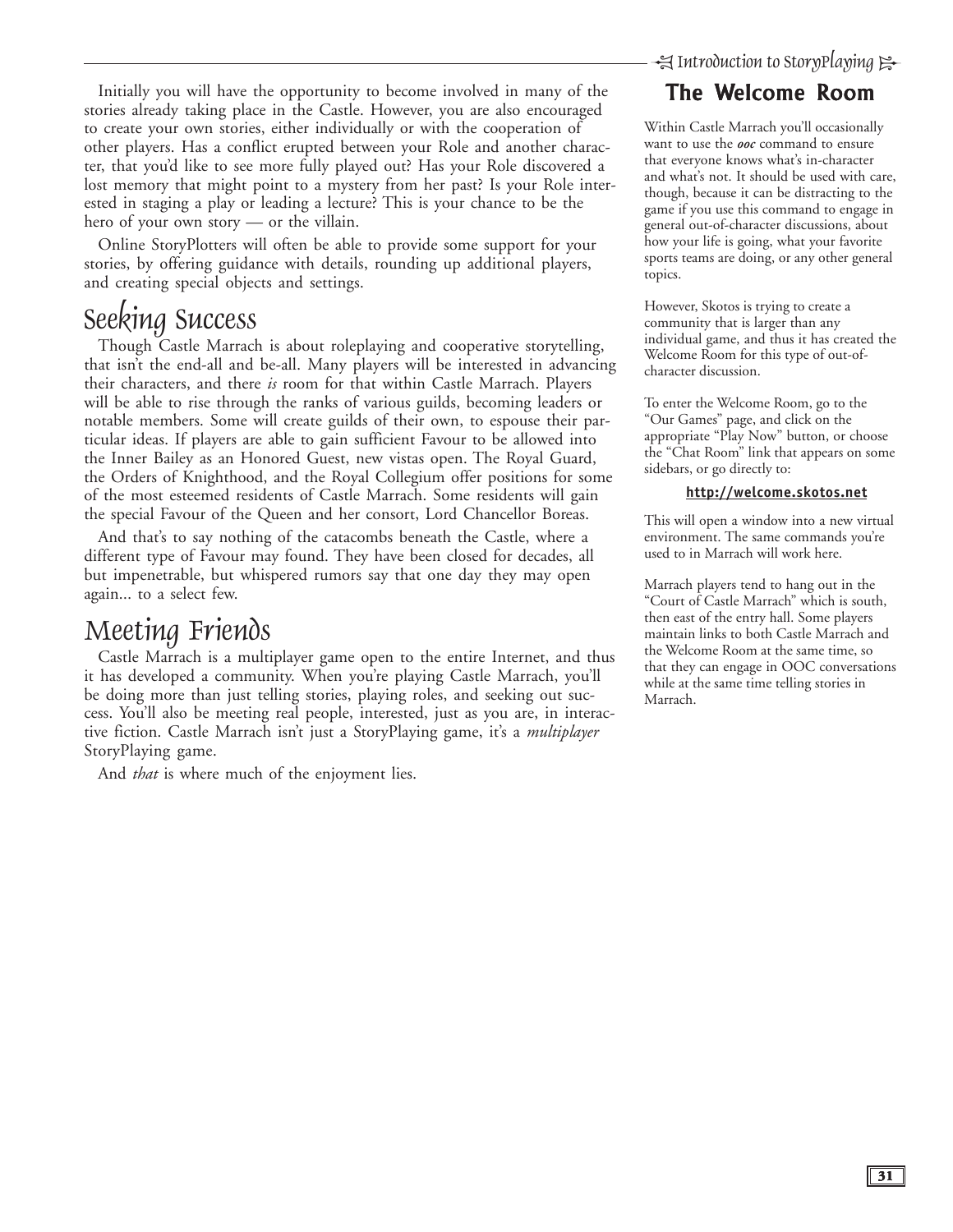Initially you will have the opportunity to become involved in many of the stories already taking place in the Castle. However, you are also encouraged to create your own stories, either individually or with the cooperation of other players. Has a conflict erupted between your Role and another character, that you'd like to see more fully played out? Has your Role discovered a lost memory that might point to a mystery from her past? Is your Role interested in staging a play or leading a lecture? This is your chance to be the hero of your own story — or the villain.

Online StoryPlotters will often be able to provide some support for your stories, by offering guidance with details, rounding up additional players, and creating special objects and settings.

## Seeking Success

Though Castle Marrach is about roleplaying and cooperative storytelling, that isn't the end-all and be-all. Many players will be interested in advancing their characters, and there *is* room for that within Castle Marrach. Players will be able to rise through the ranks of various guilds, becoming leaders or notable members. Some will create guilds of their own, to espouse their particular ideas. If players are able to gain sufficient Favour to be allowed into the Inner Bailey as an Honored Guest, new vistas open. The Royal Guard, the Orders of Knighthood, and the Royal Collegium offer positions for some of the most esteemed residents of Castle Marrach. Some residents will gain the special Favour of the Queen and her consort, Lord Chancellor Boreas.

And that's to say nothing of the catacombs beneath the Castle, where a different type of Favour may found. They have been closed for decades, all but impenetrable, but whispered rumors say that one day they may open again... to a select few.

## Meeting Friends

Castle Marrach is a multiplayer game open to the entire Internet, and thus it has developed a community. When you're playing Castle Marrach, you'll be doing more than just telling stories, playing roles, and seeking out success. You'll also be meeting real people, interested, just as you are, in interactive fiction. Castle Marrach isn't just a StoryPlaying game, it's a *multiplayer* StoryPlaying game.

And *that* is where much of the enjoyment lies.

## The Welcome Room

Within Castle Marrach you'll occasionally want to use the ***ooc*** command to ensure that everyone knows what's in-character and what's not. It should be used with care, though, because it can be distracting to the game if you use this command to engage in general out-of-character discussions, about how your life is going, what your favorite sports teams are doing, or any other general topics.

However, Skotos is trying to create a community that is larger than any individual game, and thus it has created the Welcome Room for this type of out-of-character discussion.

To enter the Welcome Room, go to the "Our Games" page, and click on the appropriate "Play Now" button, or choose the "Chat Room" link that appears on some sidebars, or go directly to:

**http://welcome.skotos.net**

This will open a window into a new virtual environment. The same commands you're used to in Marrach will work here.

Marrach players tend to hang out in the "Court of Castle Marrach" which is south, then east of the entry hall. Some players maintain links to both Castle Marrach and the Welcome Room at the same time, so that they can engage in OOC conversations while at the same time telling stories in Marrach.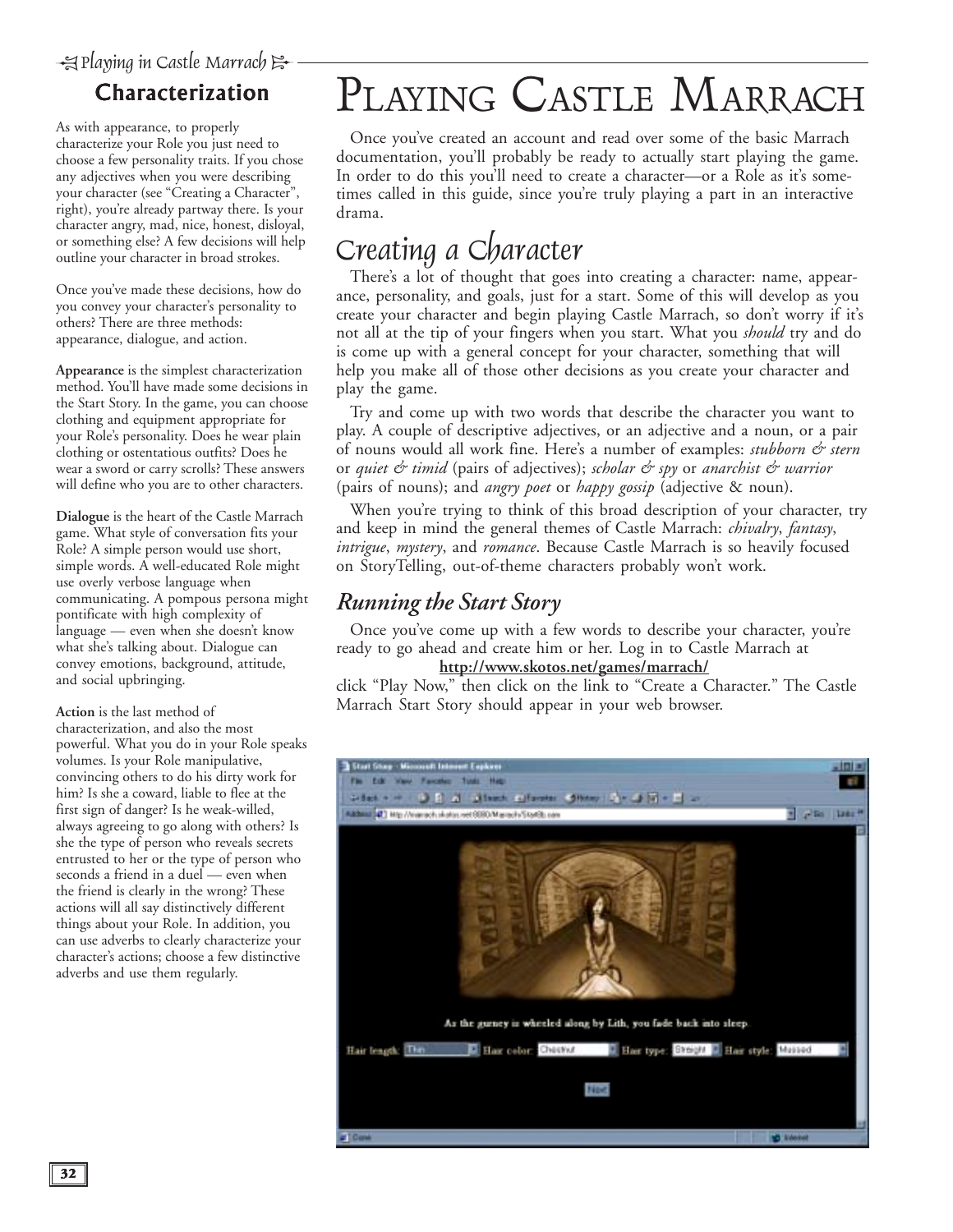# Playing Castle Marrach

Once you've created an account and read over some of the basic Marrach documentation, you'll probably be ready to actually start playing the game. In order to do this you'll need to create a character—or a Role as it's sometimes called in this guide, since you're truly playing a part in an interactive drama.

## Creating a Character

There's a lot of thought that goes into creating a character: name, appearance, personality, and goals, just for a start. Some of this will develop as you create your character and begin playing Castle Marrach, so don't worry if it's not all at the tip of your fingers when you start. What you *should* try and do is come up with a general concept for your character, something that will help you make all of those other decisions as you create your character and play the game.

Try and come up with two words that describe the character you want to play. A couple of descriptive adjectives, or an adjective and a noun, or a pair of nouns would all work fine. Here's a number of examples: *stubborn & stern* or *quiet & timid* (pairs of adjectives); *scholar & spy* or *anarchist & warrior* (pairs of nouns); and *angry poet* or *happy gossip* (adjective & noun).

When you're trying to think of this broad description of your character, try and keep in mind the general themes of Castle Marrach: *chivalry*, *fantasy*, *intrigue*, *mystery*, and *romance*. Because Castle Marrach is so heavily focused on StoryTelling, out-of-theme characters probably won't work.

### *Running the Start Story*

Once you've come up with a few words to describe your character, you're ready to go ahead and create him or her. Log in to Castle Marrach at

**http://www.skotos.net/games/marrach/**

click "Play Now," then click on the link to "Create a Character." The Castle Marrach Start Story should appear in your web browser.

## Characterization

As with appearance, to properly characterize your Role you just need to choose a few personality traits. If you chose any adjectives when you were describing your character (see "Creating a Character", right), you're already partway there. Is your character angry, mad, nice, honest, disloyal, or something else? A few decisions will help outline your character in broad strokes.

Once you've made these decisions, how do you convey your character's personality to others? There are three methods: appearance, dialogue, and action.

**Appearance** is the simplest characterization method. You'll have made some decisions in the Start Story. In the game, you can choose clothing and equipment appropriate for your Role's personality. Does he wear plain clothing or ostentatious outfits? Does he wear a sword or carry scrolls? These answers will define who you are to other characters.

**Dialogue** is the heart of the Castle Marrach game. What style of conversation fits your Role? A simple person would use short, simple words. A well-educated Role might use overly verbose language when communicating. A pompous persona might pontificate with high complexity of language — even when she doesn't know what she's talking about. Dialogue can convey emotions, background, attitude, and social upbringing.

**Action** is the last method of characterization, and also the most powerful. What you do in your Role speaks volumes. Is your Role manipulative, convincing others to do his dirty work for him? Is she a coward, liable to flee at the first sign of danger? Is he weak-willed, always agreeing to go along with others? Is she the type of person who reveals secrets entrusted to her or the type of person who seconds a friend in a duel — even when the friend is clearly in the wrong? These actions will all say distinctively different things about your Role. In addition, you can use adverbs to clearly characterize your character's actions; choose a few distinctive adverbs and use them regularly.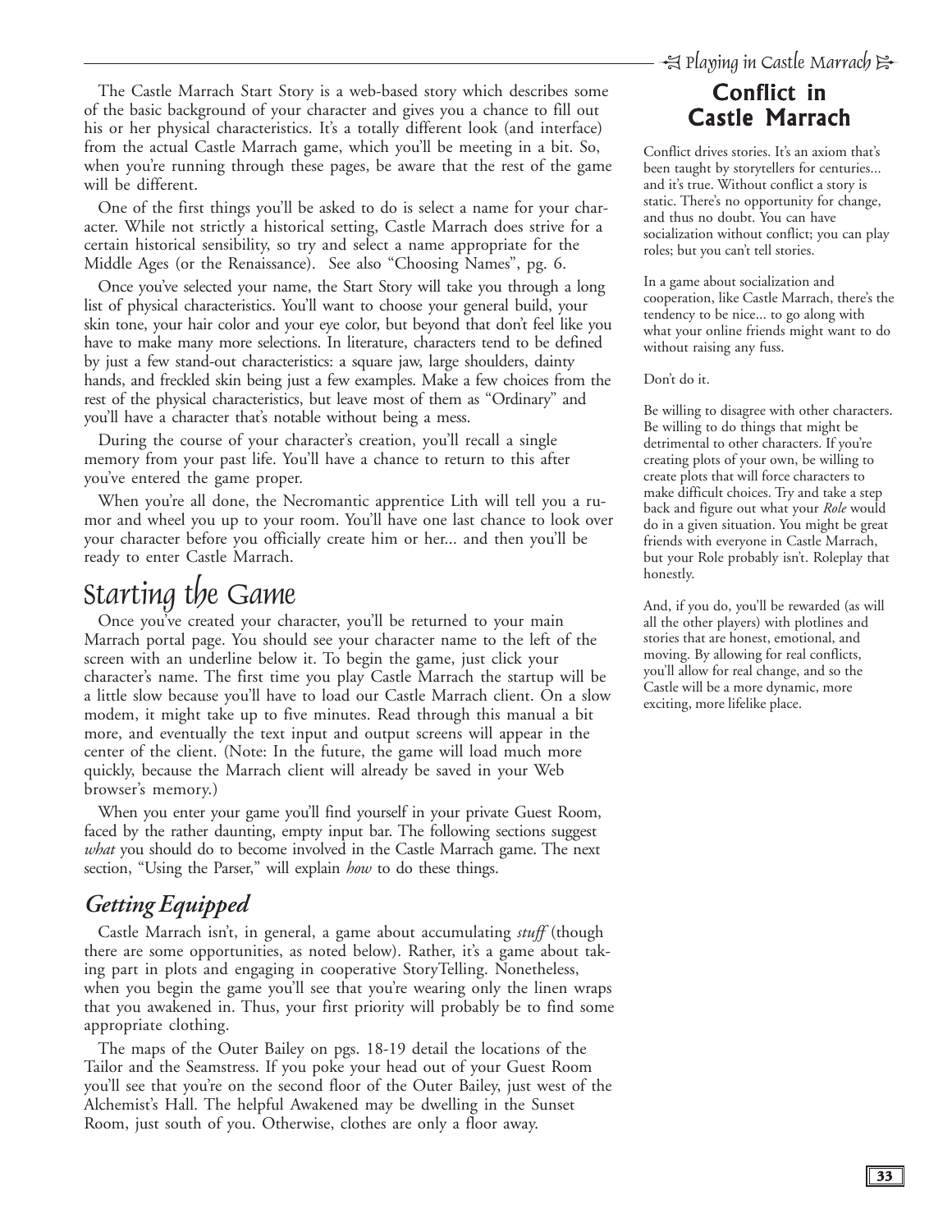The Castle Marrach Start Story is a web-based story which describes some of the basic background of your character and gives you a chance to fill out his or her physical characteristics. It's a totally different look (and interface) from the actual Castle Marrach game, which you'll be meeting in a bit. So, when you're running through these pages, be aware that the rest of the game will be different.

One of the first things you'll be asked to do is select a name for your character. While not strictly a historical setting, Castle Marrach does strive for a certain historical sensibility, so try and select a name appropriate for the Middle Ages (or the Renaissance). See also "Choosing Names", pg. 6.

Once you've selected your name, the Start Story will take you through a long list of physical characteristics. You'll want to choose your general build, your skin tone, your hair color and your eye color, but beyond that don't feel like you have to make many more selections. In literature, characters tend to be defined by just a few stand-out characteristics: a square jaw, large shoulders, dainty hands, and freckled skin being just a few examples. Make a few choices from the rest of the physical characteristics, but leave most of them as "Ordinary" and you'll have a character that's notable without being a mess.

During the course of your character's creation, you'll recall a single memory from your past life. You'll have a chance to return to this after you've entered the game proper.

When you're all done, the Necromantic apprentice Lith will tell you a rumor and wheel you up to your room. You'll have one last chance to look over your character before you officially create him or her... and then you'll be ready to enter Castle Marrach.

# Starting the Game

Once you've created your character, you'll be returned to your main Marrach portal page. You should see your character name to the left of the screen with an underline below it. To begin the game, just click your character's name. The first time you play Castle Marrach the startup will be a little slow because you'll have to load our Castle Marrach client. On a slow modem, it might take up to five minutes. Read through this manual a bit more, and eventually the text input and output screens will appear in the center of the client. (Note: In the future, the game will load much more quickly, because the Marrach client will already be saved in your Web browser's memory.)

When you enter your game you'll find yourself in your private Guest Room, faced by the rather daunting, empty input bar. The following sections suggest *what* you should do to become involved in the Castle Marrach game. The next section, "Using the Parser," will explain *how* to do these things.

## *Getting Equipped*

Castle Marrach isn't, in general, a game about accumulating *stuff* (though there are some opportunities, as noted below). Rather, it's a game about taking part in plots and engaging in cooperative StoryTelling. Nonetheless, when you begin the game you'll see that you're wearing only the linen wraps that you awakened in. Thus, your first priority will probably be to find some appropriate clothing.

The maps of the Outer Bailey on pgs. 18-19 detail the locations of the Tailor and the Seamstress. If you poke your head out of your Guest Room you'll see that you're on the second floor of the Outer Bailey, just west of the Alchemist's Hall. The helpful Awakened may be dwelling in the Sunset Room, just south of you. Otherwise, clothes are only a floor away.

## Conflict in Castle Marrach

Conflict drives stories. It's an axiom that's been taught by storytellers for centuries... and it's true. Without conflict a story is static. There's no opportunity for change, and thus no doubt. You can have socialization without conflict; you can play roles; but you can't tell stories.

In a game about socialization and cooperation, like Castle Marrach, there's the tendency to be nice... to go along with what your online friends might want to do without raising any fuss.

Don't do it.

Be willing to disagree with other characters. Be willing to do things that might be detrimental to other characters. If you're creating plots of your own, be willing to create plots that will force characters to make difficult choices. Try and take a step back and figure out what your *Role* would do in a given situation. You might be great friends with everyone in Castle Marrach, but your Role probably isn't. Roleplay that honestly.

And, if you do, you'll be rewarded (as will all the other players) with plotlines and stories that are honest, emotional, and moving. By allowing for real conflicts, you'll allow for real change, and so the Castle will be a more dynamic, more exciting, more lifelike place.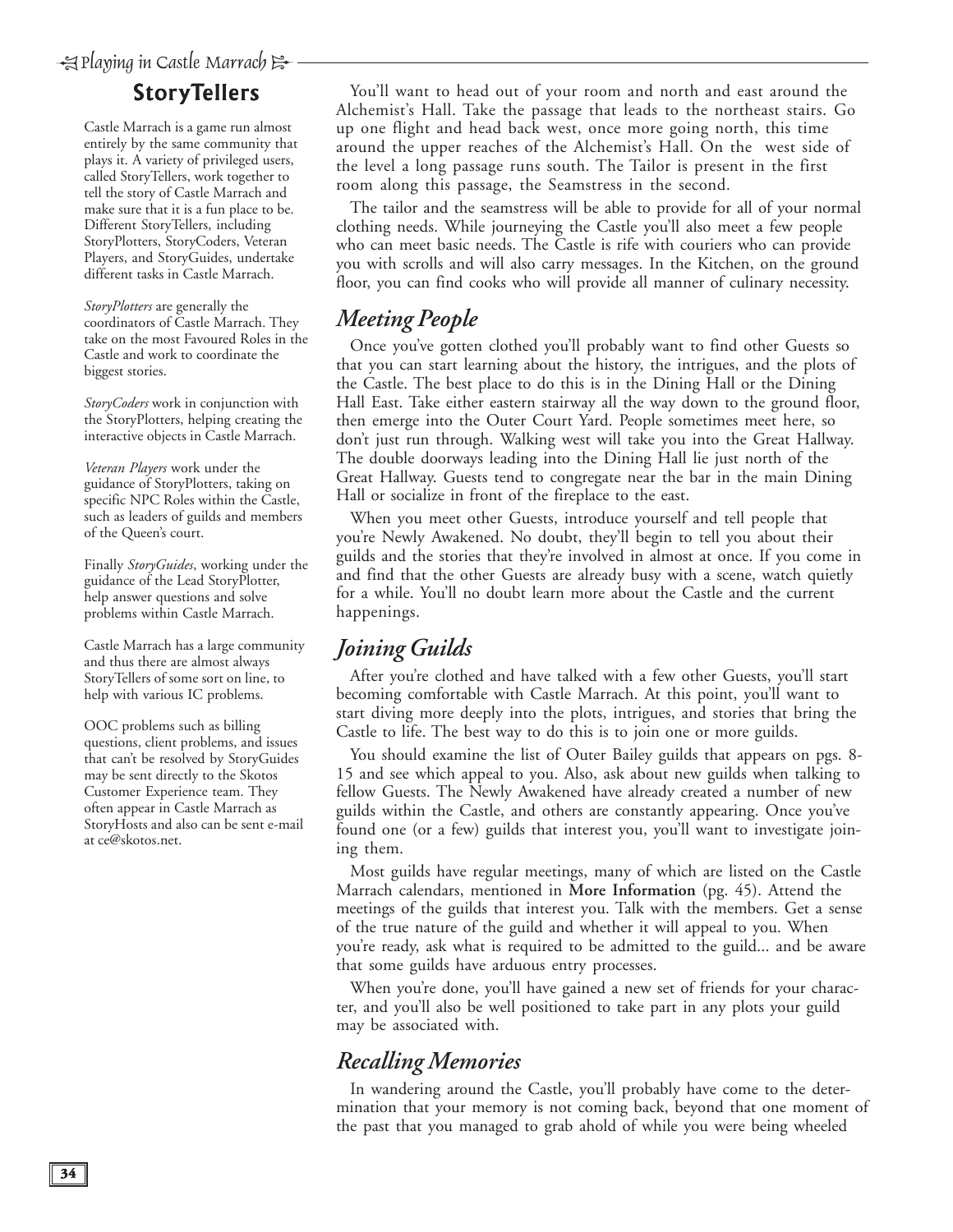## StoryTellers

Castle Marrach is a game run almost entirely by the same community that plays it. A variety of privileged users, called StoryTellers, work together to tell the story of Castle Marrach and make sure that it is a fun place to be. Different StoryTellers, including StoryPlotters, StoryCoders, Veteran Players, and StoryGuides, undertake different tasks in Castle Marrach.

*StoryPlotters* are generally the coordinators of Castle Marrach. They take on the most Favoured Roles in the Castle and work to coordinate the biggest stories.

*StoryCoders* work in conjunction with the StoryPlotters, helping creating the interactive objects in Castle Marrach.

*Veteran Players* work under the guidance of StoryPlotters, taking on specific NPC Roles within the Castle, such as leaders of guilds and members of the Queen's court.

Finally *StoryGuides*, working under the guidance of the Lead StoryPlotter, help answer questions and solve problems within Castle Marrach.

Castle Marrach has a large community and thus there are almost always StoryTellers of some sort on line, to help with various IC problems.

OOC problems such as billing questions, client problems, and issues that can't be resolved by StoryGuides may be sent directly to the Skotos Customer Experience team. They often appear in Castle Marrach as StoryHosts and also can be sent e-mail at ce@skotos.net.

You'll want to head out of your room and north and east around the Alchemist's Hall. Take the passage that leads to the northeast stairs. Go up one flight and head back west, once more going north, this time around the upper reaches of the Alchemist's Hall. On the west side of the level a long passage runs south. The Tailor is present in the first room along this passage, the Seamstress in the second.

The tailor and the seamstress will be able to provide for all of your normal clothing needs. While journeying the Castle you'll also meet a few people who can meet basic needs. The Castle is rife with couriers who can provide you with scrolls and will also carry messages. In the Kitchen, on the ground floor, you can find cooks who will provide all manner of culinary necessity.

## Meeting People

Once you've gotten clothed you'll probably want to find other Guests so that you can start learning about the history, the intrigues, and the plots of the Castle. The best place to do this is in the Dining Hall or the Dining Hall East. Take either eastern stairway all the way down to the ground floor, then emerge into the Outer Court Yard. People sometimes meet here, so don't just run through. Walking west will take you into the Great Hallway. The double doorways leading into the Dining Hall lie just north of the Great Hallway. Guests tend to congregate near the bar in the main Dining Hall or socialize in front of the fireplace to the east.

When you meet other Guests, introduce yourself and tell people that you're Newly Awakened. No doubt, they'll begin to tell you about their guilds and the stories that they're involved in almost at once. If you come in and find that the other Guests are already busy with a scene, watch quietly for a while. You'll no doubt learn more about the Castle and the current happenings.

## Joining Guilds

After you're clothed and have talked with a few other Guests, you'll start becoming comfortable with Castle Marrach. At this point, you'll want to start diving more deeply into the plots, intrigues, and stories that bring the Castle to life. The best way to do this is to join one or more guilds.

You should examine the list of Outer Bailey guilds that appears on pgs. 8-15 and see which appeal to you. Also, ask about new guilds when talking to fellow Guests. The Newly Awakened have already created a number of new guilds within the Castle, and others are constantly appearing. Once you've found one (or a few) guilds that interest you, you'll want to investigate joining them.

Most guilds have regular meetings, many of which are listed on the Castle Marrach calendars, mentioned in **More Information** (pg. 45). Attend the meetings of the guilds that interest you. Talk with the members. Get a sense of the true nature of the guild and whether it will appeal to you. When you're ready, ask what is required to be admitted to the guild... and be aware that some guilds have arduous entry processes.

When you're done, you'll have gained a new set of friends for your character, and you'll also be well positioned to take part in any plots your guild may be associated with.

## Recalling Memories

In wandering around the Castle, you'll probably have come to the determination that your memory is not coming back, beyond that one moment of the past that you managed to grab ahold of while you were being wheeled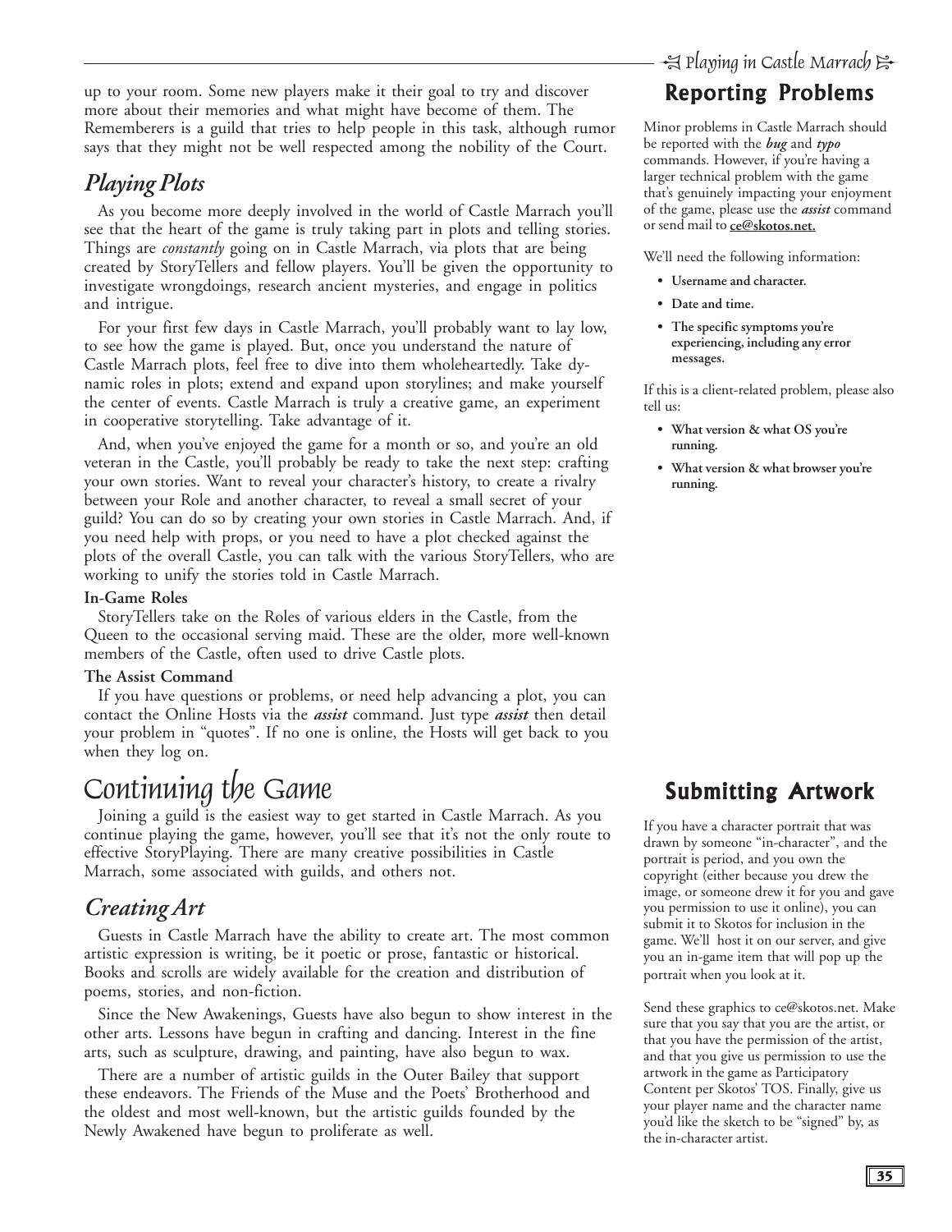up to your room. Some new players make it their goal to try and discover more about their memories and what might have become of them. The Rememberers is a guild that tries to help people in this task, although rumor says that they might not be well respected among the nobility of the Court.

## *Playing Plots*

As you become more deeply involved in the world of Castle Marrach you'll see that the heart of the game is truly taking part in plots and telling stories. Things are *constantly* going on in Castle Marrach, via plots that are being created by StoryTellers and fellow players. You'll be given the opportunity to investigate wrongdoings, research ancient mysteries, and engage in politics and intrigue.

For your first few days in Castle Marrach, you'll probably want to lay low, to see how the game is played. But, once you understand the nature of Castle Marrach plots, feel free to dive into them wholeheartedly. Take dynamic roles in plots; extend and expand upon storylines; and make yourself the center of events. Castle Marrach is truly a creative game, an experiment in cooperative storytelling. Take advantage of it.

And, when you've enjoyed the game for a month or so, and you're an old veteran in the Castle, you'll probably be ready to take the next step: crafting your own stories. Want to reveal your character's history, to create a rivalry between your Role and another character, to reveal a small secret of your guild? You can do so by creating your own stories in Castle Marrach. And, if you need help with props, or you need to have a plot checked against the plots of the overall Castle, you can talk with the various StoryTellers, who are working to unify the stories told in Castle Marrach.

**In-Game Roles**

StoryTellers take on the Roles of various elders in the Castle, from the Queen to the occasional serving maid. These are the older, more well-known members of the Castle, often used to drive Castle plots.

**The Assist Command**

If you have questions or problems, or need help advancing a plot, you can contact the Online Hosts via the ***assist*** command. Just type ***assist*** then detail your problem in "quotes". If no one is online, the Hosts will get back to you when they log on.

# Continuing the Game

Joining a guild is the easiest way to get started in Castle Marrach. As you continue playing the game, however, you'll see that it's not the only route to effective StoryPlaying. There are many creative possibilities in Castle Marrach, some associated with guilds, and others not.

## *Creating Art*

Guests in Castle Marrach have the ability to create art. The most common artistic expression is writing, be it poetic or prose, fantastic or historical. Books and scrolls are widely available for the creation and distribution of poems, stories, and non-fiction.

Since the New Awakenings, Guests have also begun to show interest in the other arts. Lessons have begun in crafting and dancing. Interest in the fine arts, such as sculpture, drawing, and painting, have also begun to wax.

There are a number of artistic guilds in the Outer Bailey that support these endeavors. The Friends of the Muse and the Poets' Brotherhood and the oldest and most well-known, but the artistic guilds founded by the Newly Awakened have begun to proliferate as well.

## Reporting Problems

Minor problems in Castle Marrach should be reported with the ***bug*** and ***typo*** commands. However, if you're having a larger technical problem with the game that's genuinely impacting your enjoyment of the game, please use the ***assist*** command or send mail to **ce@skotos.net.**

We'll need the following information:

- **Username and character.**
- **Date and time.**
- **The specific symptoms you're experiencing, including any error messages.**

If this is a client-related problem, please also tell us:

- **What version & what OS you're running.**
- **What version & what browser you're running.**

## Submitting Artwork

If you have a character portrait that was drawn by someone "in-character", and the portrait is period, and you own the copyright (either because you drew the image, or someone drew it for you and gave you permission to use it online), you can submit it to Skotos for inclusion in the game. We'll host it on our server, and give you an in-game item that will pop up the portrait when you look at it.

Send these graphics to ce@skotos.net. Make sure that you say that you are the artist, or that you have the permission of the artist, and that you give us permission to use the artwork in the game as Participatory Content per Skotos' TOS. Finally, give us your player name and the character name you'd like the sketch to be "signed" by, as the in-character artist.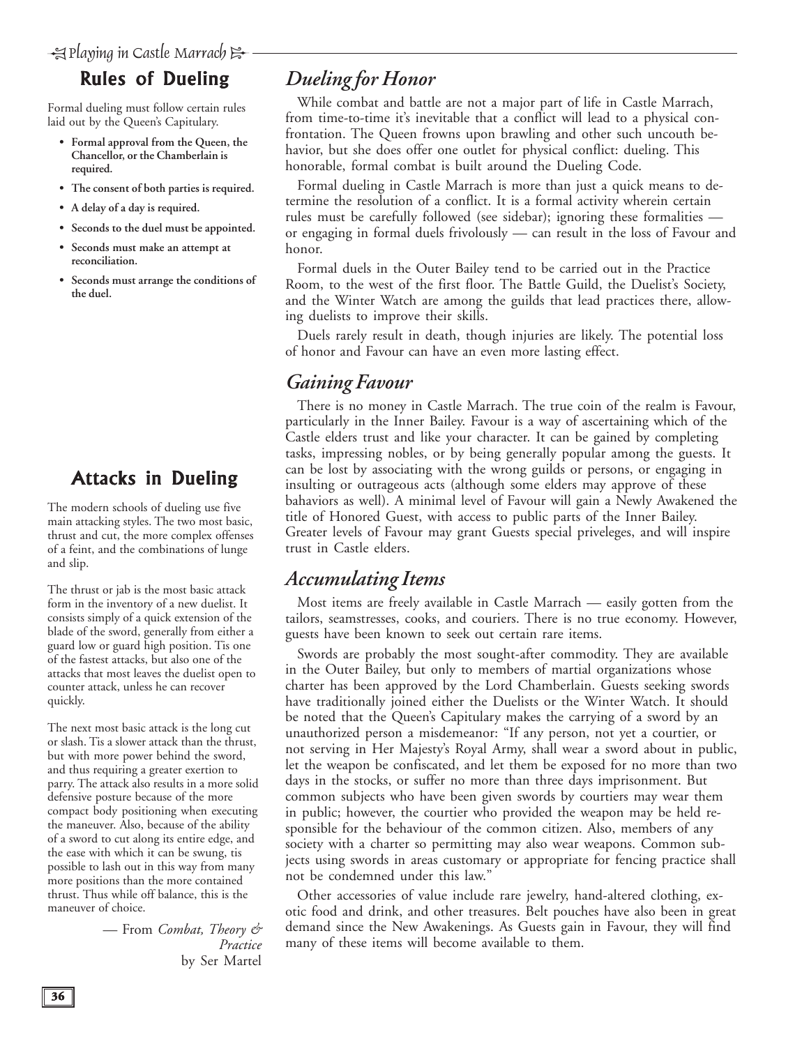## Rules of Dueling

Formal dueling must follow certain rules laid out by the Queen's Capitulary.

- **Formal approval from the Queen, the Chancellor, or the Chamberlain is required.**
- **The consent of both parties is required.**
- **A delay of a day is required.**
- **Seconds to the duel must be appointed.**
- **Seconds must make an attempt at reconciliation.**
- **Seconds must arrange the conditions of the duel.**

## Attacks in Dueling

The modern schools of dueling use five main attacking styles. The two most basic, thrust and cut, the more complex offenses of a feint, and the combinations of lunge and slip.

The thrust or jab is the most basic attack form in the inventory of a new duelist. It consists simply of a quick extension of the blade of the sword, generally from either a guard low or guard high position. Tis one of the fastest attacks, but also one of the attacks that most leaves the duelist open to counter attack, unless he can recover quickly.

The next most basic attack is the long cut or slash. Tis a slower attack than the thrust, but with more power behind the sword, and thus requiring a greater exertion to parry. The attack also results in a more solid defensive posture because of the more compact body positioning when executing the maneuver. Also, because of the ability of a sword to cut along its entire edge, and the ease with which it can be swung, tis possible to lash out in this way from many more positions than the more contained thrust. Thus while off balance, this is the maneuver of choice.

— From *Combat, Theory & Practice* by Ser Martel

## *Dueling for Honor*

While combat and battle are not a major part of life in Castle Marrach, from time-to-time it's inevitable that a conflict will lead to a physical confrontation. The Queen frowns upon brawling and other such uncouth behavior, but she does offer one outlet for physical conflict: dueling. This honorable, formal combat is built around the Dueling Code.

Formal dueling in Castle Marrach is more than just a quick means to determine the resolution of a conflict. It is a formal activity wherein certain rules must be carefully followed (see sidebar); ignoring these formalities — or engaging in formal duels frivolously — can result in the loss of Favour and honor.

Formal duels in the Outer Bailey tend to be carried out in the Practice Room, to the west of the first floor. The Battle Guild, the Duelist's Society, and the Winter Watch are among the guilds that lead practices there, allowing duelists to improve their skills.

Duels rarely result in death, though injuries are likely. The potential loss of honor and Favour can have an even more lasting effect.

## *Gaining Favour*

There is no money in Castle Marrach. The true coin of the realm is Favour, particularly in the Inner Bailey. Favour is a way of ascertaining which of the Castle elders trust and like your character. It can be gained by completing tasks, impressing nobles, or by being generally popular among the guests. It can be lost by associating with the wrong guilds or persons, or engaging in insulting or outrageous acts (although some elders may approve of these bahaviors as well). A minimal level of Favour will gain a Newly Awakened the title of Honored Guest, with access to public parts of the Inner Bailey. Greater levels of Favour may grant Guests special priveleges, and will inspire trust in Castle elders.

## *Accumulating Items*

Most items are freely available in Castle Marrach — easily gotten from the tailors, seamstresses, cooks, and couriers. There is no true economy. However, guests have been known to seek out certain rare items.

Swords are probably the most sought-after commodity. They are available in the Outer Bailey, but only to members of martial organizations whose charter has been approved by the Lord Chamberlain. Guests seeking swords have traditionally joined either the Duelists or the Winter Watch. It should be noted that the Queen's Capitulary makes the carrying of a sword by an unauthorized person a misdemeanor: "If any person, not yet a courtier, or not serving in Her Majesty's Royal Army, shall wear a sword about in public, let the weapon be confiscated, and let them be exposed for no more than two days in the stocks, or suffer no more than three days imprisonment. But common subjects who have been given swords by courtiers may wear them in public; however, the courtier who provided the weapon may be held responsible for the behaviour of the common citizen. Also, members of any society with a charter so permitting may also wear weapons. Common subjects using swords in areas customary or appropriate for fencing practice shall not be condemned under this law."

Other accessories of value include rare jewelry, hand-altered clothing, exotic food and drink, and other treasures. Belt pouches have also been in great demand since the New Awakenings. As Guests gain in Favour, they will find many of these items will become available to them.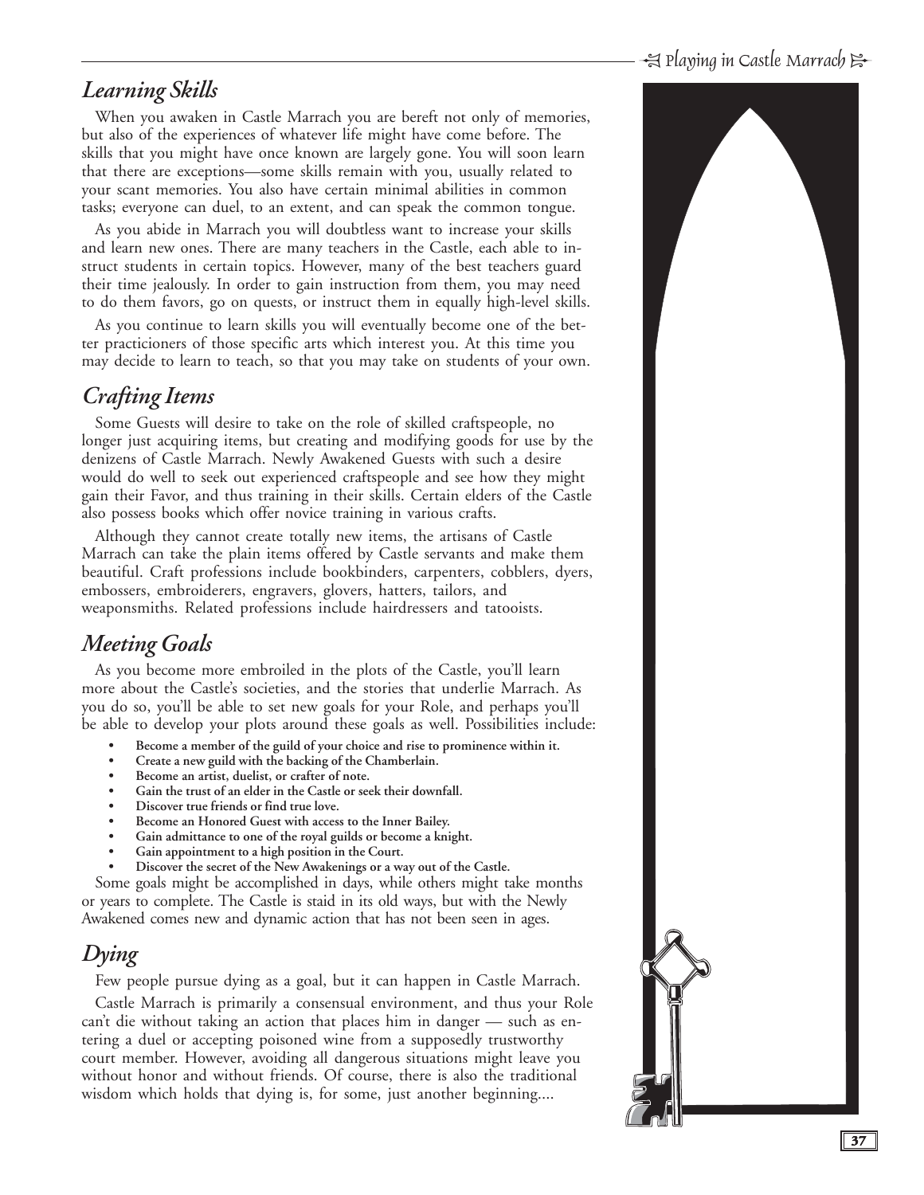## *Learning Skills*

When you awaken in Castle Marrach you are bereft not only of memories, but also of the experiences of whatever life might have come before. The skills that you might have once known are largely gone. You will soon learn that there are exceptions—some skills remain with you, usually related to your scant memories. You also have certain minimal abilities in common tasks; everyone can duel, to an extent, and can speak the common tongue.

As you abide in Marrach you will doubtless want to increase your skills and learn new ones. There are many teachers in the Castle, each able to instruct students in certain topics. However, many of the best teachers guard their time jealously. In order to gain instruction from them, you may need to do them favors, go on quests, or instruct them in equally high-level skills.

As you continue to learn skills you will eventually become one of the better practicioners of those specific arts which interest you. At this time you may decide to learn to teach, so that you may take on students of your own.

## *Crafting Items*

Some Guests will desire to take on the role of skilled craftspeople, no longer just acquiring items, but creating and modifying goods for use by the denizens of Castle Marrach. Newly Awakened Guests with such a desire would do well to seek out experienced craftspeople and see how they might gain their Favor, and thus training in their skills. Certain elders of the Castle also possess books which offer novice training in various crafts.

Although they cannot create totally new items, the artisans of Castle Marrach can take the plain items offered by Castle servants and make them beautiful. Craft professions include bookbinders, carpenters, cobblers, dyers, embossers, embroiderers, engravers, glovers, hatters, tailors, and weaponsmiths. Related professions include hairdressers and tatooists.

## *Meeting Goals*

As you become more embroiled in the plots of the Castle, you'll learn more about the Castle's societies, and the stories that underlie Marrach. As you do so, you'll be able to set new goals for your Role, and perhaps you'll be able to develop your plots around these goals as well. Possibilities include:

- **Become a member of the guild of your choice and rise to prominence within it.**
- **Create a new guild with the backing of the Chamberlain.**
- **Become an artist, duelist, or crafter of note.**
- **Gain the trust of an elder in the Castle or seek their downfall.**
- **Discover true friends or find true love.**
- **Become an Honored Guest with access to the Inner Bailey.**
- **Gain admittance to one of the royal guilds or become a knight.**
- **Gain appointment to a high position in the Court.**
- **Discover the secret of the New Awakenings or a way out of the Castle.**

Some goals might be accomplished in days, while others might take months or years to complete. The Castle is staid in its old ways, but with the Newly Awakened comes new and dynamic action that has not been seen in ages.

## *Dying*

Few people pursue dying as a goal, but it can happen in Castle Marrach.

Castle Marrach is primarily a consensual environment, and thus your Role can't die without taking an action that places him in danger — such as entering a duel or accepting poisoned wine from a supposedly trustworthy court member. However, avoiding all dangerous situations might leave you without honor and without friends. Of course, there is also the traditional wisdom which holds that dying is, for some, just another beginning....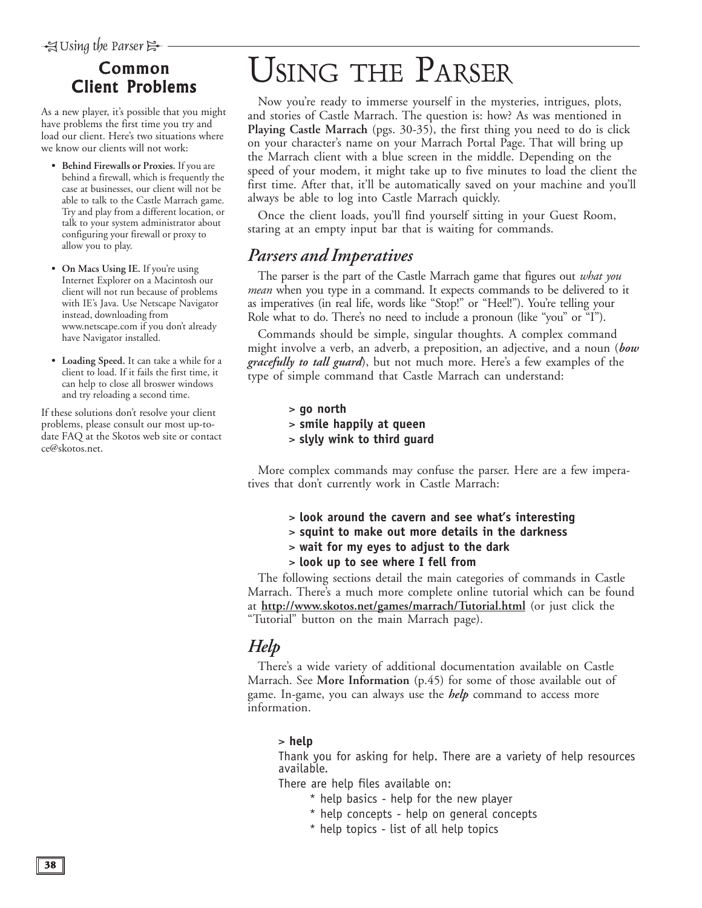## Common Client Problems

As a new player, it's possible that you might have problems the first time you try and load our client. Here's two situations where we know our clients will not work:

- **Behind Firewalls or Proxies.** If you are behind a firewall, which is frequently the case at businesses, our client will not be able to talk to the Castle Marrach game. Try and play from a different location, or talk to your system administrator about configuring your firewall or proxy to allow you to play.
- **On Macs Using IE.** If you're using Internet Explorer on a Macintosh our client will not run because of problems with IE's Java. Use Netscape Navigator instead, downloading from www.netscape.com if you don't already have Navigator installed.
- **Loading Speed.** It can take a while for a client to load. If it fails the first time, it can help to close all broswer windows and try reloading a second time.

If these solutions don't resolve your client problems, please consult our most up-to-date FAQ at the Skotos web site or contact ce@skotos.net.

# Using the Parser

Now you're ready to immerse yourself in the mysteries, intrigues, plots, and stories of Castle Marrach. The question is: how? As was mentioned in **Playing Castle Marrach** (pgs. 30-35), the first thing you need to do is click on your character's name on your Marrach Portal Page. That will bring up the Marrach client with a blue screen in the middle. Depending on the speed of your modem, it might take up to five minutes to load the client the first time. After that, it'll be automatically saved on your machine and you'll always be able to log into Castle Marrach quickly.

Once the client loads, you'll find yourself sitting in your Guest Room, staring at an empty input bar that is waiting for commands.

## Parsers and Imperatives

The parser is the part of the Castle Marrach game that figures out *what you mean* when you type in a command. It expects commands to be delivered to it as imperatives (in real life, words like "Stop!" or "Heel!"). You're telling your Role what to do. There's no need to include a pronoun (like "you" or "I").

Commands should be simple, singular thoughts. A complex command might involve a verb, an adverb, a preposition, an adjective, and a noun (***bow gracefully to tall guard***), but not much more. Here's a few examples of the type of simple command that Castle Marrach can understand:

```
> go north
> smile happily at queen
> slyly wink to third guard
```

More complex commands may confuse the parser. Here are a few imperatives that don't currently work in Castle Marrach:

```
> look around the cavern and see what's interesting
> squint to make out more details in the darkness
> wait for my eyes to adjust to the dark
> look up to see where I fell from
```

The following sections detail the main categories of commands in Castle Marrach. There's a much more complete online tutorial which can be found at **http://www.skotos.net/games/marrach/Tutorial.html** (or just click the "Tutorial" button on the main Marrach page).

## Help

There's a wide variety of additional documentation available on Castle Marrach. See **More Information** (p.45) for some of those available out of game. In-game, you can always use the ***help*** command to access more information.

```
> help
Thank you for asking for help. There are a variety of help resources available.
There are help files available on:
    * help basics - help for the new player
    * help concepts - help on general concepts
    * help topics - list of all help topics
```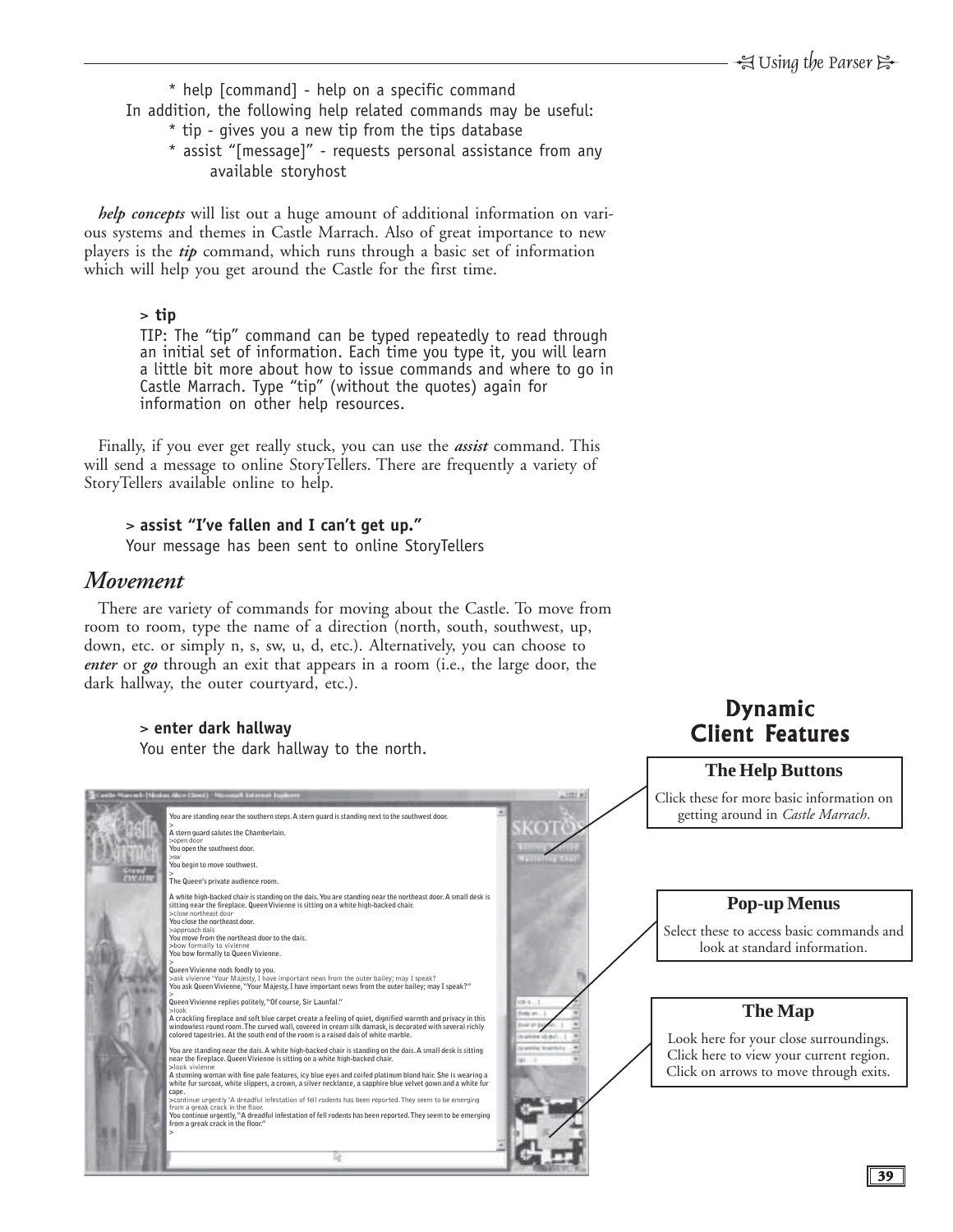```
* help [command] - help on a specific command
In addition, the following help related commands may be useful:
    * tip - gives you a new tip from the tips database
    * assist "[message]" - requests personal assistance from any
        available storyhost
```

***help concepts*** will list out a huge amount of additional information on various systems and themes in Castle Marrach. Also of great importance to new players is the ***tip*** command, which runs through a basic set of information which will help you get around the Castle for the first time.

**> tip**

TIP: The "tip" command can be typed repeatedly to read through an initial set of information. Each time you type it, you will learn a little bit more about how to issue commands and where to go in Castle Marrach. Type "tip" (without the quotes) again for information on other help resources.

Finally, if you ever get really stuck, you can use the ***assist*** command. This will send a message to online StoryTellers. There are frequently a variety of StoryTellers available online to help.

**> assist "I've fallen and I can't get up."**

Your message has been sent to online StoryTellers

## *Movement*

There are variety of commands for moving about the Castle. To move from room to room, type the name of a direction (north, south, southwest, up, down, etc. or simply n, s, sw, u, d, etc.). Alternatively, you can choose to ***enter*** or ***go*** through an exit that appears in a room (i.e., the large door, the dark hallway, the outer courtyard, etc.).

**> enter dark hallway**

You enter the dark hallway to the north.

### Dynamic Client Features

**The Help Buttons**

Click these for more basic information on getting around in *Castle Marrach*.

**Pop-up Menus**

Select these to access basic commands and look at standard information.

**The Map**

Look here for your close surroundings. Click here to view your current region. Click on arrows to move through exits.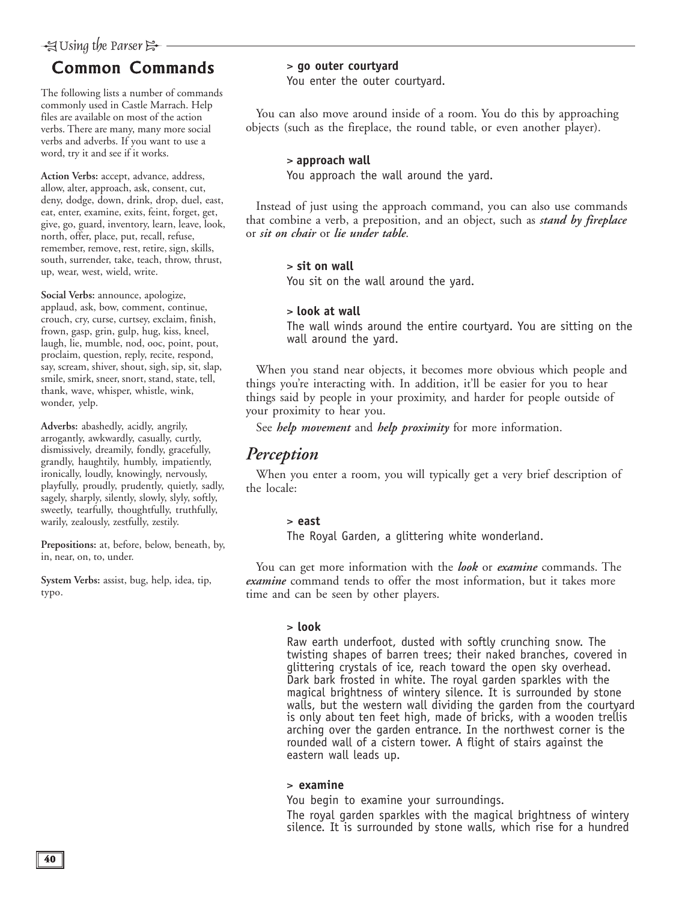## Common Commands

The following lists a number of commands commonly used in Castle Marrach. Help files are available on most of the action verbs. There are many, many more social verbs and adverbs. If you want to use a word, try it and see if it works.

**Action Verbs:** accept, advance, address, allow, alter, approach, ask, consent, cut, deny, dodge, down, drink, drop, duel, east, eat, enter, examine, exits, feint, forget, get, give, go, guard, inventory, learn, leave, look, north, offer, place, put, recall, refuse, remember, remove, rest, retire, sign, skills, south, surrender, take, teach, throw, thrust, up, wear, west, wield, write.

**Social Verbs:** announce, apologize, applaud, ask, bow, comment, continue, crouch, cry, curse, curtsey, exclaim, finish, frown, gasp, grin, gulp, hug, kiss, kneel, laugh, lie, mumble, nod, ooc, point, pout, proclaim, question, reply, recite, respond, say, scream, shiver, shout, sigh, sip, sit, slap, smile, smirk, sneer, snort, stand, state, tell, thank, wave, whisper, whistle, wink, wonder, yelp.

**Adverbs:** abashedly, acidly, angrily, arrogantly, awkwardly, casually, curtly, dismissively, dreamily, fondly, gracefully, grandly, haughtily, humbly, impatiently, ironically, loudly, knowingly, nervously, playfully, proudly, prudently, quietly, sadly, sagely, sharply, silently, slowly, slyly, softly, sweetly, tearfully, thoughtfully, truthfully, warily, zealously, zestfully, zestily.

**Prepositions:** at, before, below, beneath, by, in, near, on, to, under.

**System Verbs:** assist, bug, help, idea, tip, typo.

> **> go outer courtyard**
> You enter the outer courtyard.

You can also move around inside of a room. You do this by approaching objects (such as the fireplace, the round table, or even another player).

> **> approach wall**
> You approach the wall around the yard.

Instead of just using the approach command, you can also use commands that combine a verb, a preposition, and an object, such as ***stand by fireplace*** or ***sit on chair*** or ***lie under table***.

> **> sit on wall**
> You sit on the wall around the yard.

> **> look at wall**
> The wall winds around the entire courtyard. You are sitting on the wall around the yard.

When you stand near objects, it becomes more obvious which people and things you're interacting with. In addition, it'll be easier for you to hear things said by people in your proximity, and harder for people outside of your proximity to hear you.

See ***help movement*** and ***help proximity*** for more information.

## *Perception*

When you enter a room, you will typically get a very brief description of the locale:

> **> east**
> The Royal Garden, a glittering white wonderland.

You can get more information with the ***look*** or ***examine*** commands. The ***examine*** command tends to offer the most information, but it takes more time and can be seen by other players.

> **> look**
> Raw earth underfoot, dusted with softly crunching snow. The twisting shapes of barren trees; their naked branches, covered in glittering crystals of ice, reach toward the open sky overhead. Dark bark frosted in white. The royal garden sparkles with the magical brightness of wintery silence. It is surrounded by stone walls, but the western wall dividing the garden from the courtyard is only about ten feet high, made of bricks, with a wooden trellis arching over the garden entrance. In the northwest corner is the rounded wall of a cistern tower. A flight of stairs against the eastern wall leads up.

> **> examine**
> You begin to examine your surroundings.
> The royal garden sparkles with the magical brightness of wintery silence. It is surrounded by stone walls, which rise for a hundred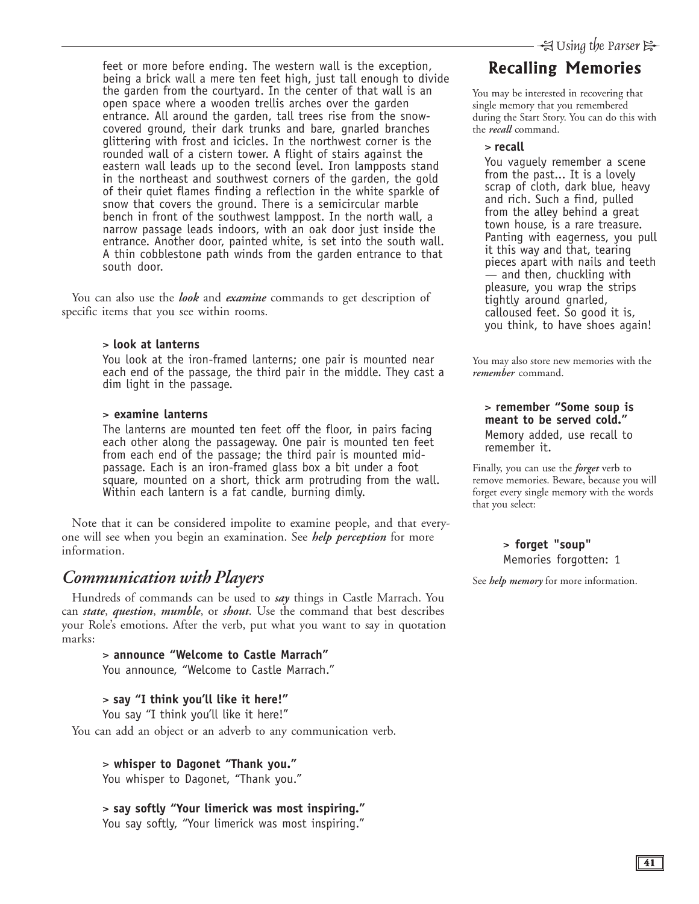feet or more before ending. The western wall is the exception, being a brick wall a mere ten feet high, just tall enough to divide the garden from the courtyard. In the center of that wall is an open space where a wooden trellis arches over the garden entrance. All around the garden, tall trees rise from the snow-covered ground, their dark trunks and bare, gnarled branches glittering with frost and icicles. In the northwest corner is the rounded wall of a cistern tower. A flight of stairs against the eastern wall leads up to the second level. Iron lampposts stand in the northeast and southwest corners of the garden, the gold of their quiet flames finding a reflection in the white sparkle of snow that covers the ground. There is a semicircular marble bench in front of the southwest lamppost. In the north wall, a narrow passage leads indoors, with an oak door just inside the entrance. Another door, painted white, is set into the south wall. A thin cobblestone path winds from the garden entrance to that south door.

You can also use the ***look*** and ***examine*** commands to get description of specific items that you see within rooms.

**> look at lanterns**

You look at the iron-framed lanterns; one pair is mounted near each end of the passage, the third pair in the middle. They cast a dim light in the passage.

**> examine lanterns**

The lanterns are mounted ten feet off the floor, in pairs facing each other along the passageway. One pair is mounted ten feet from each end of the passage; the third pair is mounted mid-passage. Each is an iron-framed glass box a bit under a foot square, mounted on a short, thick arm protruding from the wall. Within each lantern is a fat candle, burning dimly.

Note that it can be considered impolite to examine people, and that everyone will see when you begin an examination. See ***help perception*** for more information.

## *Communication with Players*

Hundreds of commands can be used to ***say*** things in Castle Marrach. You can ***state***, ***question***, ***mumble***, or ***shout***. Use the command that best describes your Role's emotions. After the verb, put what you want to say in quotation marks:

**> announce "Welcome to Castle Marrach"**

You announce, "Welcome to Castle Marrach."

**> say "I think you'll like it here!"**

You say "I think you'll like it here!"

You can add an object or an adverb to any communication verb.

**> whisper to Dagonet "Thank you."**

You whisper to Dagonet, "Thank you."

**> say softly "Your limerick was most inspiring."**

You say softly, "Your limerick was most inspiring."

## Recalling Memories

You may be interested in recovering that single memory that you remembered during the Start Story. You can do this with the ***recall*** command.

**> recall**

You vaguely remember a scene from the past... It is a lovely scrap of cloth, dark blue, heavy and rich. Such a find, pulled from the alley behind a great town house, is a rare treasure. Panting with eagerness, you pull it this way and that, tearing pieces apart with nails and teeth — and then, chuckling with pleasure, you wrap the strips tightly around gnarled, calloused feet. So good it is, you think, to have shoes again!

You may also store new memories with the ***remember*** command.

**> remember "Some soup is meant to be served cold."**

Memory added, use recall to remember it.

Finally, you can use the ***forget*** verb to remove memories. Beware, because you will forget every single memory with the words that you select:

**> forget "soup"**

Memories forgotten: 1

See ***help memory*** for more information.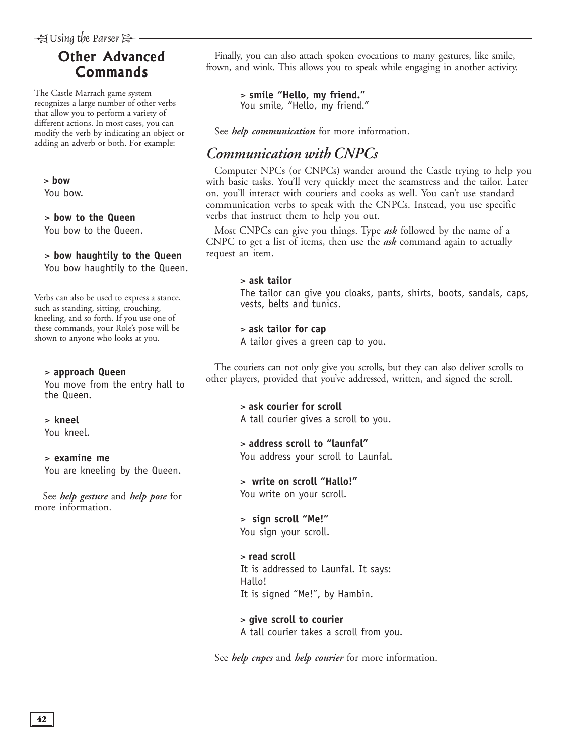## Other Advanced Commands

The Castle Marrach game system recognizes a large number of other verbs that allow you to perform a variety of different actions. In most cases, you can modify the verb by indicating an object or adding an adverb or both. For example:

```
> bow
You bow.

> bow to the Queen
You bow to the Queen.

> bow haughtily to the Queen
You bow haughtily to the Queen.
```

Verbs can also be used to express a stance, such as standing, sitting, crouching, kneeling, and so forth. If you use one of these commands, your Role's pose will be shown to anyone who looks at you.

```
> approach Queen
You move from the entry hall to the Queen.

> kneel
You kneel.

> examine me
You are kneeling by the Queen.
```

See ***help gesture*** and ***help pose*** for more information.

Finally, you can also attach spoken evocations to many gestures, like smile, frown, and wink. This allows you to speak while engaging in another activity.

```
> smile "Hello, my friend."
You smile, "Hello, my friend."
```

See ***help communication*** for more information.

## *Communication with CNPCs*

Computer NPCs (or CNPCs) wander around the Castle trying to help you with basic tasks. You'll very quickly meet the seamstress and the tailor. Later on, you'll interact with couriers and cooks as well. You can't use standard communication verbs to speak with the CNPCs. Instead, you use specific verbs that instruct them to help you out.

Most CNPCs can give you things. Type ***ask*** followed by the name of a CNPC to get a list of items, then use the ***ask*** command again to actually request an item.

```
> ask tailor
The tailor can give you cloaks, pants, shirts, boots, sandals, caps, vests, belts and tunics.

> ask tailor for cap
A tailor gives a green cap to you.
```

The couriers can not only give you scrolls, but they can also deliver scrolls to other players, provided that you've addressed, written, and signed the scroll.

```
> ask courier for scroll
A tall courier gives a scroll to you.

> address scroll to "launfal"
You address your scroll to Launfal.

> write on scroll "Hallo!"
You write on your scroll.

> sign scroll "Me!"
You sign your scroll.

> read scroll
It is addressed to Launfal. It says:
Hallo!
It is signed "Me!", by Hambin.

> give scroll to courier
A tall courier takes a scroll from you.
```

See ***help cnpcs*** and ***help courier*** for more information.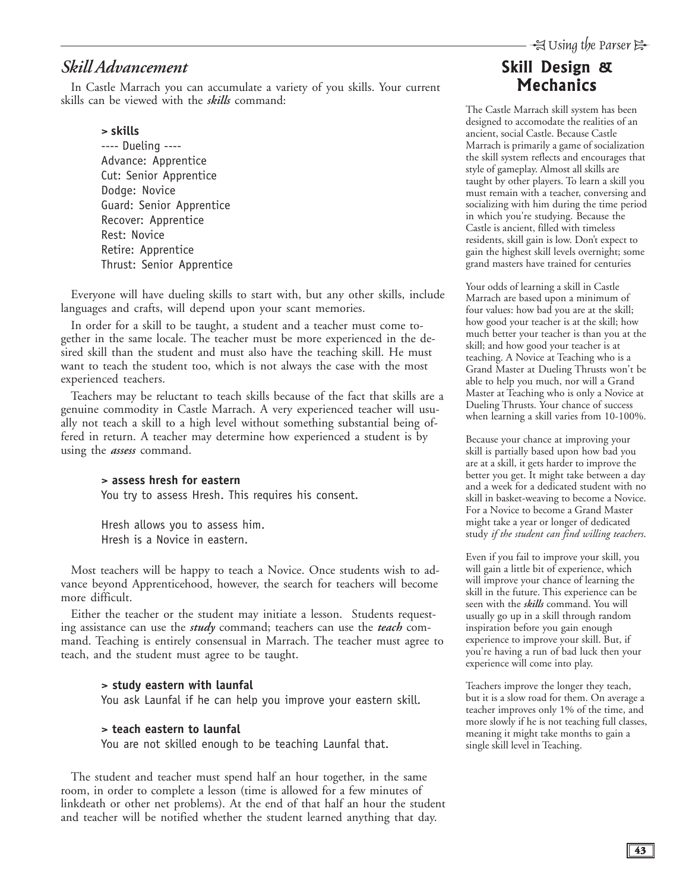## *Skill Advancement*

In Castle Marrach you can accumulate a variety of you skills. Your current skills can be viewed with the ***skills*** command:

```
> skills
---- Dueling ----
Advance: Apprentice
Cut: Senior Apprentice
Dodge: Novice
Guard: Senior Apprentice
Recover: Apprentice
Rest: Novice
Retire: Apprentice
Thrust: Senior Apprentice
```

Everyone will have dueling skills to start with, but any other skills, include languages and crafts, will depend upon your scant memories.

In order for a skill to be taught, a student and a teacher must come together in the same locale. The teacher must be more experienced in the desired skill than the student and must also have the teaching skill. He must want to teach the student too, which is not always the case with the most experienced teachers.

Teachers may be reluctant to teach skills because of the fact that skills are a genuine commodity in Castle Marrach. A very experienced teacher will usually not teach a skill to a high level without something substantial being offered in return. A teacher may determine how experienced a student is by using the ***assess*** command.

```
> assess hresh for eastern
You try to assess Hresh. This requires his consent.

Hresh allows you to assess him.
Hresh is a Novice in eastern.
```

Most teachers will be happy to teach a Novice. Once students wish to advance beyond Apprenticehood, however, the search for teachers will become more difficult.

Either the teacher or the student may initiate a lesson. Students requesting assistance can use the ***study*** command; teachers can use the ***teach*** command. Teaching is entirely consensual in Marrach. The teacher must agree to teach, and the student must agree to be taught.

```
> study eastern with launfal
You ask Launfal if he can help you improve your eastern skill.

> teach eastern to launfal
You are not skilled enough to be teaching Launfal that.
```

The student and teacher must spend half an hour together, in the same room, in order to complete a lesson (time is allowed for a few minutes of linkdeath or other net problems). At the end of that half an hour the student and teacher will be notified whether the student learned anything that day.

## Skill Design & Mechanics

The Castle Marrach skill system has been designed to accomodate the realities of an ancient, social Castle. Because Castle Marrach is primarily a game of socialization the skill system reflects and encourages that style of gameplay. Almost all skills are taught by other players. To learn a skill you must remain with a teacher, conversing and socializing with him during the time period in which you're studying. Because the Castle is ancient, filled with timeless residents, skill gain is low. Don't expect to gain the highest skill levels overnight; some grand masters have trained for centuries

Your odds of learning a skill in Castle Marrach are based upon a minimum of four values: how bad you are at the skill; how good your teacher is at the skill; how much better your teacher is than you at the skill; and how good your teacher is at teaching. A Novice at Teaching who is a Grand Master at Dueling Thrusts won't be able to help you much, nor will a Grand Master at Teaching who is only a Novice at Dueling Thrusts. Your chance of success when learning a skill varies from 10-100%.

Because your chance at improving your skill is partially based upon how bad you are at a skill, it gets harder to improve the better you get. It might take between a day and a week for a dedicated student with no skill in basket-weaving to become a Novice. For a Novice to become a Grand Master might take a year or longer of dedicated study *if the student can find willing teachers*.

Even if you fail to improve your skill, you will gain a little bit of experience, which will improve your chance of learning the skill in the future. This experience can be seen with the ***skills*** command. You will usually go up in a skill through random inspiration before you gain enough experience to improve your skill. But, if you're having a run of bad luck then your experience will come into play.

Teachers improve the longer they teach, but it is a slow road for them. On average a teacher improves only 1% of the time, and more slowly if he is not teaching full classes, meaning it might take months to gain a single skill level in Teaching.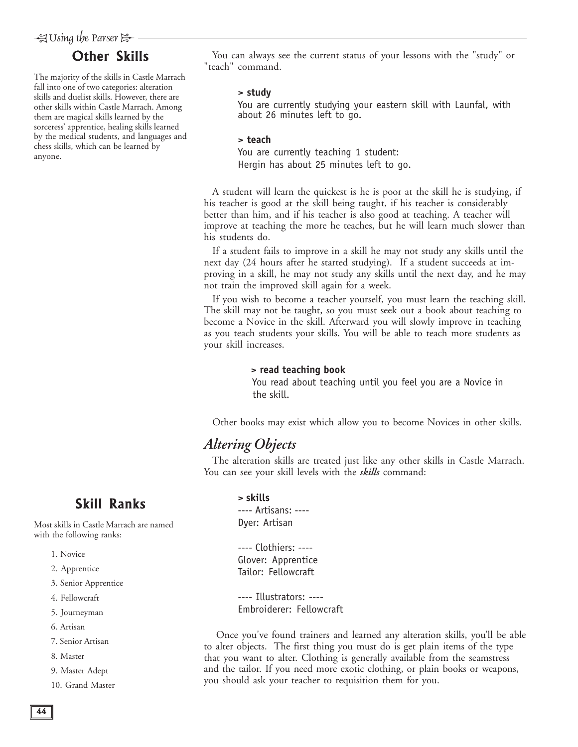## Other Skills

The majority of the skills in Castle Marrach fall into one of two categories: alteration skills and duelist skills. However, there are other skills within Castle Marrach. Among them are magical skills learned by the sorceress' apprentice, healing skills learned by the medical students, and languages and chess skills, which can be learned by anyone.

You can always see the current status of your lessons with the "study" or "teach" command.

```
> study
You are currently studying your eastern skill with Launfal, with
about 26 minutes left to go.

> teach
You are currently teaching 1 student:
Hergin has about 25 minutes left to go.
```

A student will learn the quickest is he is poor at the skill he is studying, if his teacher is good at the skill being taught, if his teacher is considerably better than him, and if his teacher is also good at teaching. A teacher will improve at teaching the more he teaches, but he will learn much slower than his students do.

If a student fails to improve in a skill he may not study any skills until the next day (24 hours after he started studying). If a student succeeds at improving in a skill, he may not study any skills until the next day, and he may not train the improved skill again for a week.

If you wish to become a teacher yourself, you must learn the teaching skill. The skill may not be taught, so you must seek out a book about teaching to become a Novice in the skill. Afterward you will slowly improve in teaching as you teach students your skills. You will be able to teach more students as your skill increases.

```
> read teaching book
You read about teaching until you feel you are a Novice in
the skill.
```

Other books may exist which allow you to become Novices in other skills.

## *Altering Objects*

The alteration skills are treated just like any other skills in Castle Marrach. You can see your skill levels with the ***skills*** command:

```
> skills
---- Artisans: ----
Dyer: Artisan

---- Clothiers: ----
Glover: Apprentice
Tailor: Fellowcraft

---- Illustrators: ----
Embroiderer: Fellowcraft
```

Once you've found trainers and learned any alteration skills, you'll be able to alter objects. The first thing you must do is get plain items of the type that you want to alter. Clothing is generally available from the seamstress and the tailor. If you need more exotic clothing, or plain books or weapons, you should ask your teacher to requisition them for you.

## Skill Ranks

Most skills in Castle Marrach are named with the following ranks:

1. Novice
2. Apprentice
3. Senior Apprentice
4. Fellowcraft
5. Journeyman
6. Artisan
7. Senior Artisan
8. Master
9. Master Adept
10. Grand Master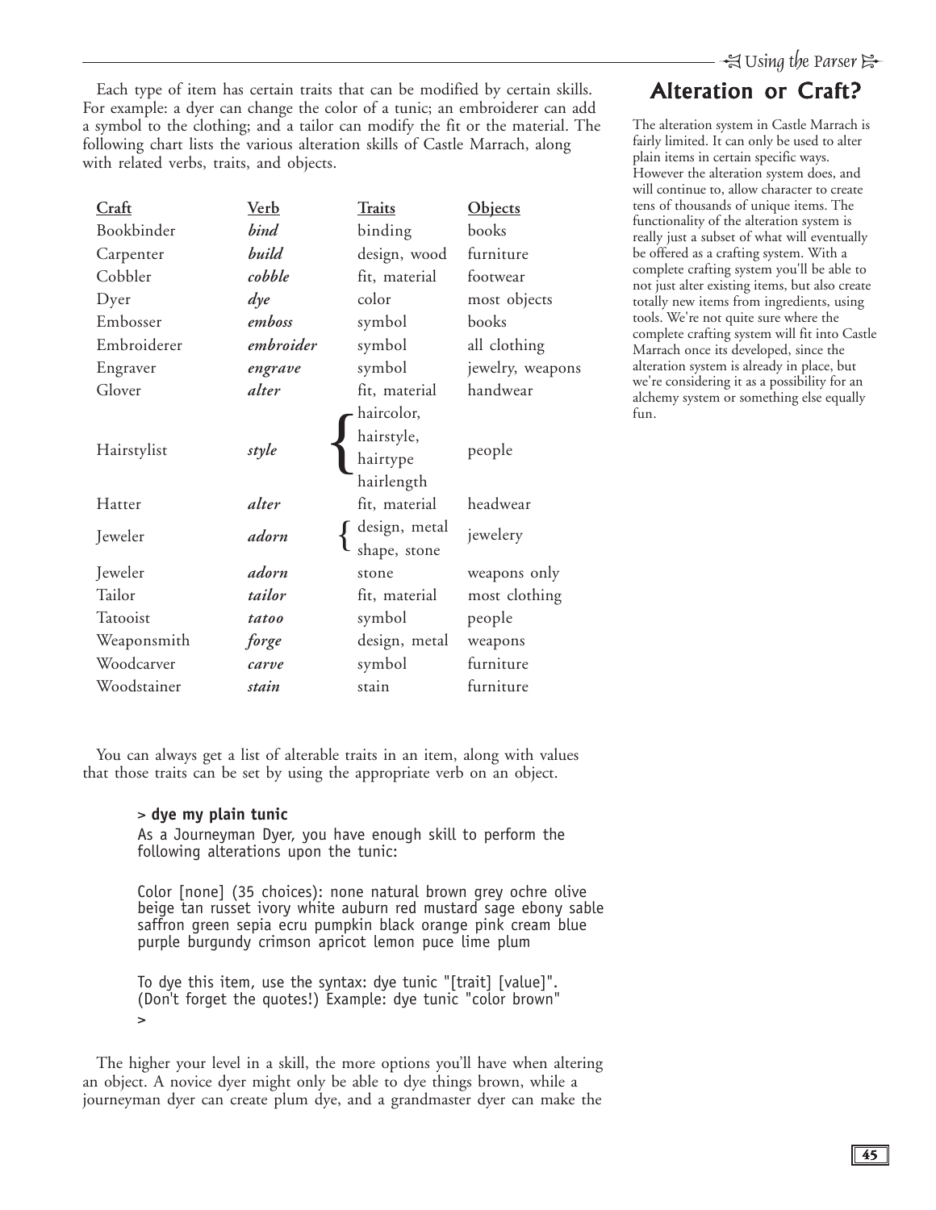Each type of item has certain traits that can be modified by certain skills. For example: a dyer can change the color of a tunic; an embroiderer can add a symbol to the clothing; and a tailor can modify the fit or the material. The following chart lists the various alteration skills of Castle Marrach, along with related verbs, traits, and objects.

| Craft | Verb | Traits | Objects |
|---|---|---|---|
| Bookbinder | ***bind*** | binding | books |
| Carpenter | ***build*** | design, wood | furniture |
| Cobbler | ***cobble*** | fit, material | footwear |
| Dyer | ***dye*** | color | most objects |
| Embosser | ***emboss*** | symbol | books |
| Embroiderer | ***embroider*** | symbol | all clothing |
| Engraver | ***engrave*** | symbol | jewelry, weapons |
| Glover | ***alter*** | fit, material | handwear |
| Hairstylist | ***style*** | haircolor, hairstyle, hairtype hairlength | people |
| Hatter | ***alter*** | fit, material | headwear |
| Jeweler | ***adorn*** | design, metal shape, stone | jewelery |
| Jeweler | ***adorn*** | stone | weapons only |
| Tailor | ***tailor*** | fit, material | most clothing |
| Tatooist | ***tatoo*** | symbol | people |
| Weaponsmith | ***forge*** | design, metal | weapons |
| Woodcarver | ***carve*** | symbol | furniture |
| Woodstainer | ***stain*** | stain | furniture |

You can always get a list of alterable traits in an item, along with values that those traits can be set by using the appropriate verb on an object.

```
> dye my plain tunic
As a Journeyman Dyer, you have enough skill to perform the
following alterations upon the tunic:

Color [none] (35 choices): none natural brown grey ochre olive
beige tan russet ivory white auburn red mustard sage ebony sable
saffron green sepia ecru pumpkin black orange pink cream blue
purple burgundy crimson apricot lemon puce lime plum

To dye this item, use the syntax: dye tunic "[trait] [value]".
(Don't forget the quotes!) Example: dye tunic "color brown"
>
```

The higher your level in a skill, the more options you'll have when altering an object. A novice dyer might only be able to dye things brown, while a journeyman dyer can create plum dye, and a grandmaster dyer can make the

## Alteration or Craft?

The alteration system in Castle Marrach is fairly limited. It can only be used to alter plain items in certain specific ways. However the alteration system does, and will continue to, allow character to create tens of thousands of unique items. The functionality of the alteration system is really just a subset of what will eventually be offered as a crafting system. With a complete crafting system you'll be able to not just alter existing items, but also create totally new items from ingredients, using tools. We're not quite sure where the complete crafting system will fit into Castle Marrach once its developed, since the alteration system is already in place, but we're considering it as a possibility for an alchemy system or something else equally fun.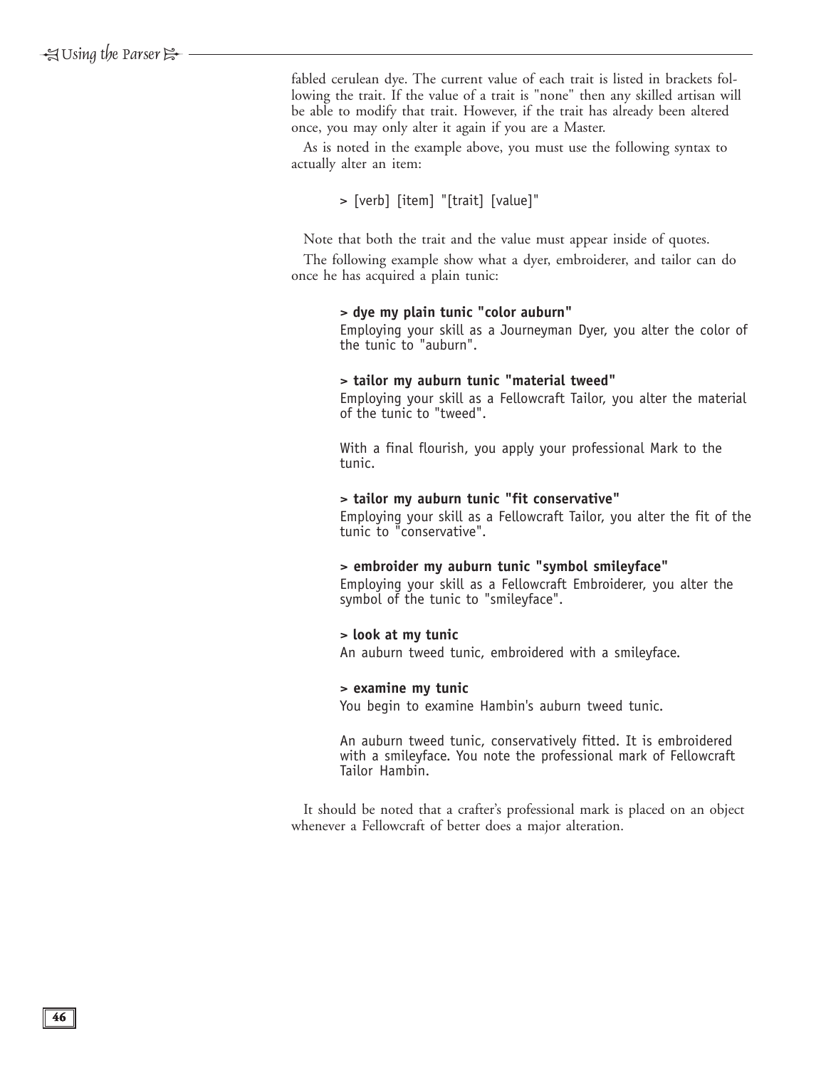fabled cerulean dye. The current value of each trait is listed in brackets following the trait. If the value of a trait is "none" then any skilled artisan will be able to modify that trait. However, if the trait has already been altered once, you may only alter it again if you are a Master.

As is noted in the example above, you must use the following syntax to actually alter an item:

```
> [verb] [item] "[trait] [value]"
```

Note that both the trait and the value must appear inside of quotes.

The following example show what a dyer, embroiderer, and tailor can do once he has acquired a plain tunic:

```
> dye my plain tunic "color auburn"
Employing your skill as a Journeyman Dyer, you alter the color of
the tunic to "auburn".

> tailor my auburn tunic "material tweed"
Employing your skill as a Fellowcraft Tailor, you alter the material
of the tunic to "tweed".

With a final flourish, you apply your professional Mark to the
tunic.

> tailor my auburn tunic "fit conservative"
Employing your skill as a Fellowcraft Tailor, you alter the fit of the
tunic to "conservative".

> embroider my auburn tunic "symbol smileyface"
Employing your skill as a Fellowcraft Embroiderer, you alter the
symbol of the tunic to "smileyface".

> look at my tunic
An auburn tweed tunic, embroidered with a smileyface.

> examine my tunic
You begin to examine Hambin's auburn tweed tunic.

An auburn tweed tunic, conservatively fitted. It is embroidered
with a smileyface. You note the professional mark of Fellowcraft
Tailor Hambin.
```

It should be noted that a crafter's professional mark is placed on an object whenever a Fellowcraft of better does a major alteration.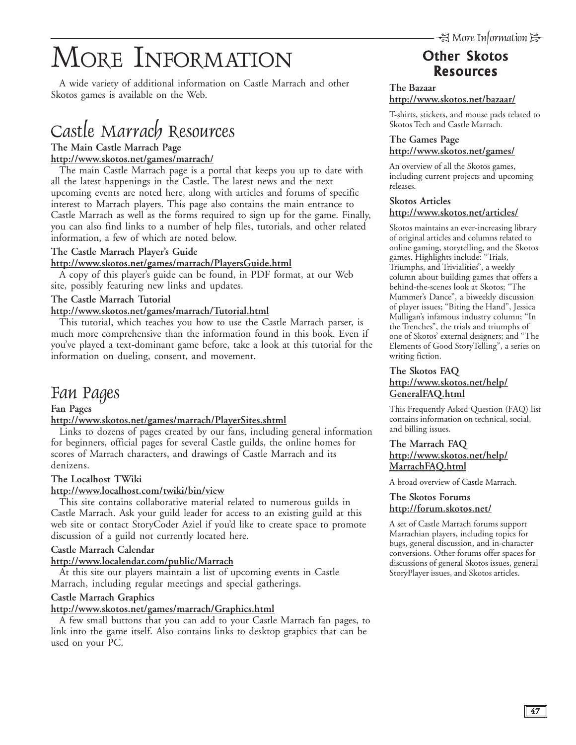# More Information

A wide variety of additional information on Castle Marrach and other Skotos games is available on the Web.

## Castle Marrach Resources

**The Main Castle Marrach Page**
**http://www.skotos.net/games/marrach/**

The main Castle Marrach page is a portal that keeps you up to date with all the latest happenings in the Castle. The latest news and the next upcoming events are noted here, along with articles and forums of specific interest to Marrach players. This page also contains the main entrance to Castle Marrach as well as the forms required to sign up for the game. Finally, you can also find links to a number of help files, tutorials, and other related information, a few of which are noted below.

**The Castle Marrach Player's Guide**
**http://www.skotos.net/games/marrach/PlayersGuide.html**

A copy of this player's guide can be found, in PDF format, at our Web site, possibly featuring new links and updates.

**The Castle Marrach Tutorial**
**http://www.skotos.net/games/marrach/Tutorial.html**

This tutorial, which teaches you how to use the Castle Marrach parser, is much more comprehensive than the information found in this book. Even if you've played a text-dominant game before, take a look at this tutorial for the information on dueling, consent, and movement.

## Fan Pages

**Fan Pages**
**http://www.skotos.net/games/marrach/PlayerSites.shtml**

Links to dozens of pages created by our fans, including general information for beginners, official pages for several Castle guilds, the online homes for scores of Marrach characters, and drawings of Castle Marrach and its denizens.

**The Localhost TWiki**
**http://www.localhost.com/twiki/bin/view**

This site contains collaborative material related to numerous guilds in Castle Marrach. Ask your guild leader for access to an existing guild at this web site or contact StoryCoder Aziel if you'd like to create space to promote discussion of a guild not currently located here.

**Castle Marrach Calendar**
**http://www.localendar.com/public/Marrach**

At this site our players maintain a list of upcoming events in Castle Marrach, including regular meetings and special gatherings.

**Castle Marrach Graphics**
**http://www.skotos.net/games/marrach/Graphics.html**

A few small buttons that you can add to your Castle Marrach fan pages, to link into the game itself. Also contains links to desktop graphics that can be used on your PC.

## Other Skotos Resources

**The Bazaar**
**http://www.skotos.net/bazaar/**

T-shirts, stickers, and mouse pads related to Skotos Tech and Castle Marrach.

**The Games Page**
**http://www.skotos.net/games/**

An overview of all the Skotos games, including current projects and upcoming releases.

**Skotos Articles**
**http://www.skotos.net/articles/**

Skotos maintains an ever-increasing library of original articles and columns related to online gaming, storytelling, and the Skotos games. Highlights include: "Trials, Triumphs, and Trivialities", a weekly column about building games that offers a behind-the-scenes look at Skotos; "The Mummer's Dance", a biweekly discussion of player issues; "Biting the Hand", Jessica Mulligan's infamous industry column; "In the Trenches", the trials and triumphs of one of Skotos' external designers; and "The Elements of Good StoryTelling", a series on writing fiction.

**The Skotos FAQ**
**http://www.skotos.net/help/GeneralFAQ.html**

This Frequently Asked Question (FAQ) list contains information on technical, social, and billing issues.

**The Marrach FAQ**
**http://www.skotos.net/help/MarrachFAQ.html**

A broad overview of Castle Marrach.

**The Skotos Forums**
**http://forum.skotos.net/**

A set of Castle Marrach forums support Marrachian players, including topics for bugs, general discussion, and in-character conversions. Other forums offer spaces for discussions of general Skotos issues, general StoryPlayer issues, and Skotos articles.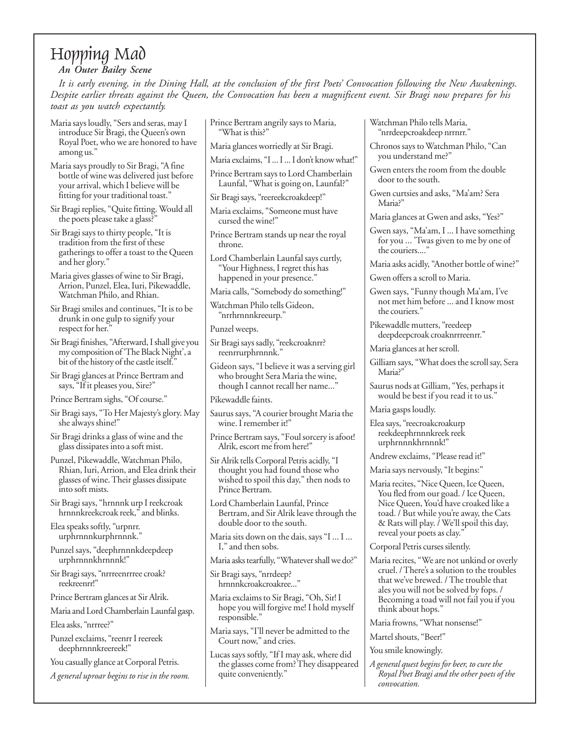# Hopping Mad

***An Outer Bailey Scene***

*It is early evening, in the Dining Hall, at the conclusion of the first Poets' Convocation following the New Awakenings. Despite earlier threats against the Queen, the Convocation has been a magnificent event. Sir Bragi now prepares for his toast as you watch expectantly.*

Maria says loudly, "Sers and seras, may I introduce Sir Bragi, the Queen's own Royal Poet, who we are honored to have among us."

Maria says proudly to Sir Bragi, "A fine bottle of wine was delivered just before your arrival, which I believe will be fitting for your traditional toast."

Sir Bragi replies, "Quite fitting. Would all the poets please take a glass?"

Sir Bragi says to thirty people, "It is tradition from the first of these gatherings to offer a toast to the Queen and her glory."

Maria gives glasses of wine to Sir Bragi, Arrion, Punzel, Elea, Iuri, Pikewaddle, Watchman Philo, and Rhian.

Sir Bragi smiles and continues, "It is to be drunk in one gulp to signify your respect for her."

Sir Bragi finishes, "Afterward, I shall give you my composition of 'The Black Night', a bit of the history of the castle itself."

Sir Bragi glances at Prince Bertram and says, "If it pleases you, Sire?"

Prince Bertram sighs, "Of course."

Sir Bragi says, "To Her Majesty's glory. May she always shine!"

Sir Bragi drinks a glass of wine and the glass dissipates into a soft mist.

Punzel, Pikewaddle, Watchman Philo, Rhian, Iuri, Arrion, and Elea drink their glasses of wine. Their glasses dissipate into soft mists.

Sir Bragi says, "hrnnnk urp I reekcroak hrnnnkreekcroak reek," and blinks.

Elea speaks softly, "urpnrr. urphrnnnkurphrnnnk."

Punzel says, "deephrnnnkdeepdeep urphrnnnkhrnnnk!"

Sir Bragi says, "nrrreenrrree croak? reekreenrr!"

Prince Bertram glances at Sir Alrik.

Maria and Lord Chamberlain Launfal gasp.

Elea asks, "nrrree?"

Punzel exclaims, "reenrr I reereek deephrnnnkreereek!"

You casually glance at Corporal Petris.

*A general uproar begins to rise in the room.*

Prince Bertram angrily says to Maria, "What is this?"

Maria glances worriedly at Sir Bragi.

Maria exclaims, "I ... I ... I don't know what!"

Prince Bertram says to Lord Chamberlain Launfal, "What is going on, Launfal?"

Sir Bragi says, "reereekcroakdeep!"

Maria exclaims, "Someone must have cursed the wine!"

Prince Bertram stands up near the royal throne.

Lord Chamberlain Launfal says curtly, "Your Highness, I regret this has happened in your presence."

Maria calls, "Somebody do something!"

Watchman Philo tells Gideon, "nrrhrnnnkreeurp."

Punzel weeps.

Sir Bragi says sadly, "reekcroaknrr? reenrrurphrnnnk."

Gideon says, "I believe it was a serving girl who brought Sera Maria the wine, though I cannot recall her name..."

Pikewaddle faints.

Saurus says, "A courier brought Maria the wine. I remember it!"

Prince Bertram says, "Foul sorcery is afoot! Alrik, escort me from here!"

Sir Alrik tells Corporal Petris acidly, "I thought you had found those who wished to spoil this day," then nods to Prince Bertram.

Lord Chamberlain Launfal, Prince Bertram, and Sir Alrik leave through the double door to the south.

Maria sits down on the dais, says "I ... I ... I," and then sobs.

Maria asks tearfully, "Whatever shall we do?"

Sir Bragi says, "nrrdeep? hrnnnkcroakcroakree..."

Maria exclaims to Sir Bragi, "Oh, Sir! I hope you will forgive me! I hold myself responsible."

Maria says, "I'll never be admitted to the Court now," and cries.

Lucas says softly, "If I may ask, where did the glasses come from? They disappeared quite conveniently."

Watchman Philo tells Maria, "nrrdeepcroakdeep nrrnrr."

Chronos says to Watchman Philo, "Can you understand me?"

Gwen enters the room from the double door to the south.

Gwen curtsies and asks, "Ma'am? Sera Maria?"

Maria glances at Gwen and asks, "Yes?"

Gwen says, "Ma'am, I ... I have something for you ... 'Twas given to me by one of the couriers...."

Maria asks acidly, "Another bottle of wine?"

Gwen offers a scroll to Maria.

Gwen says, "Funny though Ma'am, I've not met him before ... and I know most the couriers."

Pikewaddle mutters, "reedeep deepdeepcroak croaknrrreenrr."

Maria glances at her scroll.

Gilliam says, "What does the scroll say, Sera Maria?"

Saurus nods at Gilliam, "Yes, perhaps it would be best if you read it to us."

Maria gasps loudly.

Elea says, "reecroakcroakurp reekdeephrnnnkreek reek urphrnnnkhrnnnk!"

Andrew exclaims, "Please read it!"

Maria says nervously, "It begins:"

Maria recites, "Nice Queen, Ice Queen, You fled from our goad. / Ice Queen, Nice Queen, You'd have croaked like a toad. / But while you're away, the Cats & Rats will play. / We'll spoil this day, reveal your poets as clay."

Corporal Petris curses silently.

Maria recites, "We are not unkind or overly cruel. / There's a solution to the troubles that we've brewed. / The trouble that ales you will not be solved by fops. / Becoming a toad will not fail you if you think about hops."

Maria frowns, "What nonsense!"

Martel shouts, "Beer!"

You smile knowingly.

*A general quest begins for beer, to cure the Royal Poet Bragi and the other poets of the convocation.*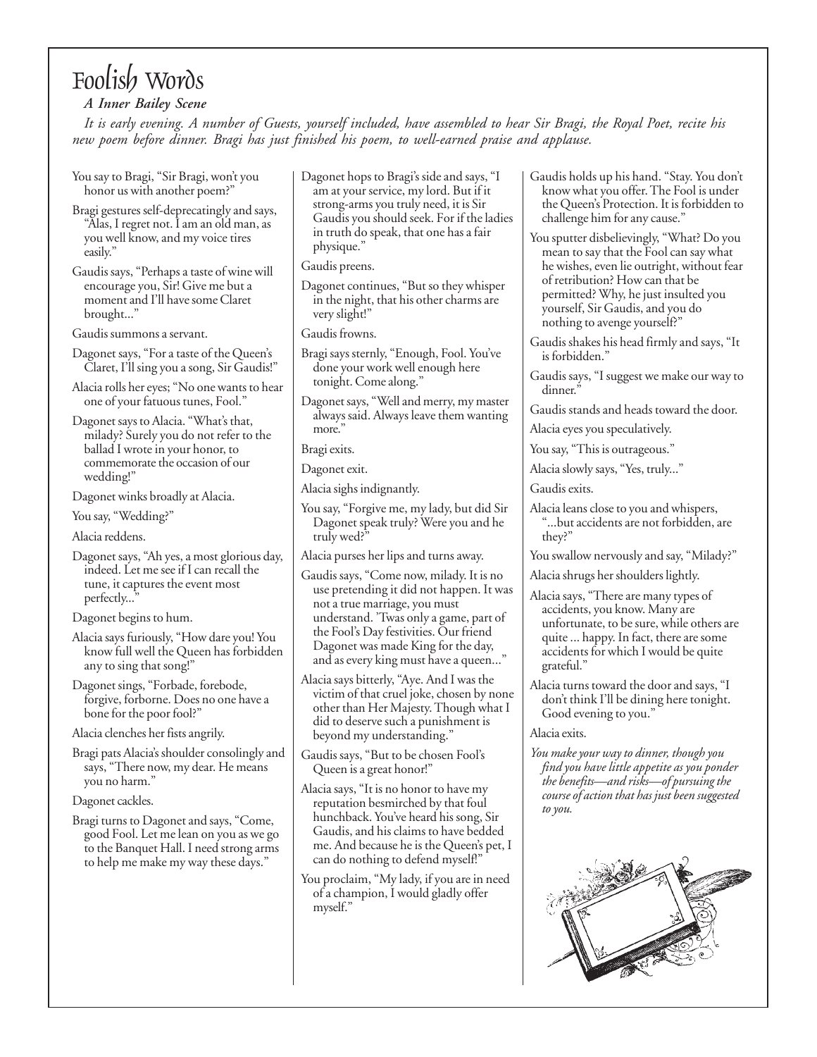# Foolish Words

***A Inner Bailey Scene***

*It is early evening. A number of Guests, yourself included, have assembled to hear Sir Bragi, the Royal Poet, recite his new poem before dinner. Bragi has just finished his poem, to well-earned praise and applause.*

You say to Bragi, "Sir Bragi, won't you honor us with another poem?"

Bragi gestures self-deprecatingly and says, "Alas, I regret not. I am an old man, as you well know, and my voice tires easily."

Gaudis says, "Perhaps a taste of wine will encourage you, Sir! Give me but a moment and I'll have some Claret brought..."

Gaudis summons a servant.

Dagonet says, "For a taste of the Queen's Claret, I'll sing you a song, Sir Gaudis!"

Alacia rolls her eyes; "No one wants to hear one of your fatuous tunes, Fool."

Dagonet says to Alacia. "What's that, milady? Surely you do not refer to the ballad I wrote in your honor, to commemorate the occasion of our wedding!"

Dagonet winks broadly at Alacia.

You say, "Wedding?"

Alacia reddens.

Dagonet says, "Ah yes, a most glorious day, indeed. Let me see if I can recall the tune, it captures the event most perfectly..."

Dagonet begins to hum.

Alacia says furiously, "How dare you! You know full well the Queen has forbidden any to sing that song!"

Dagonet sings, "Forbade, forebode, forgive, forborne. Does no one have a bone for the poor fool?"

Alacia clenches her fists angrily.

Bragi pats Alacia's shoulder consolingly and says, "There now, my dear. He means you no harm."

Dagonet cackles.

Bragi turns to Dagonet and says, "Come, good Fool. Let me lean on you as we go to the Banquet Hall. I need strong arms to help me make my way these days."

Dagonet hops to Bragi's side and says, "I am at your service, my lord. But if it strong-arms you truly need, it is Sir Gaudis you should seek. For if the ladies in truth do speak, that one has a fair physique."

Gaudis preens.

Dagonet continues, "But so they whisper in the night, that his other charms are very slight!"

Gaudis frowns.

Bragi says sternly, "Enough, Fool. You've done your work well enough here tonight. Come along."

Dagonet says, "Well and merry, my master always said. Always leave them wanting more."

Bragi exits.

Dagonet exit.

Alacia sighs indignantly.

You say, "Forgive me, my lady, but did Sir Dagonet speak truly? Were you and he truly wed?"

Alacia purses her lips and turns away.

Gaudis says, "Come now, milady. It is no use pretending it did not happen. It was not a true marriage, you must understand. 'Twas only a game, part of the Fool's Day festivities. Our friend Dagonet was made King for the day, and as every king must have a queen..."

Alacia says bitterly, "Aye. And I was the victim of that cruel joke, chosen by none other than Her Majesty. Though what I did to deserve such a punishment is beyond my understanding."

Gaudis says, "But to be chosen Fool's Queen is a great honor!"

Alacia says, "It is no honor to have my reputation besmirched by that foul hunchback. You've heard his song, Sir Gaudis, and his claims to have bedded me. And because he is the Queen's pet, I can do nothing to defend myself!"

You proclaim, "My lady, if you are in need of a champion, I would gladly offer myself."

Gaudis holds up his hand. "Stay. You don't know what you offer. The Fool is under the Queen's Protection. It is forbidden to challenge him for any cause."

You sputter disbelievingly, "What? Do you mean to say that the Fool can say what he wishes, even lie outright, without fear of retribution? How can that be permitted? Why, he just insulted you yourself, Sir Gaudis, and you do nothing to avenge yourself?"

Gaudis shakes his head firmly and says, "It is forbidden."

Gaudis says, "I suggest we make our way to dinner."

Gaudis stands and heads toward the door.

Alacia eyes you speculatively.

You say, "This is outrageous."

Alacia slowly says, "Yes, truly..."

Gaudis exits.

Alacia leans close to you and whispers, "...but accidents are not forbidden, are they?"

You swallow nervously and say, "Milady?"

Alacia shrugs her shoulders lightly.

Alacia says, "There are many types of accidents, you know. Many are unfortunate, to be sure, while others are quite ... happy. In fact, there are some accidents for which I would be quite grateful."

Alacia turns toward the door and says, "I don't think I'll be dining here tonight. Good evening to you."

Alacia exits.

*You make your way to dinner, though you find you have little appetite as you ponder the benefits—and risks—of pursuing the course of action that has just been suggested to you.*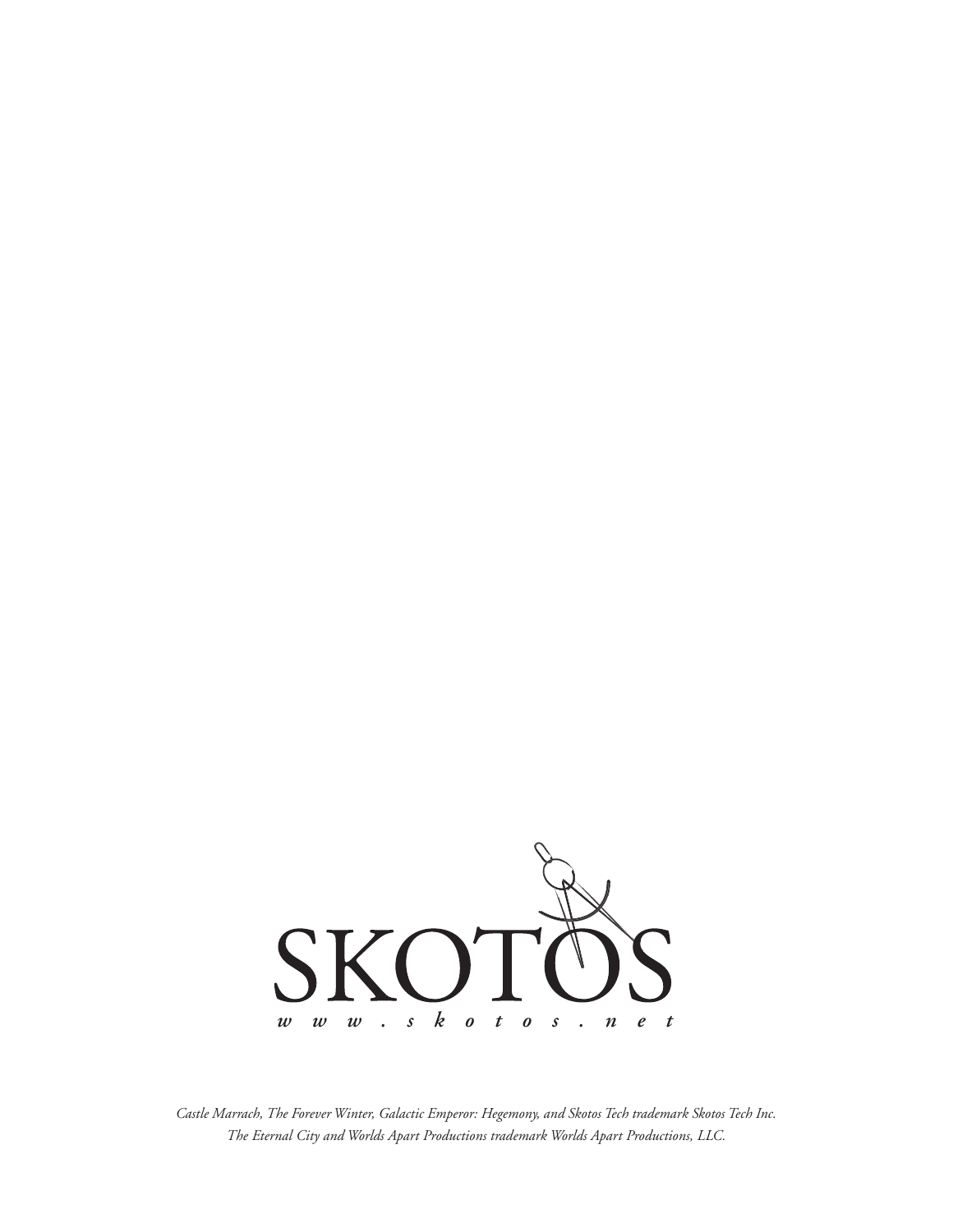SKOTOS

*www.skotos.net*

*Castle Marrach, The Forever Winter, Galactic Emperor: Hegemony, and Skotos Tech trademark Skotos Tech Inc.*
*The Eternal City and Worlds Apart Productions trademark Worlds Apart Productions, LLC.*